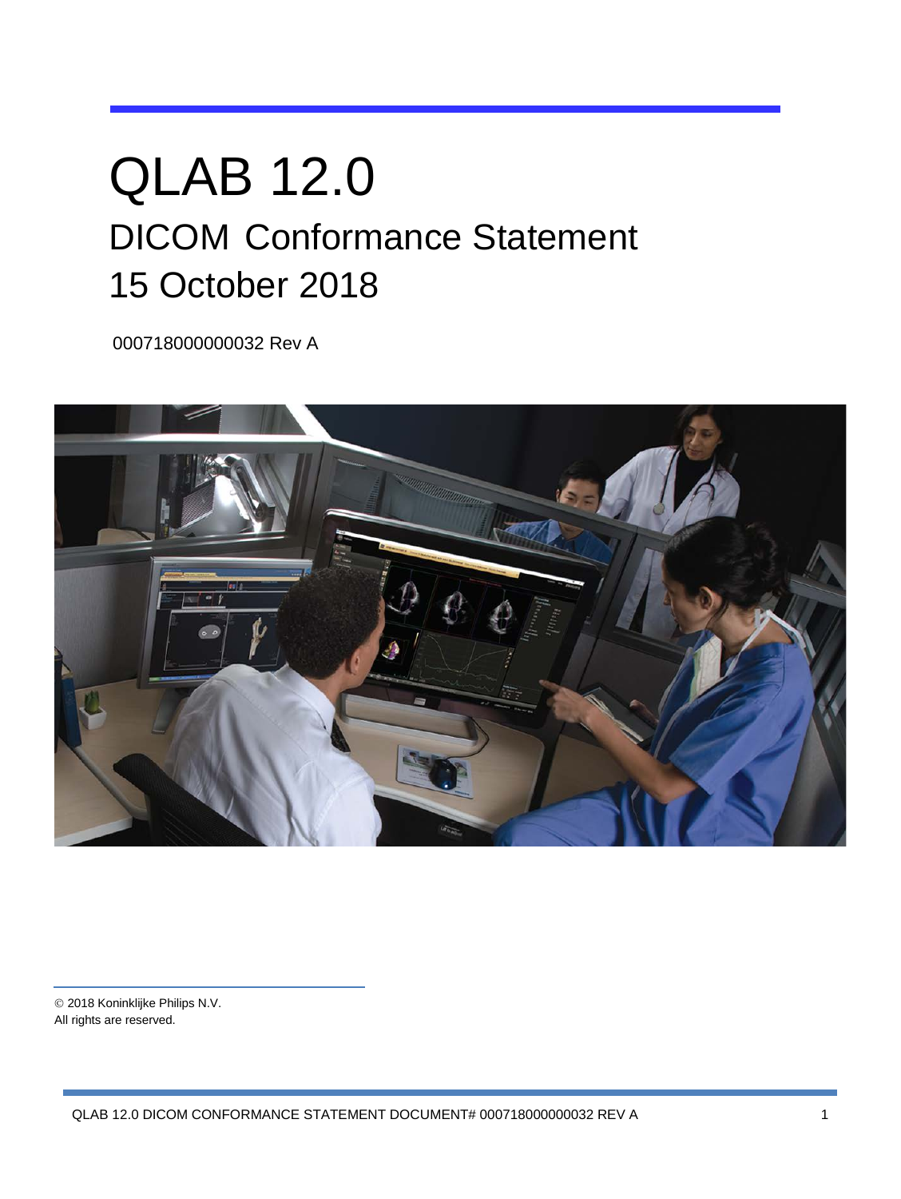# QLAB 12.0

## DICOM Conformance Statement

## 15 October 2018

000718000000032 Rev A

© 2018 Koninklijke Philips N.V.
All rights are reserved.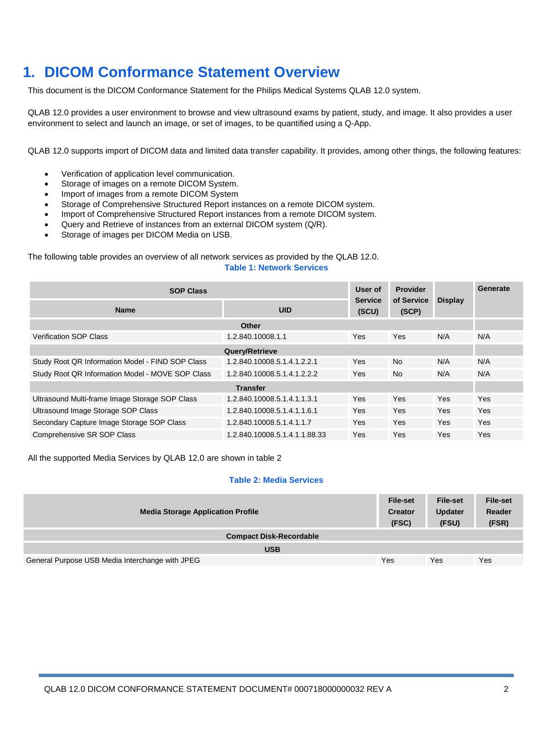# 1. DICOM Conformance Statement Overview

This document is the DICOM Conformance Statement for the Philips Medical Systems QLAB 12.0 system.

QLAB 12.0 provides a user environment to browse and view ultrasound exams by patient, study, and image. It also provides a user environment to select and launch an image, or set of images, to be quantified using a Q-App.

QLAB 12.0 supports import of DICOM data and limited data transfer capability. It provides, among other things, the following features:

- Verification of application level communication.
- Storage of images on a remote DICOM System.
- Import of images from a remote DICOM System
- Storage of Comprehensive Structured Report instances on a remote DICOM system.
- Import of Comprehensive Structured Report instances from a remote DICOM system.
- Query and Retrieve of instances from an external DICOM system (Q/R).
- Storage of images per DICOM Media on USB.

The following table provides an overview of all network services as provided by the QLAB 12.0.

**Table 1: Network Services**

| SOP Class | | User of Service (SCU) | Provider of Service (SCP) | Display | Generate |
|---|---|---|---|---|---|
| **Name** | **UID** | | | | |
| **Other** | | | | | |
| Verification SOP Class | 1.2.840.10008.1.1 | Yes | Yes | N/A | N/A |
| **Query/Retrieve** | | | | | |
| Study Root QR Information Model - FIND SOP Class | 1.2.840.10008.5.1.4.1.2.2.1 | Yes | No | N/A | N/A |
| Study Root QR Information Model - MOVE SOP Class | 1.2.840.10008.5.1.4.1.2.2.2 | Yes | No | N/A | N/A |
| **Transfer** | | | | | |
| Ultrasound Multi-frame Image Storage SOP Class | 1.2.840.10008.5.1.4.1.1.3.1 | Yes | Yes | Yes | Yes |
| Ultrasound Image Storage SOP Class | 1.2.840.10008.5.1.4.1.1.6.1 | Yes | Yes | Yes | Yes |
| Secondary Capture Image Storage SOP Class | 1.2.840.10008.5.1.4.1.1.7 | Yes | Yes | Yes | Yes |
| Comprehensive SR SOP Class | 1.2.840.10008.5.1.4.1.1.88.33 | Yes | Yes | Yes | Yes |

All the supported Media Services by QLAB 12.0 are shown in table 2

**Table 2: Media Services**

| Media Storage Application Profile | File-set Creator (FSC) | File-set Updater (FSU) | File-set Reader (FSR) |
|---|---|---|---|
| **Compact Disk-Recordable** | | | |
| **USB** | | | |
| General Purpose USB Media Interchange with JPEG | Yes | Yes | Yes |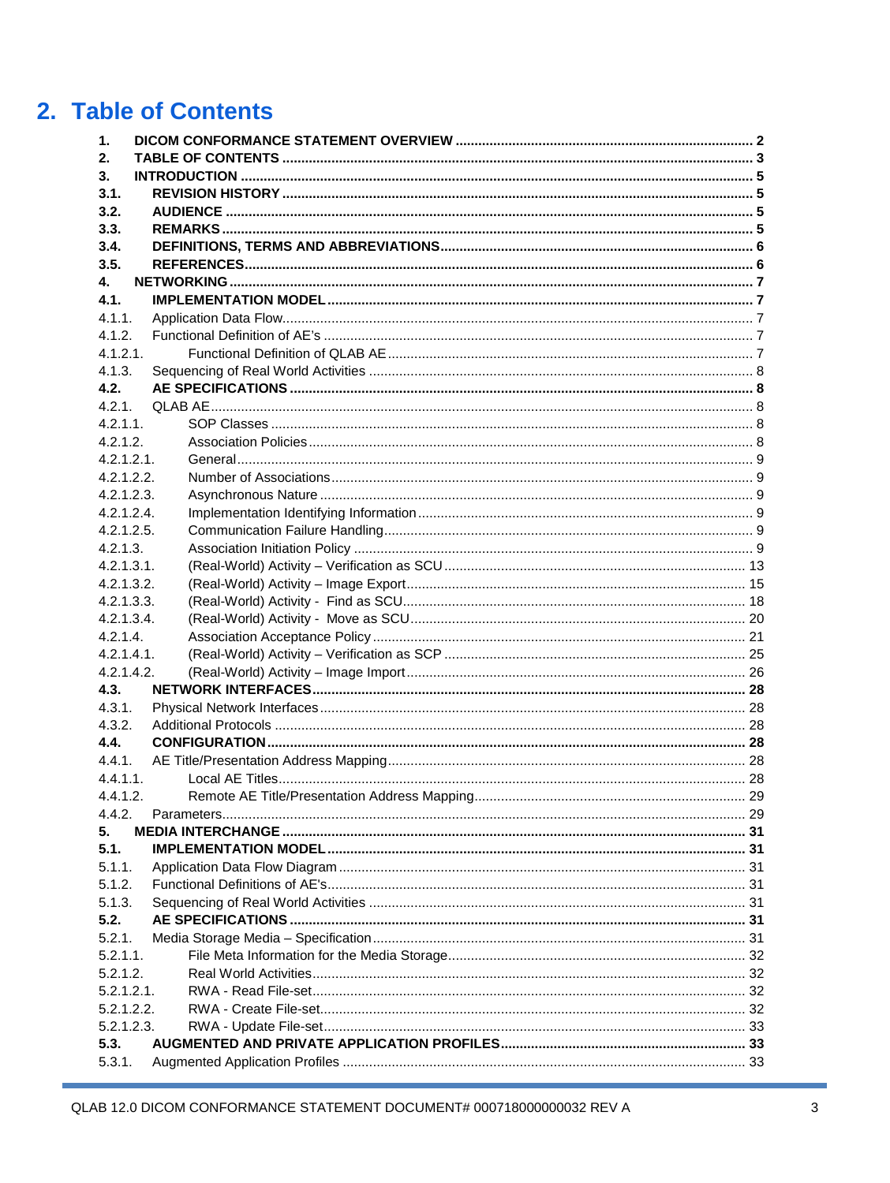# 2. Table of Contents

- **1. DICOM CONFORMANCE STATEMENT OVERVIEW** ..... 2
- **2. TABLE OF CONTENTS** ..... 3
- **3. INTRODUCTION** ..... 5
- **3.1. REVISION HISTORY** ..... 5
- **3.2. AUDIENCE** ..... 5
- **3.3. REMARKS** ..... 5
- **3.4. DEFINITIONS, TERMS AND ABBREVIATIONS** ..... 6
- **3.5. REFERENCES** ..... 6
- **4. NETWORKING** ..... 7
- **4.1. IMPLEMENTATION MODEL** ..... 7
- 4.1.1. Application Data Flow ..... 7
- 4.1.2. Functional Definition of AE's ..... 7
- 4.1.2.1. Functional Definition of QLAB AE ..... 7
- 4.1.3. Sequencing of Real World Activities ..... 8
- **4.2. AE SPECIFICATIONS** ..... 8
- 4.2.1. QLAB AE ..... 8
- 4.2.1.1. SOP Classes ..... 8
- 4.2.1.2. Association Policies ..... 8
- 4.2.1.2.1. General ..... 9
- 4.2.1.2.2. Number of Associations ..... 9
- 4.2.1.2.3. Asynchronous Nature ..... 9
- 4.2.1.2.4. Implementation Identifying Information ..... 9
- 4.2.1.2.5. Communication Failure Handling ..... 9
- 4.2.1.3. Association Initiation Policy ..... 9
- 4.2.1.3.1. (Real-World) Activity – Verification as SCU ..... 13
- 4.2.1.3.2. (Real-World) Activity – Image Export ..... 15
- 4.2.1.3.3. (Real-World) Activity - Find as SCU ..... 18
- 4.2.1.3.4. (Real-World) Activity - Move as SCU ..... 20
- 4.2.1.4. Association Acceptance Policy ..... 21
- 4.2.1.4.1. (Real-World) Activity – Verification as SCP ..... 25
- 4.2.1.4.2. (Real-World) Activity – Image Import ..... 26
- **4.3. NETWORK INTERFACES** ..... 28
- 4.3.1. Physical Network Interfaces ..... 28
- 4.3.2. Additional Protocols ..... 28
- **4.4. CONFIGURATION** ..... 28
- 4.4.1. AE Title/Presentation Address Mapping ..... 28
- 4.4.1.1. Local AE Titles ..... 28
- 4.4.1.2. Remote AE Title/Presentation Address Mapping ..... 29
- 4.4.2. Parameters ..... 29
- **5. MEDIA INTERCHANGE** ..... 31
- **5.1. IMPLEMENTATION MODEL** ..... 31
- 5.1.1. Application Data Flow Diagram ..... 31
- 5.1.2. Functional Definitions of AE's ..... 31
- 5.1.3. Sequencing of Real World Activities ..... 31
- **5.2. AE SPECIFICATIONS** ..... 31
- 5.2.1. Media Storage Media – Specification ..... 31
- 5.2.1.1. File Meta Information for the Media Storage ..... 32
- 5.2.1.2. Real World Activities ..... 32
- 5.2.1.2.1. RWA - Read File-set ..... 32
- 5.2.1.2.2. RWA - Create File-set ..... 32
- 5.2.1.2.3. RWA - Update File-set ..... 33
- **5.3. AUGMENTED AND PRIVATE APPLICATION PROFILES** ..... 33
- 5.3.1. Augmented Application Profiles ..... 33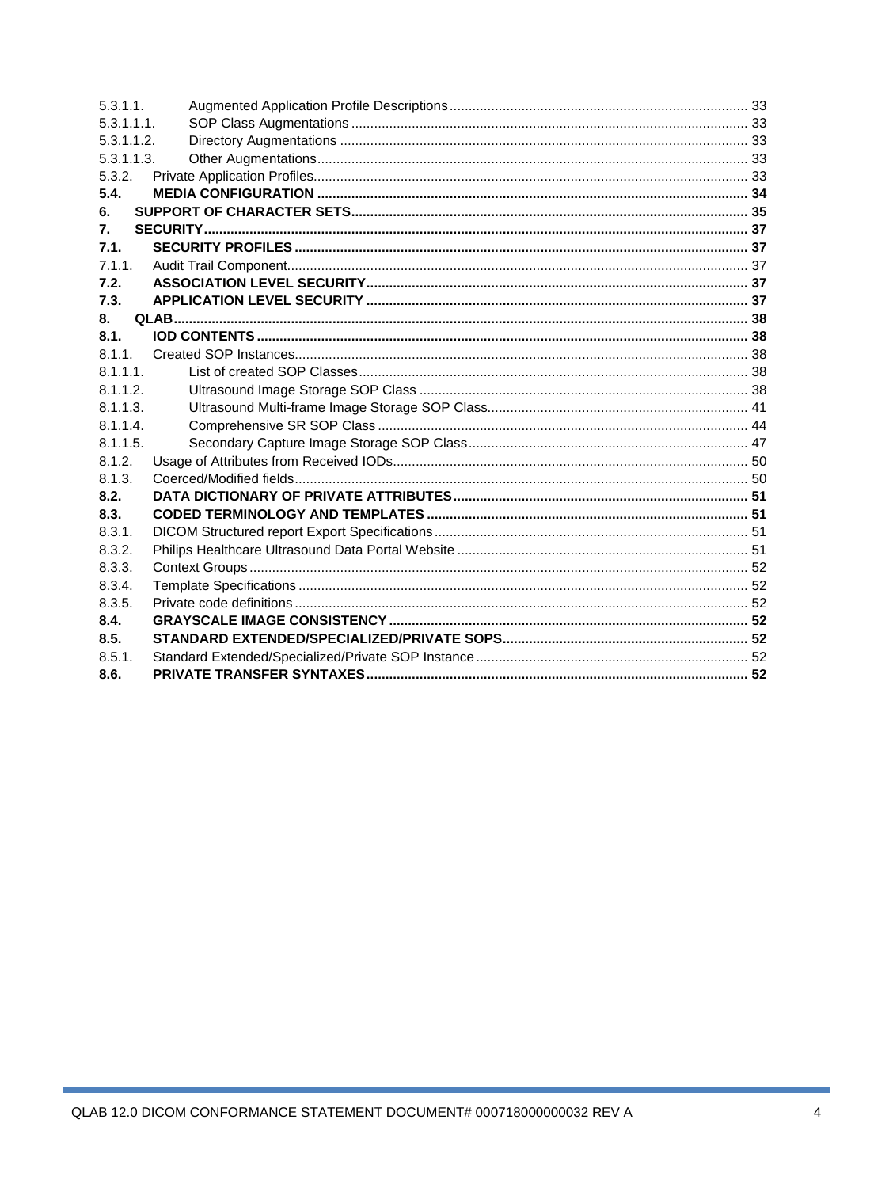5.3.1.1. Augmented Application Profile Descriptions .... 33
5.3.1.1.1. SOP Class Augmentations .... 33
5.3.1.1.2. Directory Augmentations .... 33
5.3.1.1.3. Other Augmentations .... 33
5.3.2. Private Application Profiles .... 33
**5.4. MEDIA CONFIGURATION .... 34**
**6. SUPPORT OF CHARACTER SETS .... 35**
**7. SECURITY .... 37**
**7.1. SECURITY PROFILES .... 37**
7.1.1. Audit Trail Component .... 37
**7.2. ASSOCIATION LEVEL SECURITY .... 37**
**7.3. APPLICATION LEVEL SECURITY .... 37**
**8. QLAB .... 38**
**8.1. IOD CONTENTS .... 38**
8.1.1. Created SOP Instances .... 38
8.1.1.1. List of created SOP Classes .... 38
8.1.1.2. Ultrasound Image Storage SOP Class .... 38
8.1.1.3. Ultrasound Multi-frame Image Storage SOP Class .... 41
8.1.1.4. Comprehensive SR SOP Class .... 44
8.1.1.5. Secondary Capture Image Storage SOP Class .... 47
8.1.2. Usage of Attributes from Received IODs .... 50
8.1.3. Coerced/Modified fields .... 50
**8.2. DATA DICTIONARY OF PRIVATE ATTRIBUTES .... 51**
**8.3. CODED TERMINOLOGY AND TEMPLATES .... 51**
8.3.1. DICOM Structured report Export Specifications .... 51
8.3.2. Philips Healthcare Ultrasound Data Portal Website .... 51
8.3.3. Context Groups .... 52
8.3.4. Template Specifications .... 52
8.3.5. Private code definitions .... 52
**8.4. GRAYSCALE IMAGE CONSISTENCY .... 52**
**8.5. STANDARD EXTENDED/SPECIALIZED/PRIVATE SOPS .... 52**
8.5.1. Standard Extended/Specialized/Private SOP Instance .... 52
**8.6. PRIVATE TRANSFER SYNTAXES .... 52**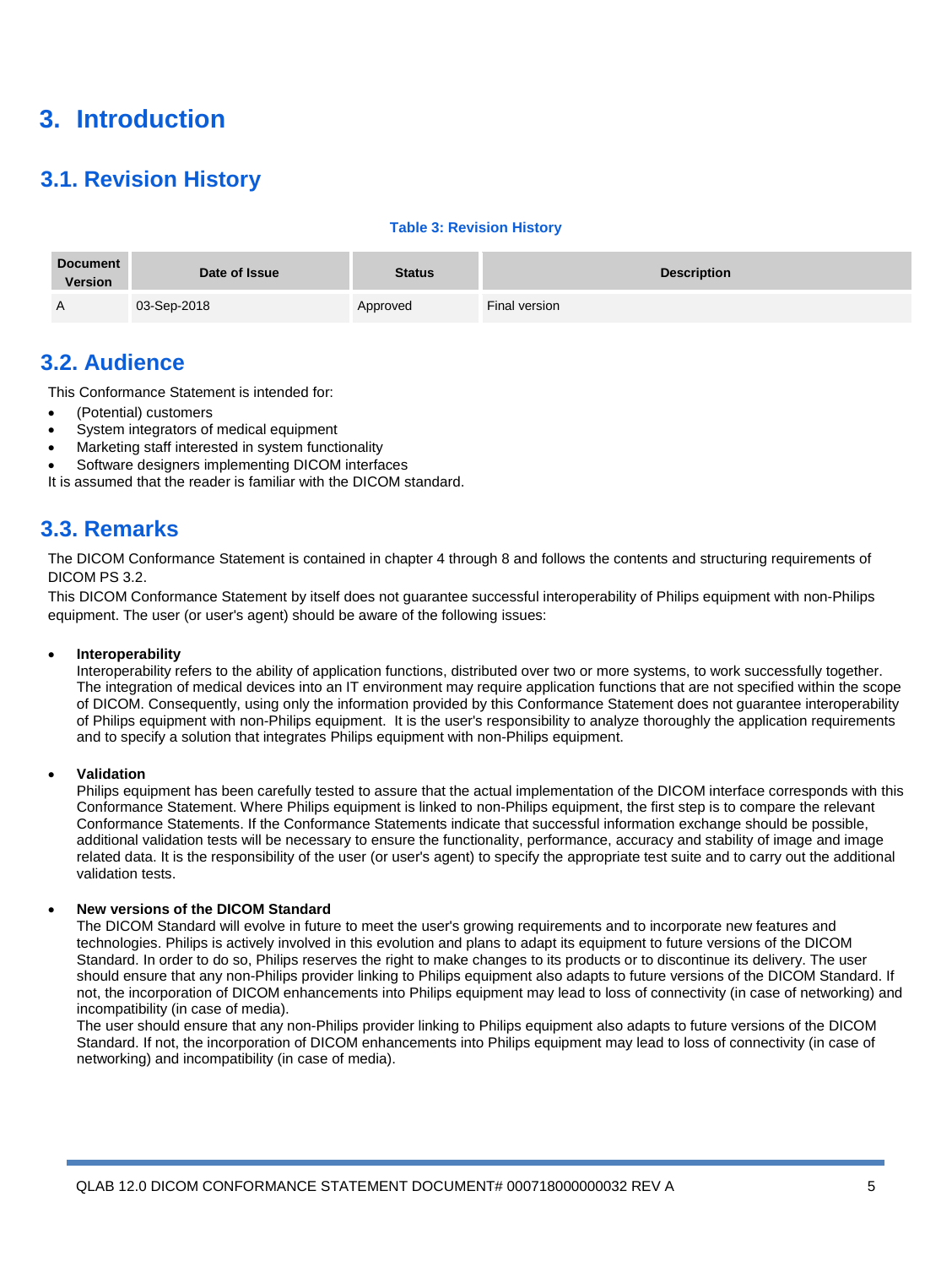# 3. Introduction

## 3.1. Revision History

**Table 3: Revision History**

| Document Version | Date of Issue | Status | Description |
|---|---|---|---|
| A | 03-Sep-2018 | Approved | Final version |

## 3.2. Audience

This Conformance Statement is intended for:

- (Potential) customers
- System integrators of medical equipment
- Marketing staff interested in system functionality
- Software designers implementing DICOM interfaces

It is assumed that the reader is familiar with the DICOM standard.

## 3.3. Remarks

The DICOM Conformance Statement is contained in chapter 4 through 8 and follows the contents and structuring requirements of DICOM PS 3.2.

This DICOM Conformance Statement by itself does not guarantee successful interoperability of Philips equipment with non-Philips equipment. The user (or user's agent) should be aware of the following issues:

- **Interoperability**
  Interoperability refers to the ability of application functions, distributed over two or more systems, to work successfully together. The integration of medical devices into an IT environment may require application functions that are not specified within the scope of DICOM. Consequently, using only the information provided by this Conformance Statement does not guarantee interoperability of Philips equipment with non-Philips equipment. It is the user's responsibility to analyze thoroughly the application requirements and to specify a solution that integrates Philips equipment with non-Philips equipment.

- **Validation**
  Philips equipment has been carefully tested to assure that the actual implementation of the DICOM interface corresponds with this Conformance Statement. Where Philips equipment is linked to non-Philips equipment, the first step is to compare the relevant Conformance Statements. If the Conformance Statements indicate that successful information exchange should be possible, additional validation tests will be necessary to ensure the functionality, performance, accuracy and stability of image and image related data. It is the responsibility of the user (or user's agent) to specify the appropriate test suite and to carry out the additional validation tests.

- **New versions of the DICOM Standard**
  The DICOM Standard will evolve in future to meet the user's growing requirements and to incorporate new features and technologies. Philips is actively involved in this evolution and plans to adapt its equipment to future versions of the DICOM Standard. In order to do so, Philips reserves the right to make changes to its products or to discontinue its delivery. The user should ensure that any non-Philips provider linking to Philips equipment also adapts to future versions of the DICOM Standard. If not, the incorporation of DICOM enhancements into Philips equipment may lead to loss of connectivity (in case of networking) and incompatibility (in case of media).
  The user should ensure that any non-Philips provider linking to Philips equipment also adapts to future versions of the DICOM Standard. If not, the incorporation of DICOM enhancements into Philips equipment may lead to loss of connectivity (in case of networking) and incompatibility (in case of media).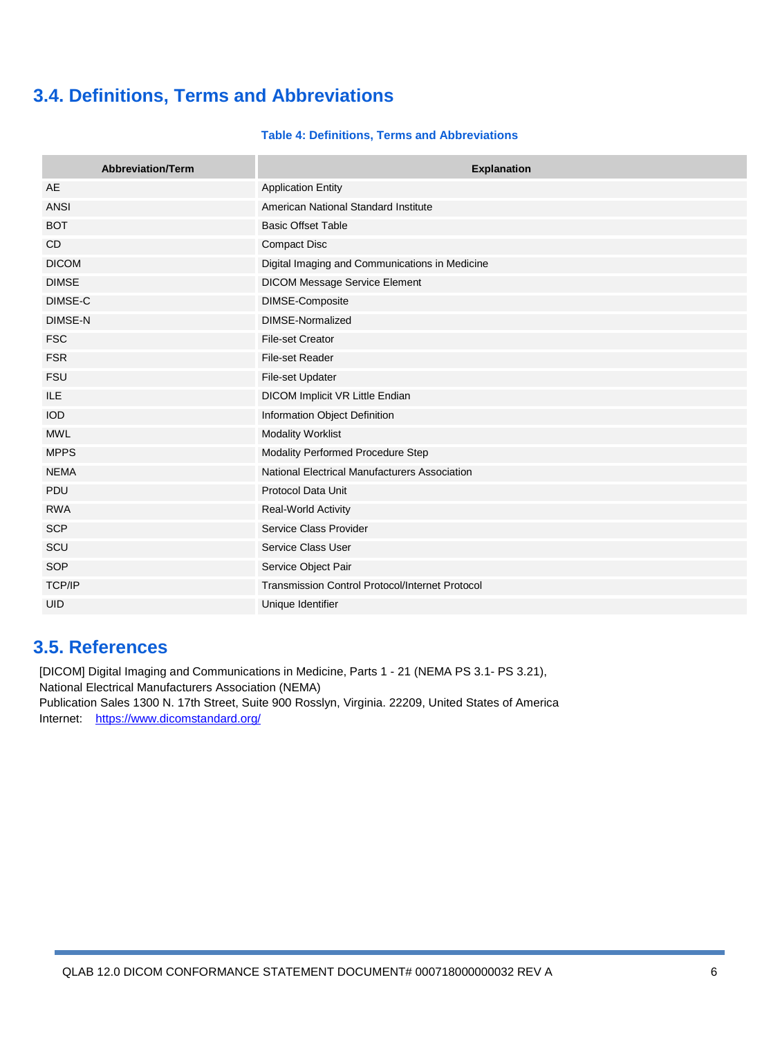## 3.4. Definitions, Terms and Abbreviations

**Table 4: Definitions, Terms and Abbreviations**

| Abbreviation/Term | Explanation |
|---|---|
| AE | Application Entity |
| ANSI | American National Standard Institute |
| BOT | Basic Offset Table |
| CD | Compact Disc |
| DICOM | Digital Imaging and Communications in Medicine |
| DIMSE | DICOM Message Service Element |
| DIMSE-C | DIMSE-Composite |
| DIMSE-N | DIMSE-Normalized |
| FSC | File-set Creator |
| FSR | File-set Reader |
| FSU | File-set Updater |
| ILE | DICOM Implicit VR Little Endian |
| IOD | Information Object Definition |
| MWL | Modality Worklist |
| MPPS | Modality Performed Procedure Step |
| NEMA | National Electrical Manufacturers Association |
| PDU | Protocol Data Unit |
| RWA | Real-World Activity |
| SCP | Service Class Provider |
| SCU | Service Class User |
| SOP | Service Object Pair |
| TCP/IP | Transmission Control Protocol/Internet Protocol |
| UID | Unique Identifier |

## 3.5. References

[DICOM] Digital Imaging and Communications in Medicine, Parts 1 - 21 (NEMA PS 3.1- PS 3.21),
National Electrical Manufacturers Association (NEMA)
Publication Sales 1300 N. 17th Street, Suite 900 Rosslyn, Virginia. 22209, United States of America
Internet: https://www.dicomstandard.org/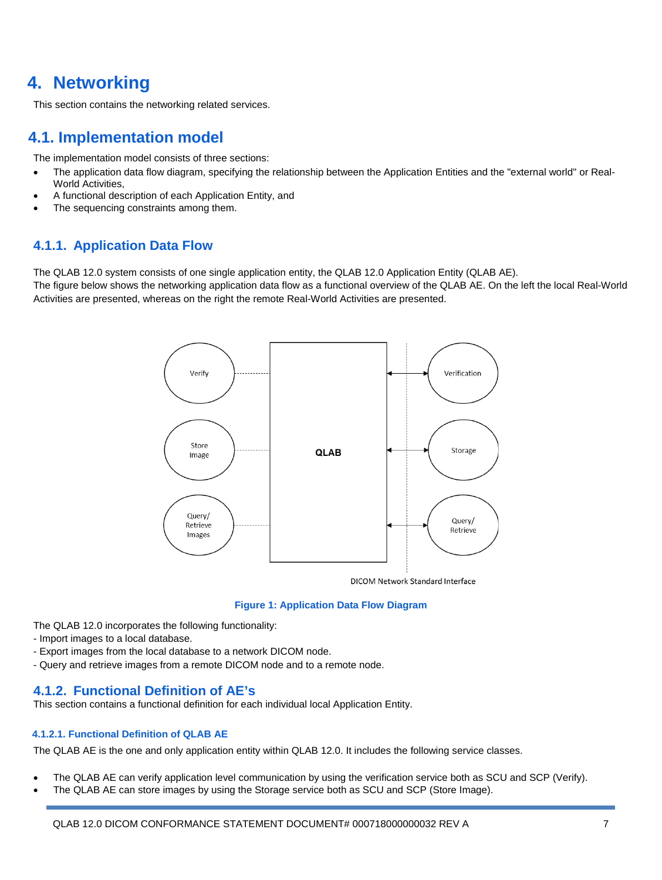# 4. Networking

This section contains the networking related services.

## 4.1. Implementation model

The implementation model consists of three sections:

- The application data flow diagram, specifying the relationship between the Application Entities and the "external world" or Real-World Activities,
- A functional description of each Application Entity, and
- The sequencing constraints among them.

### 4.1.1. Application Data Flow

The QLAB 12.0 system consists of one single application entity, the QLAB 12.0 Application Entity (QLAB AE).
The figure below shows the networking application data flow as a functional overview of the QLAB AE. On the left the local Real-World Activities are presented, whereas on the right the remote Real-World Activities are presented.

Verify | QLAB | Verification

Store Image | | Storage

Query/ Retrieve Images | | Query/ Retrieve

DICOM Network Standard Interface

**Figure 1: Application Data Flow Diagram**

The QLAB 12.0 incorporates the following functionality:
- Import images to a local database.
- Export images from the local database to a network DICOM node.
- Query and retrieve images from a remote DICOM node and to a remote node.

### 4.1.2. Functional Definition of AE's

This section contains a functional definition for each individual local Application Entity.

#### 4.1.2.1. Functional Definition of QLAB AE

The QLAB AE is the one and only application entity within QLAB 12.0. It includes the following service classes.

- The QLAB AE can verify application level communication by using the verification service both as SCU and SCP (Verify).
- The QLAB AE can store images by using the Storage service both as SCU and SCP (Store Image).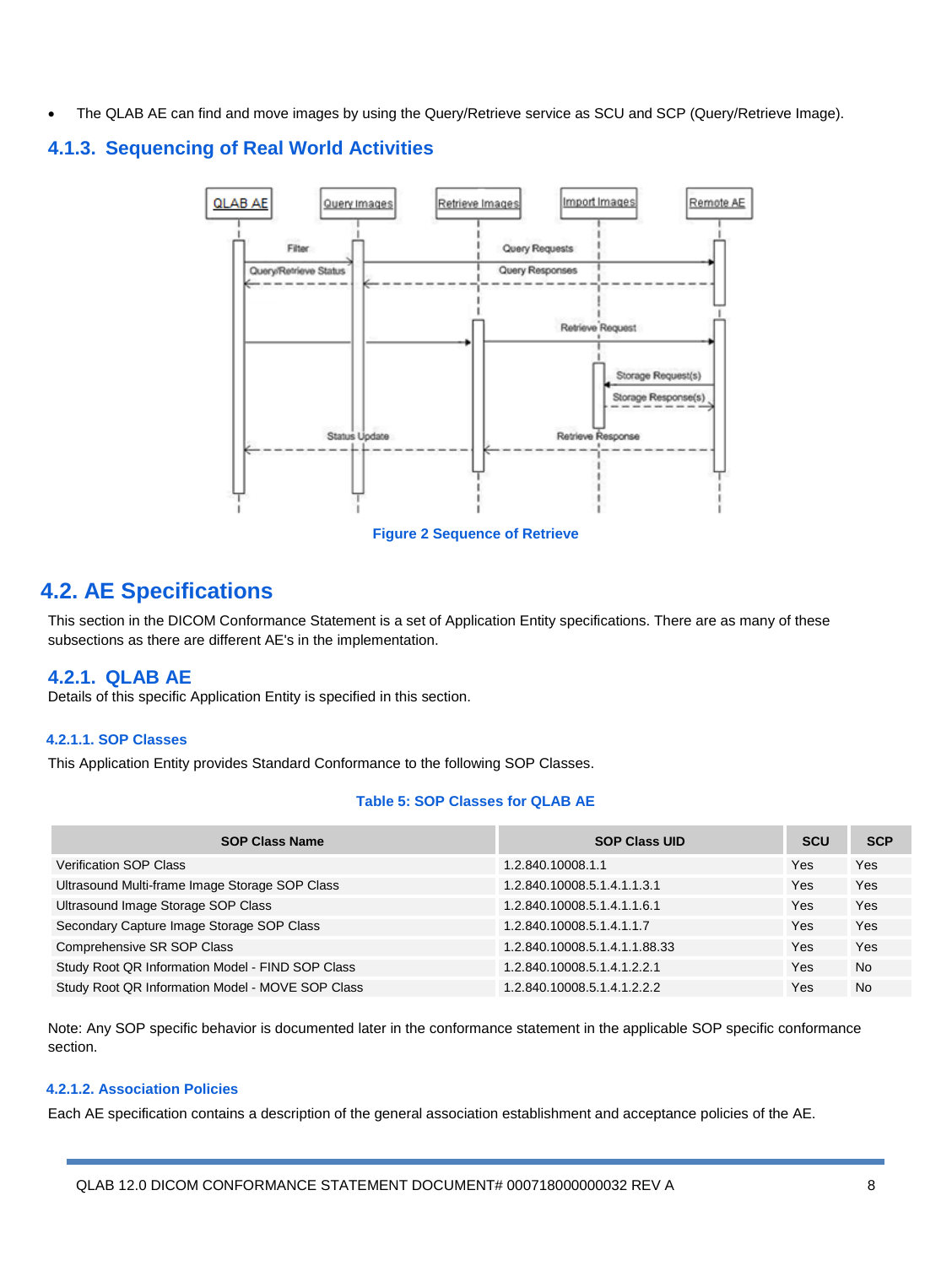- The QLAB AE can find and move images by using the Query/Retrieve service as SCU and SCP (Query/Retrieve Image).

### 4.1.3. Sequencing of Real World Activities

Figure 2 Sequence of Retrieve

## 4.2. AE Specifications

This section in the DICOM Conformance Statement is a set of Application Entity specifications. There are as many of these subsections as there are different AE's in the implementation.

### 4.2.1. QLAB AE

Details of this specific Application Entity is specified in this section.

#### 4.2.1.1. SOP Classes

This Application Entity provides Standard Conformance to the following SOP Classes.

Table 5: SOP Classes for QLAB AE

| SOP Class Name | SOP Class UID | SCU | SCP |
|---|---|---|---|
| Verification SOP Class | 1.2.840.10008.1.1 | Yes | Yes |
| Ultrasound Multi-frame Image Storage SOP Class | 1.2.840.10008.5.1.4.1.1.3.1 | Yes | Yes |
| Ultrasound Image Storage SOP Class | 1.2.840.10008.5.1.4.1.1.6.1 | Yes | Yes |
| Secondary Capture Image Storage SOP Class | 1.2.840.10008.5.1.4.1.1.7 | Yes | Yes |
| Comprehensive SR SOP Class | 1.2.840.10008.5.1.4.1.1.88.33 | Yes | Yes |
| Study Root QR Information Model - FIND SOP Class | 1.2.840.10008.5.1.4.1.2.2.1 | Yes | No |
| Study Root QR Information Model - MOVE SOP Class | 1.2.840.10008.5.1.4.1.2.2.2 | Yes | No |

Note: Any SOP specific behavior is documented later in the conformance statement in the applicable SOP specific conformance section.

#### 4.2.1.2. Association Policies

Each AE specification contains a description of the general association establishment and acceptance policies of the AE.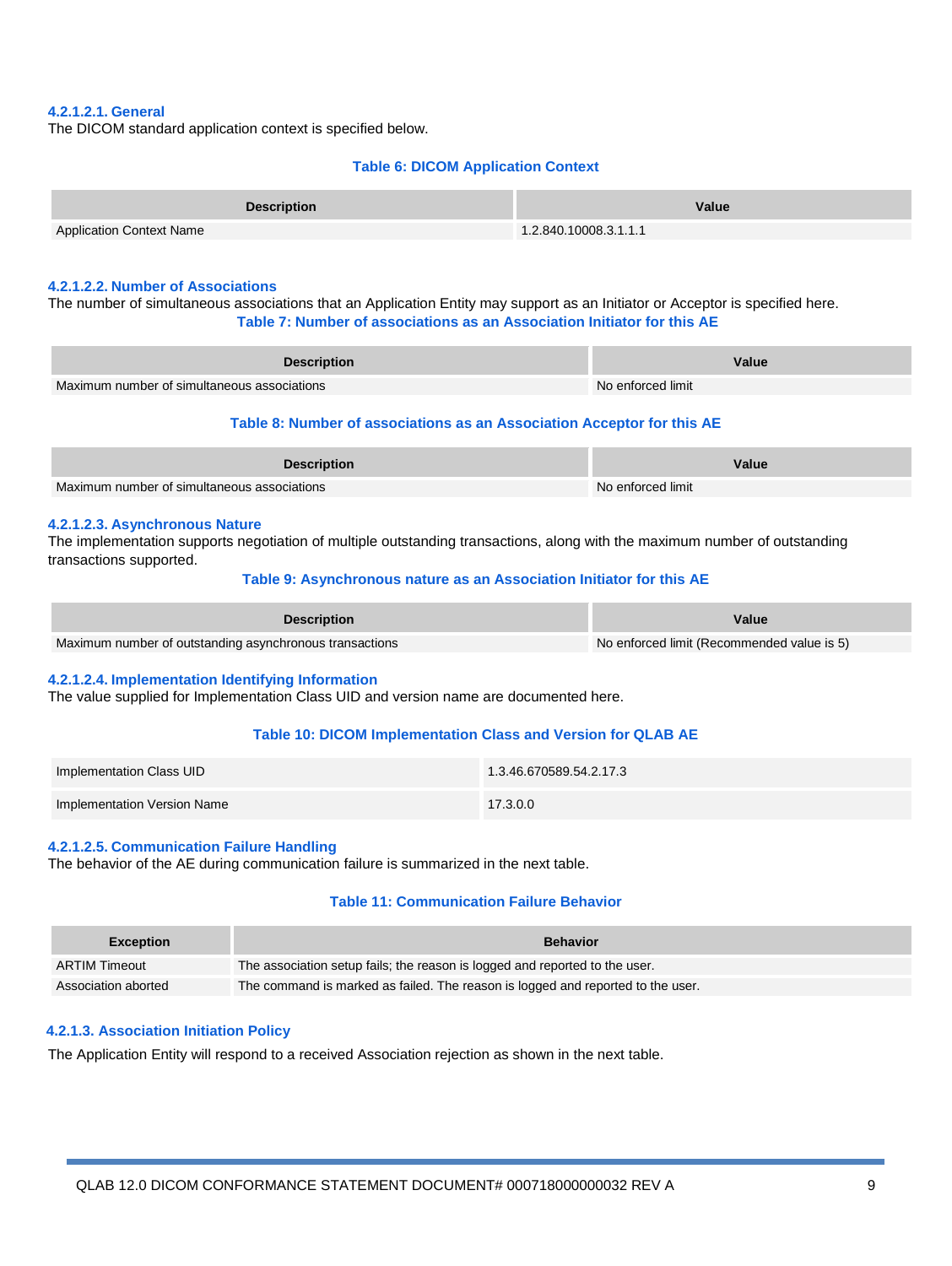#### 4.2.1.2.1. General

The DICOM standard application context is specified below.

**Table 6: DICOM Application Context**

| Description | Value |
|---|---|
| Application Context Name | 1.2.840.10008.3.1.1.1 |

#### 4.2.1.2.2. Number of Associations

The number of simultaneous associations that an Application Entity may support as an Initiator or Acceptor is specified here.

**Table 7: Number of associations as an Association Initiator for this AE**

| Description | Value |
|---|---|
| Maximum number of simultaneous associations | No enforced limit |

**Table 8: Number of associations as an Association Acceptor for this AE**

| Description | Value |
|---|---|
| Maximum number of simultaneous associations | No enforced limit |

#### 4.2.1.2.3. Asynchronous Nature

The implementation supports negotiation of multiple outstanding transactions, along with the maximum number of outstanding transactions supported.

**Table 9: Asynchronous nature as an Association Initiator for this AE**

| Description | Value |
|---|---|
| Maximum number of outstanding asynchronous transactions | No enforced limit (Recommended value is 5) |

#### 4.2.1.2.4. Implementation Identifying Information

The value supplied for Implementation Class UID and version name are documented here.

**Table 10: DICOM Implementation Class and Version for QLAB AE**

| | |
|---|---|
| Implementation Class UID | 1.3.46.670589.54.2.17.3 |
| Implementation Version Name | 17.3.0.0 |

#### 4.2.1.2.5. Communication Failure Handling

The behavior of the AE during communication failure is summarized in the next table.

**Table 11: Communication Failure Behavior**

| Exception | Behavior |
|---|---|
| ARTIM Timeout | The association setup fails; the reason is logged and reported to the user. |
| Association aborted | The command is marked as failed. The reason is logged and reported to the user. |

### 4.2.1.3. Association Initiation Policy

The Application Entity will respond to a received Association rejection as shown in the next table.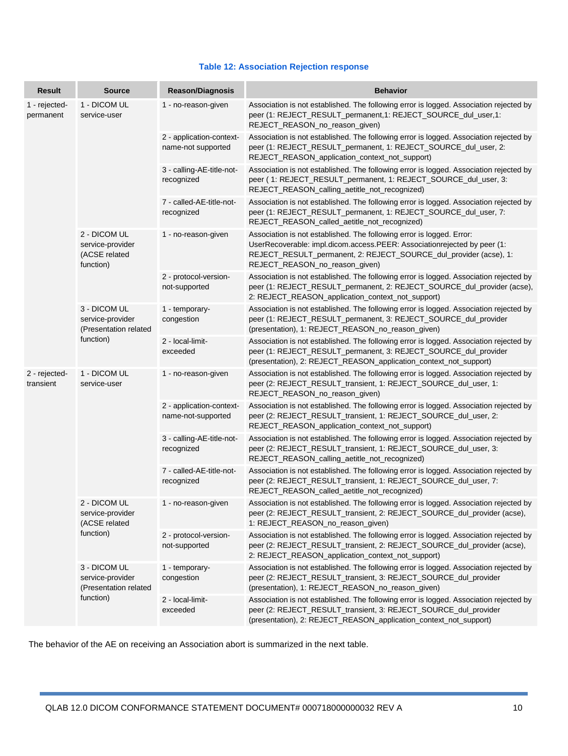**Table 12: Association Rejection response**

| Result | Source | Reason/Diagnosis | Behavior |
|---|---|---|---|
| 1 - rejected-permanent | 1 - DICOM UL service-user | 1 - no-reason-given | Association is not established. The following error is logged. Association rejected by peer (1: REJECT_RESULT_permanent,1: REJECT_SOURCE_dul_user,1: REJECT_REASON_no_reason_given) |
| | | 2 - application-context-name-not supported | Association is not established. The following error is logged. Association rejected by peer (1: REJECT_RESULT_permanent, 1: REJECT_SOURCE_dul_user, 2: REJECT_REASON_application_context_not_support) |
| | | 3 - calling-AE-title-not-recognized | Association is not established. The following error is logged. Association rejected by peer ( 1: REJECT_RESULT_permanent, 1: REJECT_SOURCE_dul_user, 3: REJECT_REASON_calling_aetitle_not_recognized) |
| | | 7 - called-AE-title-not-recognized | Association is not established. The following error is logged. Association rejected by peer (1: REJECT_RESULT_permanent, 1: REJECT_SOURCE_dul_user, 7: REJECT_REASON_called_aetitle_not_recognized) |
| | 2 - DICOM UL service-provider (ACSE related function) | 1 - no-reason-given | Association is not established. The following error is logged. Error: UserRecoverable: impl.dicom.access.PEER: Associationrejected by peer (1: REJECT_RESULT_permanent, 2: REJECT_SOURCE_dul_provider (acse), 1: REJECT_REASON_no_reason_given) |
| | | 2 - protocol-version-not-supported | Association is not established. The following error is logged. Association rejected by peer (1: REJECT_RESULT_permanent, 2: REJECT_SOURCE_dul_provider (acse), 2: REJECT_REASON_application_context_not_support) |
| | 3 - DICOM UL service-provider (Presentation related function) | 1 - temporary-congestion | Association is not established. The following error is logged. Association rejected by peer (1: REJECT_RESULT_permanent, 3: REJECT_SOURCE_dul_provider (presentation), 1: REJECT_REASON_no_reason_given) |
| | | 2 - local-limit-exceeded | Association is not established. The following error is logged. Association rejected by peer (1: REJECT_RESULT_permanent, 3: REJECT_SOURCE_dul_provider (presentation), 2: REJECT_REASON_application_context_not_support) |
| 2 - rejected-transient | 1 - DICOM UL service-user | 1 - no-reason-given | Association is not established. The following error is logged. Association rejected by peer (2: REJECT_RESULT_transient, 1: REJECT_SOURCE_dul_user, 1: REJECT_REASON_no_reason_given) |
| | | 2 - application-context-name-not-supported | Association is not established. The following error is logged. Association rejected by peer (2: REJECT_RESULT_transient, 1: REJECT_SOURCE_dul_user, 2: REJECT_REASON_application_context_not_support) |
| | | 3 - calling-AE-title-not-recognized | Association is not established. The following error is logged. Association rejected by peer (2: REJECT_RESULT_transient, 1: REJECT_SOURCE_dul_user, 3: REJECT_REASON_calling_aetitle_not_recognized) |
| | | 7 - called-AE-title-not-recognized | Association is not established. The following error is logged. Association rejected by peer (2: REJECT_RESULT_transient, 1: REJECT_SOURCE_dul_user, 7: REJECT_REASON_called_aetitle_not_recognized) |
| | 2 - DICOM UL service-provider (ACSE related function) | 1 - no-reason-given | Association is not established. The following error is logged. Association rejected by peer (2: REJECT_RESULT_transient, 2: REJECT_SOURCE_dul_provider (acse), 1: REJECT_REASON_no_reason_given) |
| | | 2 - protocol-version-not-supported | Association is not established. The following error is logged. Association rejected by peer (2: REJECT_RESULT_transient, 2: REJECT_SOURCE_dul_provider (acse), 2: REJECT_REASON_application_context_not_support) |
| | 3 - DICOM UL service-provider (Presentation related function) | 1 - temporary-congestion | Association is not established. The following error is logged. Association rejected by peer (2: REJECT_RESULT_transient, 3: REJECT_SOURCE_dul_provider (presentation), 1: REJECT_REASON_no_reason_given) |
| | | 2 - local-limit-exceeded | Association is not established. The following error is logged. Association rejected by peer (2: REJECT_RESULT_transient, 3: REJECT_SOURCE_dul_provider (presentation), 2: REJECT_REASON_application_context_not_support) |

The behavior of the AE on receiving an Association abort is summarized in the next table.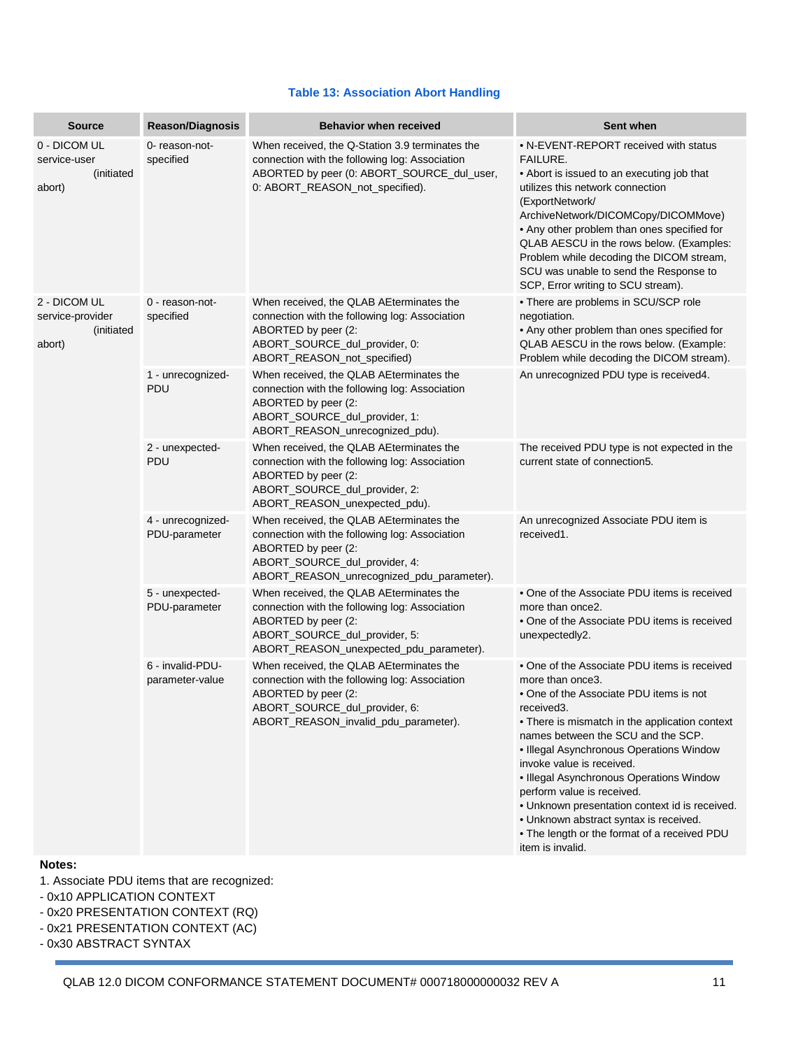**Table 13: Association Abort Handling**

| Source | Reason/Diagnosis | Behavior when received | Sent when |
|---|---|---|---|
| 0 - DICOM UL service-user (initiated abort) | 0- reason-not-specified | When received, the Q-Station 3.9 terminates the connection with the following log: Association ABORTED by peer (0: ABORT_SOURCE_dul_user, 0: ABORT_REASON_not_specified). | • N-EVENT-REPORT received with status FAILURE.<br>• Abort is issued to an executing job that utilizes this network connection (ExportNetwork/ ArchiveNetwork/DICOMCopy/DICOMMove)<br>• Any other problem than ones specified for QLAB AESCU in the rows below. (Examples: Problem while decoding the DICOM stream, SCU was unable to send the Response to SCP, Error writing to SCU stream). |
| 2 - DICOM UL service-provider (initiated abort) | 0 - reason-not-specified | When received, the QLAB AEterminates the connection with the following log: Association ABORTED by peer (2: ABORT_SOURCE_dul_provider, 0: ABORT_REASON_not_specified) | • There are problems in SCU/SCP role negotiation.<br>• Any other problem than ones specified for QLAB AESCU in the rows below. (Example: Problem while decoding the DICOM stream). |
| | 1 - unrecognized-PDU | When received, the QLAB AEterminates the connection with the following log: Association ABORTED by peer (2: ABORT_SOURCE_dul_provider, 1: ABORT_REASON_unrecognized_pdu). | An unrecognized PDU type is received4. |
| | 2 - unexpected-PDU | When received, the QLAB AEterminates the connection with the following log: Association ABORTED by peer (2: ABORT_SOURCE_dul_provider, 2: ABORT_REASON_unexpected_pdu). | The received PDU type is not expected in the current state of connection5. |
| | 4 - unrecognized-PDU-parameter | When received, the QLAB AEterminates the connection with the following log: Association ABORTED by peer (2: ABORT_SOURCE_dul_provider, 4: ABORT_REASON_unrecognized_pdu_parameter). | An unrecognized Associate PDU item is received1. |
| | 5 - unexpected-PDU-parameter | When received, the QLAB AEterminates the connection with the following log: Association ABORTED by peer (2: ABORT_SOURCE_dul_provider, 5: ABORT_REASON_unexpected_pdu_parameter). | • One of the Associate PDU items is received more than once2.<br>• One of the Associate PDU items is received unexpectedly2. |
| | 6 - invalid-PDU-parameter-value | When received, the QLAB AEterminates the connection with the following log: Association ABORTED by peer (2: ABORT_SOURCE_dul_provider, 6: ABORT_REASON_invalid_pdu_parameter). | • One of the Associate PDU items is received more than once3.<br>• One of the Associate PDU items is not received3.<br>• There is mismatch in the application context names between the SCU and the SCP.<br>• Illegal Asynchronous Operations Window invoke value is received.<br>• Illegal Asynchronous Operations Window perform value is received.<br>• Unknown presentation context id is received.<br>• Unknown abstract syntax is received.<br>• The length or the format of a received PDU item is invalid. |

**Notes:**

1. Associate PDU items that are recognized:
- 0x10 APPLICATION CONTEXT
- 0x20 PRESENTATION CONTEXT (RQ)
- 0x21 PRESENTATION CONTEXT (AC)
- 0x30 ABSTRACT SYNTAX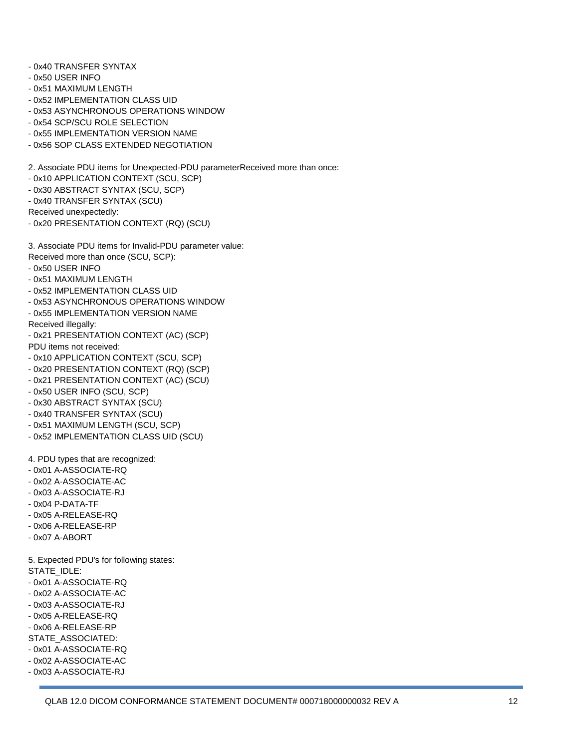- 0x40 TRANSFER SYNTAX
- 0x50 USER INFO
- 0x51 MAXIMUM LENGTH
- 0x52 IMPLEMENTATION CLASS UID
- 0x53 ASYNCHRONOUS OPERATIONS WINDOW
- 0x54 SCP/SCU ROLE SELECTION
- 0x55 IMPLEMENTATION VERSION NAME
- 0x56 SOP CLASS EXTENDED NEGOTIATION

2. Associate PDU items for Unexpected-PDU parameterReceived more than once:
- 0x10 APPLICATION CONTEXT (SCU, SCP)
- 0x30 ABSTRACT SYNTAX (SCU, SCP)
- 0x40 TRANSFER SYNTAX (SCU)

Received unexpectedly:
- 0x20 PRESENTATION CONTEXT (RQ) (SCU)

3. Associate PDU items for Invalid-PDU parameter value:

Received more than once (SCU, SCP):
- 0x50 USER INFO
- 0x51 MAXIMUM LENGTH
- 0x52 IMPLEMENTATION CLASS UID
- 0x53 ASYNCHRONOUS OPERATIONS WINDOW
- 0x55 IMPLEMENTATION VERSION NAME

Received illegally:
- 0x21 PRESENTATION CONTEXT (AC) (SCP)

PDU items not received:
- 0x10 APPLICATION CONTEXT (SCU, SCP)
- 0x20 PRESENTATION CONTEXT (RQ) (SCP)
- 0x21 PRESENTATION CONTEXT (AC) (SCU)
- 0x50 USER INFO (SCU, SCP)
- 0x30 ABSTRACT SYNTAX (SCU)
- 0x40 TRANSFER SYNTAX (SCU)
- 0x51 MAXIMUM LENGTH (SCU, SCP)
- 0x52 IMPLEMENTATION CLASS UID (SCU)

4. PDU types that are recognized:
- 0x01 A-ASSOCIATE-RQ
- 0x02 A-ASSOCIATE-AC
- 0x03 A-ASSOCIATE-RJ
- 0x04 P-DATA-TF
- 0x05 A-RELEASE-RQ
- 0x06 A-RELEASE-RP
- 0x07 A-ABORT

5. Expected PDU's for following states:

STATE_IDLE:
- 0x01 A-ASSOCIATE-RQ
- 0x02 A-ASSOCIATE-AC
- 0x03 A-ASSOCIATE-RJ
- 0x05 A-RELEASE-RQ
- 0x06 A-RELEASE-RP

STATE_ASSOCIATED:
- 0x01 A-ASSOCIATE-RQ
- 0x02 A-ASSOCIATE-AC
- 0x03 A-ASSOCIATE-RJ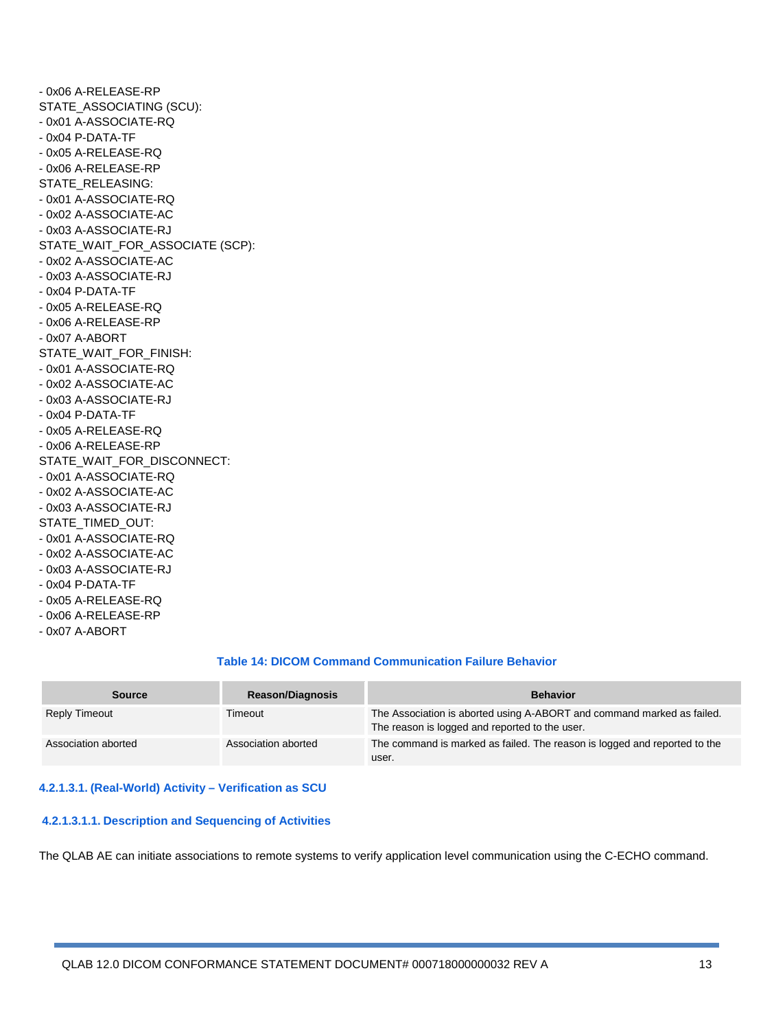- 0x06 A-RELEASE-RP

STATE_ASSOCIATING (SCU):
- 0x01 A-ASSOCIATE-RQ
- 0x04 P-DATA-TF
- 0x05 A-RELEASE-RQ
- 0x06 A-RELEASE-RP

STATE_RELEASING:
- 0x01 A-ASSOCIATE-RQ
- 0x02 A-ASSOCIATE-AC
- 0x03 A-ASSOCIATE-RJ

STATE_WAIT_FOR_ASSOCIATE (SCP):
- 0x02 A-ASSOCIATE-AC
- 0x03 A-ASSOCIATE-RJ
- 0x04 P-DATA-TF
- 0x05 A-RELEASE-RQ
- 0x06 A-RELEASE-RP
- 0x07 A-ABORT

STATE_WAIT_FOR_FINISH:
- 0x01 A-ASSOCIATE-RQ
- 0x02 A-ASSOCIATE-AC
- 0x03 A-ASSOCIATE-RJ
- 0x04 P-DATA-TF
- 0x05 A-RELEASE-RQ
- 0x06 A-RELEASE-RP

STATE_WAIT_FOR_DISCONNECT:
- 0x01 A-ASSOCIATE-RQ
- 0x02 A-ASSOCIATE-AC
- 0x03 A-ASSOCIATE-RJ

STATE_TIMED_OUT:
- 0x01 A-ASSOCIATE-RQ
- 0x02 A-ASSOCIATE-AC
- 0x03 A-ASSOCIATE-RJ
- 0x04 P-DATA-TF
- 0x05 A-RELEASE-RQ
- 0x06 A-RELEASE-RP
- 0x07 A-ABORT

**Table 14: DICOM Command Communication Failure Behavior**

| Source | Reason/Diagnosis | Behavior |
|---|---|---|
| Reply Timeout | Timeout | The Association is aborted using A-ABORT and command marked as failed. The reason is logged and reported to the user. |
| Association aborted | Association aborted | The command is marked as failed. The reason is logged and reported to the user. |

#### 4.2.1.3.1. (Real-World) Activity – Verification as SCU

##### 4.2.1.3.1.1. Description and Sequencing of Activities

The QLAB AE can initiate associations to remote systems to verify application level communication using the C-ECHO command.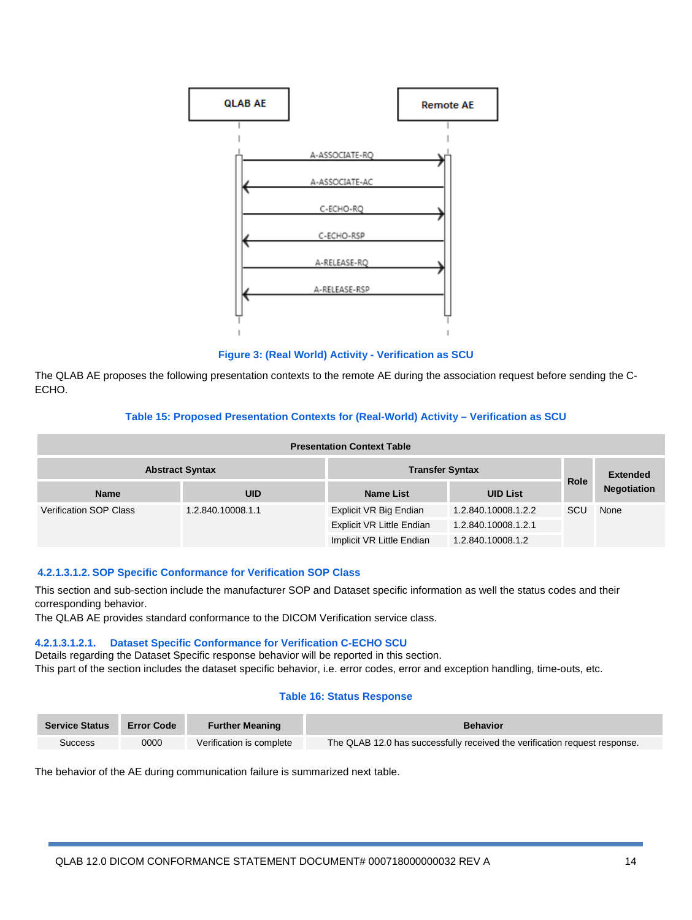Figure 3: (Real World) Activity - Verification as SCU

The QLAB AE proposes the following presentation contexts to the remote AE during the association request before sending the C-ECHO.

**Table 15: Proposed Presentation Contexts for (Real-World) Activity – Verification as SCU**

| Presentation Context Table | | | | | |
|---|---|---|---|---|---|
| Abstract Syntax | | Transfer Syntax | | Role | Extended Negotiation |
| Name | UID | Name List | UID List | | |
| Verification SOP Class | 1.2.840.10008.1.1 | Explicit VR Big Endian | 1.2.840.10008.1.2.2 | SCU | None |
| | | Explicit VR Little Endian | 1.2.840.10008.1.2.1 | | |
| | | Implicit VR Little Endian | 1.2.840.10008.1.2 | | |

#### 4.2.1.3.1.2. SOP Specific Conformance for Verification SOP Class

This section and sub-section include the manufacturer SOP and Dataset specific information as well the status codes and their corresponding behavior.
The QLAB AE provides standard conformance to the DICOM Verification service class.

##### 4.2.1.3.1.2.1. Dataset Specific Conformance for Verification C-ECHO SCU

Details regarding the Dataset Specific response behavior will be reported in this section.
This part of the section includes the dataset specific behavior, i.e. error codes, error and exception handling, time-outs, etc.

**Table 16: Status Response**

| Service Status | Error Code | Further Meaning | Behavior |
|---|---|---|---|
| Success | 0000 | Verification is complete | The QLAB 12.0 has successfully received the verification request response. |

The behavior of the AE during communication failure is summarized next table.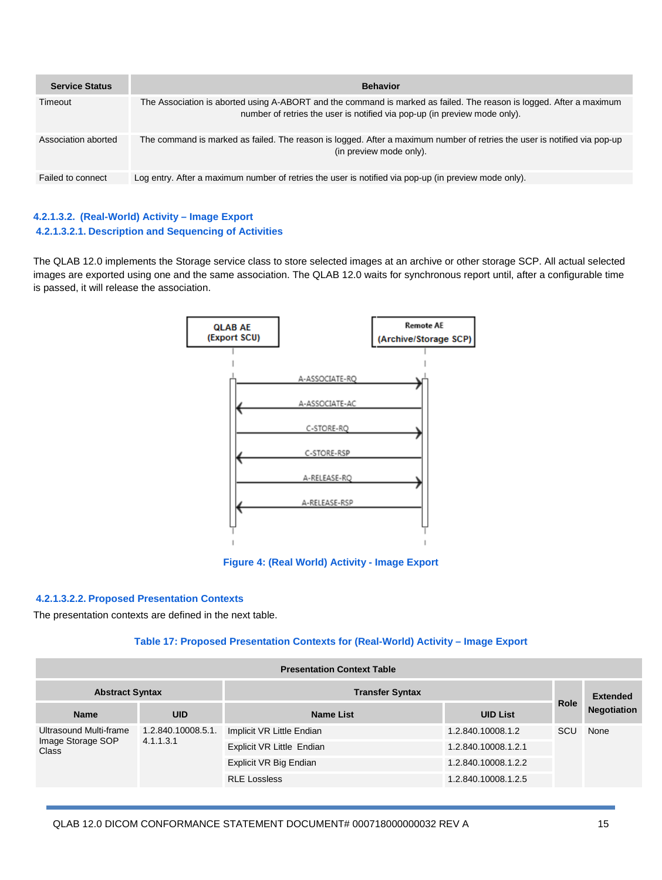| Service Status | Behavior |
|---|---|
| Timeout | The Association is aborted using A-ABORT and the command is marked as failed. The reason is logged. After a maximum number of retries the user is notified via pop-up (in preview mode only). |
| Association aborted | The command is marked as failed. The reason is logged. After a maximum number of retries the user is notified via pop-up (in preview mode only). |
| Failed to connect | Log entry. After a maximum number of retries the user is notified via pop-up (in preview mode only). |

#### 4.2.1.3.2. (Real-World) Activity – Image Export

##### 4.2.1.3.2.1. Description and Sequencing of Activities

The QLAB 12.0 implements the Storage service class to store selected images at an archive or other storage SCP. All actual selected images are exported using one and the same association. The QLAB 12.0 waits for synchronous report until, after a configurable time is passed, it will release the association.

QLAB AE (Export SCU) | Remote AE (Archive/Storage SCP)

A-ASSOCIATE-RQ
A-ASSOCIATE-AC
C-STORE-RQ
C-STORE-RSP
A-RELEASE-RQ
A-RELEASE-RSP

Figure 4: (Real World) Activity - Image Export

##### 4.2.1.3.2.2. Proposed Presentation Contexts

The presentation contexts are defined in the next table.

Table 17: Proposed Presentation Contexts for (Real-World) Activity – Image Export

| Presentation Context Table | | | | | |
|---|---|---|---|---|---|
| Abstract Syntax | | Transfer Syntax | | Role | Extended Negotiation |
| Name | UID | Name List | UID List | | |
| Ultrasound Multi-frame Image Storage SOP Class | 1.2.840.10008.5.1.4.1.1.3.1 | Implicit VR Little Endian | 1.2.840.10008.1.2 | SCU | None |
| | | Explicit VR Little Endian | 1.2.840.10008.1.2.1 | | |
| | | Explicit VR Big Endian | 1.2.840.10008.1.2.2 | | |
| | | RLE Lossless | 1.2.840.10008.1.2.5 | | |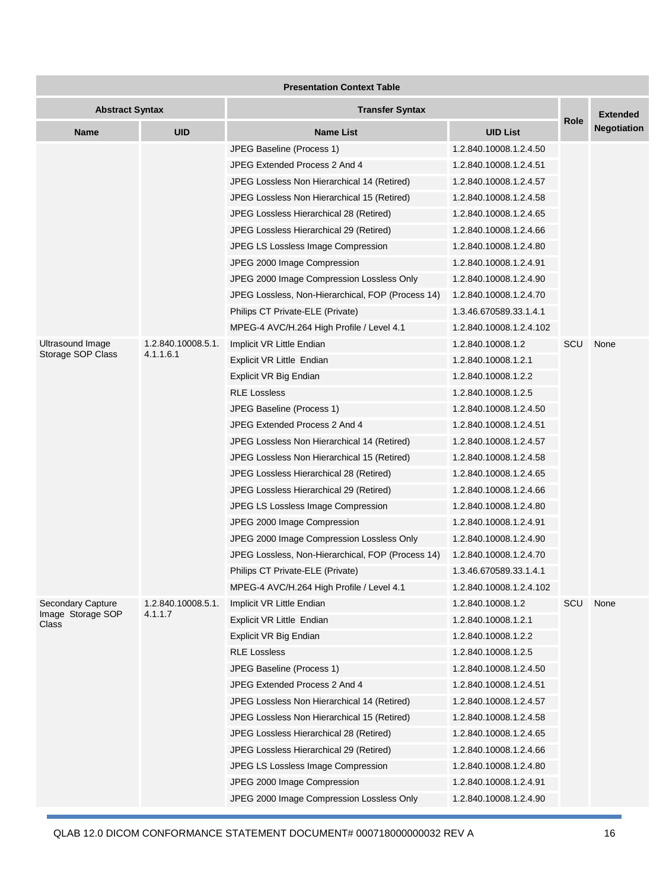| Presentation Context Table | | | | | |
|---|---|---|---|---|---|
| **Abstract Syntax** | | **Transfer Syntax** | | **Role** | **Extended Negotiation** |
| **Name** | **UID** | **Name List** | **UID List** | | |
| | | JPEG Baseline (Process 1) | 1.2.840.10008.1.2.4.50 | | |
| | | JPEG Extended Process 2 And 4 | 1.2.840.10008.1.2.4.51 | | |
| | | JPEG Lossless Non Hierarchical 14 (Retired) | 1.2.840.10008.1.2.4.57 | | |
| | | JPEG Lossless Non Hierarchical 15 (Retired) | 1.2.840.10008.1.2.4.58 | | |
| | | JPEG Lossless Hierarchical 28 (Retired) | 1.2.840.10008.1.2.4.65 | | |
| | | JPEG Lossless Hierarchical 29 (Retired) | 1.2.840.10008.1.2.4.66 | | |
| | | JPEG LS Lossless Image Compression | 1.2.840.10008.1.2.4.80 | | |
| | | JPEG 2000 Image Compression | 1.2.840.10008.1.2.4.91 | | |
| | | JPEG 2000 Image Compression Lossless Only | 1.2.840.10008.1.2.4.90 | | |
| | | JPEG Lossless, Non-Hierarchical, FOP (Process 14) | 1.2.840.10008.1.2.4.70 | | |
| | | Philips CT Private-ELE (Private) | 1.3.46.670589.33.1.4.1 | | |
| | | MPEG-4 AVC/H.264 High Profile / Level 4.1 | 1.2.840.10008.1.2.4.102 | | |
| Ultrasound Image Storage SOP Class | 1.2.840.10008.5.1.4.1.1.6.1 | Implicit VR Little Endian | 1.2.840.10008.1.2 | SCU | None |
| | | Explicit VR Little Endian | 1.2.840.10008.1.2.1 | | |
| | | Explicit VR Big Endian | 1.2.840.10008.1.2.2 | | |
| | | RLE Lossless | 1.2.840.10008.1.2.5 | | |
| | | JPEG Baseline (Process 1) | 1.2.840.10008.1.2.4.50 | | |
| | | JPEG Extended Process 2 And 4 | 1.2.840.10008.1.2.4.51 | | |
| | | JPEG Lossless Non Hierarchical 14 (Retired) | 1.2.840.10008.1.2.4.57 | | |
| | | JPEG Lossless Non Hierarchical 15 (Retired) | 1.2.840.10008.1.2.4.58 | | |
| | | JPEG Lossless Hierarchical 28 (Retired) | 1.2.840.10008.1.2.4.65 | | |
| | | JPEG Lossless Hierarchical 29 (Retired) | 1.2.840.10008.1.2.4.66 | | |
| | | JPEG LS Lossless Image Compression | 1.2.840.10008.1.2.4.80 | | |
| | | JPEG 2000 Image Compression | 1.2.840.10008.1.2.4.91 | | |
| | | JPEG 2000 Image Compression Lossless Only | 1.2.840.10008.1.2.4.90 | | |
| | | JPEG Lossless, Non-Hierarchical, FOP (Process 14) | 1.2.840.10008.1.2.4.70 | | |
| | | Philips CT Private-ELE (Private) | 1.3.46.670589.33.1.4.1 | | |
| | | MPEG-4 AVC/H.264 High Profile / Level 4.1 | 1.2.840.10008.1.2.4.102 | | |
| Secondary Capture Image Storage SOP Class | 1.2.840.10008.5.1.4.1.1.7 | Implicit VR Little Endian | 1.2.840.10008.1.2 | SCU | None |
| | | Explicit VR Little Endian | 1.2.840.10008.1.2.1 | | |
| | | Explicit VR Big Endian | 1.2.840.10008.1.2.2 | | |
| | | RLE Lossless | 1.2.840.10008.1.2.5 | | |
| | | JPEG Baseline (Process 1) | 1.2.840.10008.1.2.4.50 | | |
| | | JPEG Extended Process 2 And 4 | 1.2.840.10008.1.2.4.51 | | |
| | | JPEG Lossless Non Hierarchical 14 (Retired) | 1.2.840.10008.1.2.4.57 | | |
| | | JPEG Lossless Non Hierarchical 15 (Retired) | 1.2.840.10008.1.2.4.58 | | |
| | | JPEG Lossless Hierarchical 28 (Retired) | 1.2.840.10008.1.2.4.65 | | |
| | | JPEG Lossless Hierarchical 29 (Retired) | 1.2.840.10008.1.2.4.66 | | |
| | | JPEG LS Lossless Image Compression | 1.2.840.10008.1.2.4.80 | | |
| | | JPEG 2000 Image Compression | 1.2.840.10008.1.2.4.91 | | |
| | | JPEG 2000 Image Compression Lossless Only | 1.2.840.10008.1.2.4.90 | | |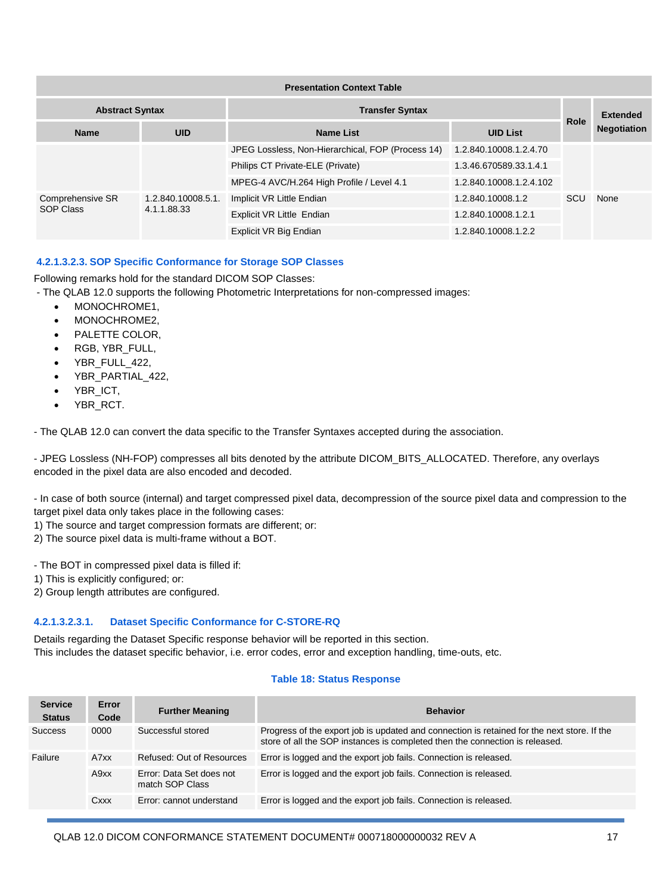| Presentation Context Table | | | | | |
|---|---|---|---|---|---|
| Abstract Syntax | | Transfer Syntax | | Role | Extended Negotiation |
| Name | UID | Name List | UID List | | |
| Comprehensive SR SOP Class | 1.2.840.10008.5.1.4.1.1.88.33 | JPEG Lossless, Non-Hierarchical, FOP (Process 14) | 1.2.840.10008.1.2.4.70 | SCU | None |
| | | Philips CT Private-ELE (Private) | 1.3.46.670589.33.1.4.1 | | |
| | | MPEG-4 AVC/H.264 High Profile / Level 4.1 | 1.2.840.10008.1.2.4.102 | | |
| | | Implicit VR Little Endian | 1.2.840.10008.1.2 | | |
| | | Explicit VR Little Endian | 1.2.840.10008.1.2.1 | | |
| | | Explicit VR Big Endian | 1.2.840.10008.1.2.2 | | |

#### 4.2.1.3.2.3. SOP Specific Conformance for Storage SOP Classes

Following remarks hold for the standard DICOM SOP Classes:

- The QLAB 12.0 supports the following Photometric Interpretations for non-compressed images:
  - MONOCHROME1,
  - MONOCHROME2,
  - PALETTE COLOR,
  - RGB, YBR_FULL,
  - YBR_FULL_422,
  - YBR_PARTIAL_422,
  - YBR_ICT,
  - YBR_RCT.

- The QLAB 12.0 can convert the data specific to the Transfer Syntaxes accepted during the association.

- JPEG Lossless (NH-FOP) compresses all bits denoted by the attribute DICOM_BITS_ALLOCATED. Therefore, any overlays encoded in the pixel data are also encoded and decoded.

- In case of both source (internal) and target compressed pixel data, decompression of the source pixel data and compression to the target pixel data only takes place in the following cases:
1) The source and target compression formats are different; or:
2) The source pixel data is multi-frame without a BOT.

- The BOT in compressed pixel data is filled if:
1) This is explicitly configured; or:
2) Group length attributes are configured.

##### 4.2.1.3.2.3.1. Dataset Specific Conformance for C-STORE-RQ

Details regarding the Dataset Specific response behavior will be reported in this section.
This includes the dataset specific behavior, i.e. error codes, error and exception handling, time-outs, etc.

**Table 18: Status Response**

| Service Status | Error Code | Further Meaning | Behavior |
|---|---|---|---|
| Success | 0000 | Successful stored | Progress of the export job is updated and connection is retained for the next store. If the store of all the SOP instances is completed then the connection is released. |
| Failure | A7xx | Refused: Out of Resources | Error is logged and the export job fails. Connection is released. |
| | A9xx | Error: Data Set does not match SOP Class | Error is logged and the export job fails. Connection is released. |
| | Cxxx | Error: cannot understand | Error is logged and the export job fails. Connection is released. |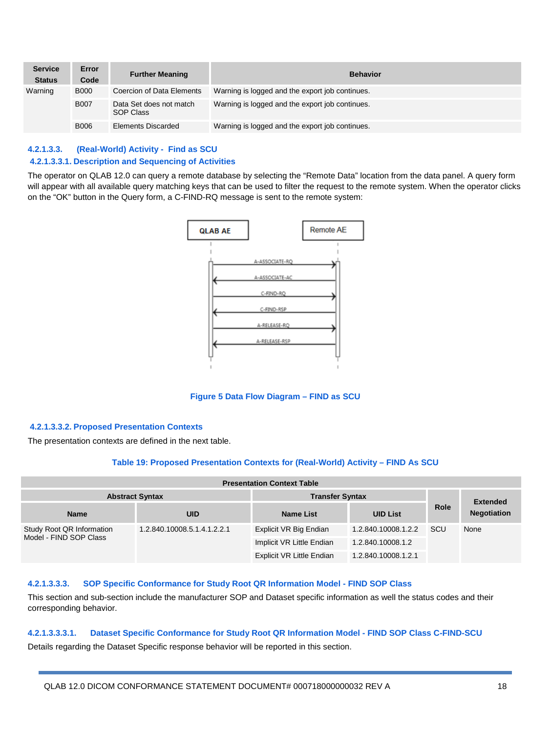| Service Status | Error Code | Further Meaning | Behavior |
|---|---|---|---|
| Warning | B000 | Coercion of Data Elements | Warning is logged and the export job continues. |
| | B007 | Data Set does not match SOP Class | Warning is logged and the export job continues. |
| | B006 | Elements Discarded | Warning is logged and the export job continues. |

#### 4.2.1.3.3. (Real-World) Activity - Find as SCU

##### 4.2.1.3.3.1. Description and Sequencing of Activities

The operator on QLAB 12.0 can query a remote database by selecting the "Remote Data" location from the data panel. A query form will appear with all available query matching keys that can be used to filter the request to the remote system. When the operator clicks on the "OK" button in the Query form, a C-FIND-RQ message is sent to the remote system:

Figure 5 Data Flow Diagram – FIND as SCU

##### 4.2.1.3.3.2. Proposed Presentation Contexts

The presentation contexts are defined in the next table.

Table 19: Proposed Presentation Contexts for (Real-World) Activity – FIND As SCU

| Presentation Context Table | | | | | |
|---|---|---|---|---|---|
| Abstract Syntax | | Transfer Syntax | | Role | Extended Negotiation |
| Name | UID | Name List | UID List | | |
| Study Root QR Information Model - FIND SOP Class | 1.2.840.10008.5.1.4.1.2.2.1 | Explicit VR Big Endian | 1.2.840.10008.1.2.2 | SCU | None |
| | | Implicit VR Little Endian | 1.2.840.10008.1.2 | | |
| | | Explicit VR Little Endian | 1.2.840.10008.1.2.1 | | |

##### 4.2.1.3.3.3. SOP Specific Conformance for Study Root QR Information Model - FIND SOP Class

This section and sub-section include the manufacturer SOP and Dataset specific information as well the status codes and their corresponding behavior.

###### 4.2.1.3.3.3.1. Dataset Specific Conformance for Study Root QR Information Model - FIND SOP Class C-FIND-SCU

Details regarding the Dataset Specific response behavior will be reported in this section.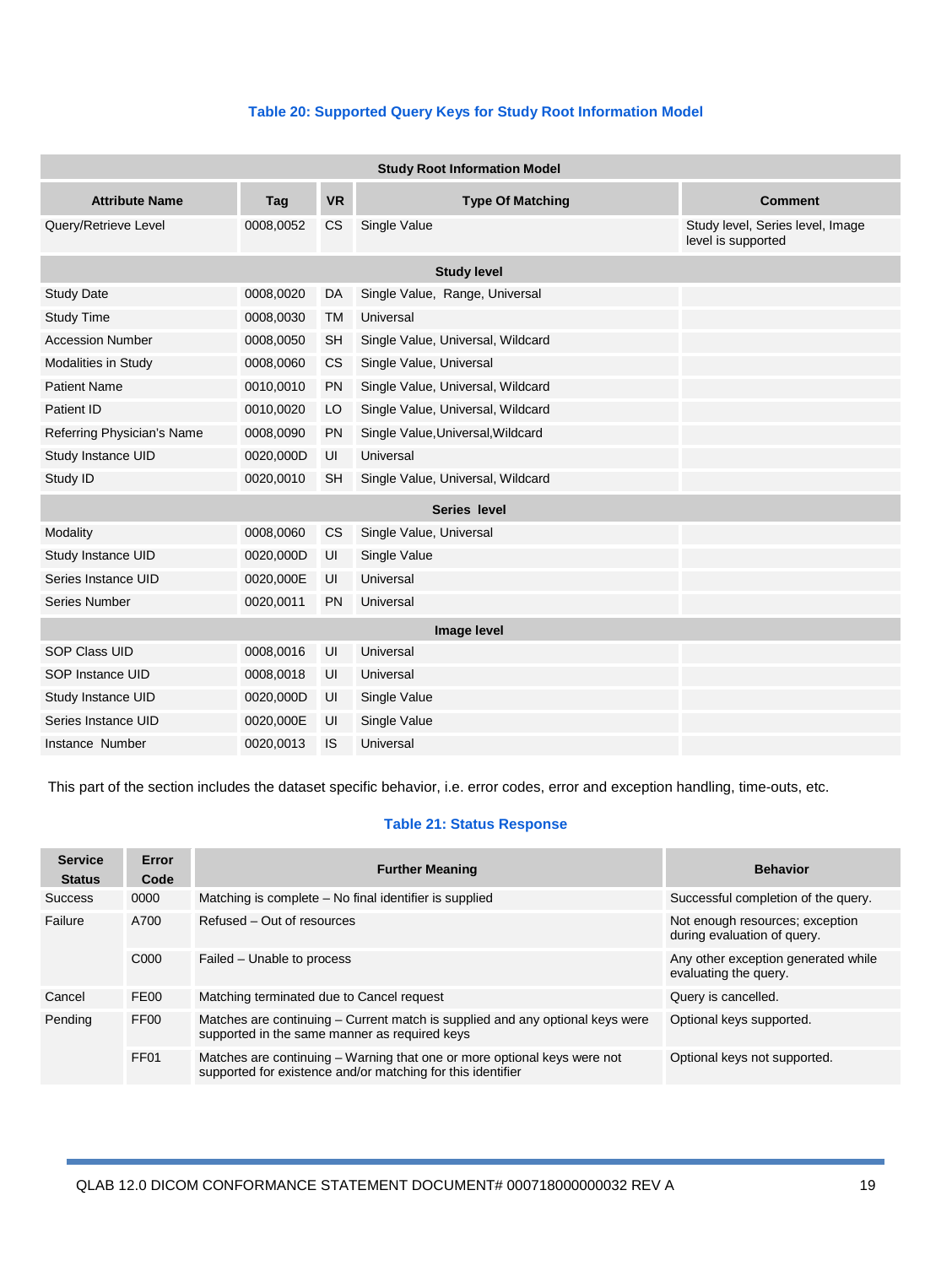**Table 20: Supported Query Keys for Study Root Information Model**

| Study Root Information Model | | | | |
|---|---|---|---|---|
| **Attribute Name** | **Tag** | **VR** | **Type Of Matching** | **Comment** |
| Query/Retrieve Level | 0008,0052 | CS | Single Value | Study level, Series level, Image level is supported |
| **Study level** | | | | |
| Study Date | 0008,0020 | DA | Single Value, Range, Universal | |
| Study Time | 0008,0030 | TM | Universal | |
| Accession Number | 0008,0050 | SH | Single Value, Universal, Wildcard | |
| Modalities in Study | 0008,0060 | CS | Single Value, Universal | |
| Patient Name | 0010,0010 | PN | Single Value, Universal, Wildcard | |
| Patient ID | 0010,0020 | LO | Single Value, Universal, Wildcard | |
| Referring Physician's Name | 0008,0090 | PN | Single Value,Universal,Wildcard | |
| Study Instance UID | 0020,000D | UI | Universal | |
| Study ID | 0020,0010 | SH | Single Value, Universal, Wildcard | |
| **Series level** | | | | |
| Modality | 0008,0060 | CS | Single Value, Universal | |
| Study Instance UID | 0020,000D | UI | Single Value | |
| Series Instance UID | 0020,000E | UI | Universal | |
| Series Number | 0020,0011 | PN | Universal | |
| **Image level** | | | | |
| SOP Class UID | 0008,0016 | UI | Universal | |
| SOP Instance UID | 0008,0018 | UI | Universal | |
| Study Instance UID | 0020,000D | UI | Single Value | |
| Series Instance UID | 0020,000E | UI | Single Value | |
| Instance Number | 0020,0013 | IS | Universal | |

This part of the section includes the dataset specific behavior, i.e. error codes, error and exception handling, time-outs, etc.

**Table 21: Status Response**

| Service Status | Error Code | Further Meaning | Behavior |
|---|---|---|---|
| Success | 0000 | Matching is complete – No final identifier is supplied | Successful completion of the query. |
| Failure | A700 | Refused – Out of resources | Not enough resources; exception during evaluation of query. |
| | C000 | Failed – Unable to process | Any other exception generated while evaluating the query. |
| Cancel | FE00 | Matching terminated due to Cancel request | Query is cancelled. |
| Pending | FF00 | Matches are continuing – Current match is supplied and any optional keys were supported in the same manner as required keys | Optional keys supported. |
| | FF01 | Matches are continuing – Warning that one or more optional keys were not supported for existence and/or matching for this identifier | Optional keys not supported. |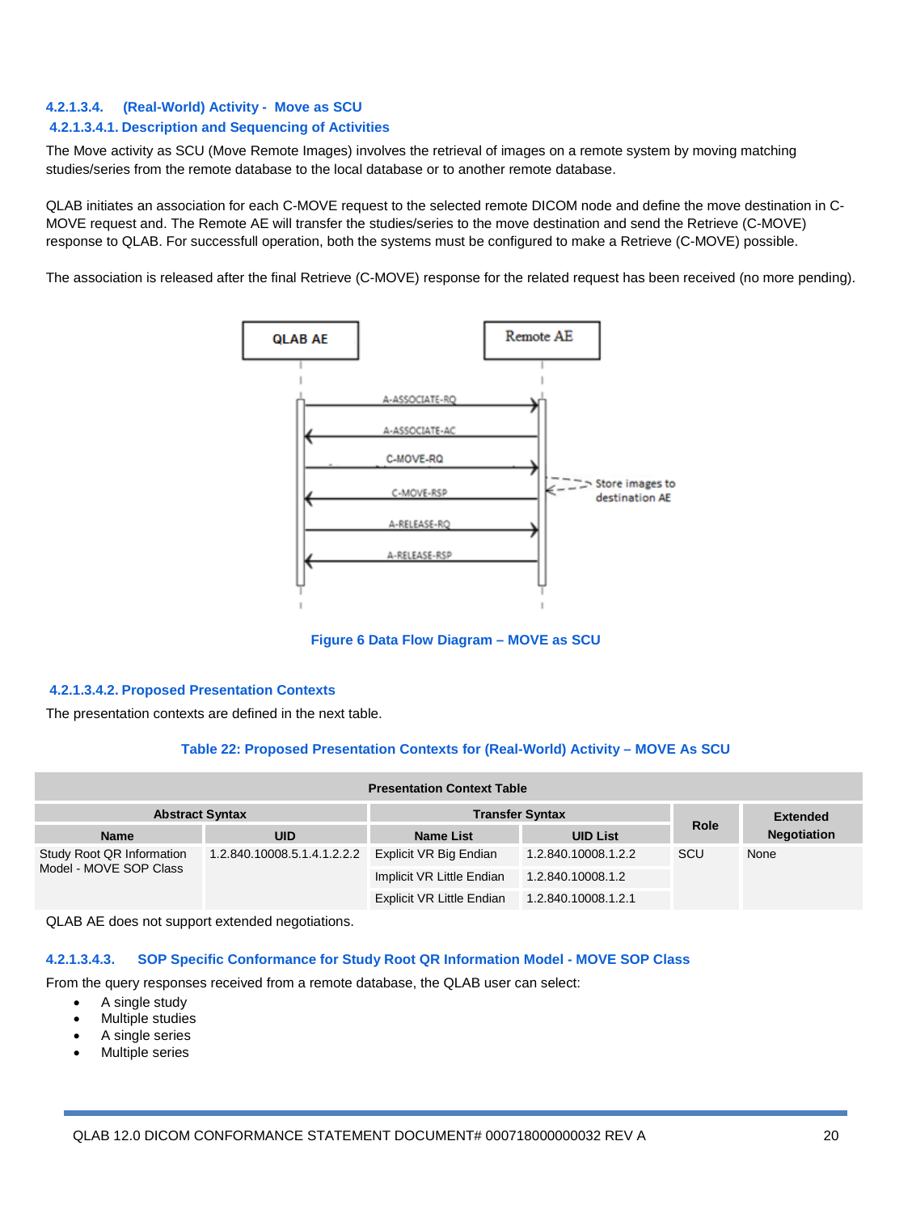#### 4.2.1.3.4. (Real-World) Activity - Move as SCU

##### 4.2.1.3.4.1. Description and Sequencing of Activities

The Move activity as SCU (Move Remote Images) involves the retrieval of images on a remote system by moving matching studies/series from the remote database to the local database or to another remote database.

QLAB initiates an association for each C-MOVE request to the selected remote DICOM node and define the move destination in C-MOVE request and. The Remote AE will transfer the studies/series to the move destination and send the Retrieve (C-MOVE) response to QLAB. For successfull operation, both the systems must be configured to make a Retrieve (C-MOVE) possible.

The association is released after the final Retrieve (C-MOVE) response for the related request has been received (no more pending).

Figure 6 Data Flow Diagram – MOVE as SCU

##### 4.2.1.3.4.2. Proposed Presentation Contexts

The presentation contexts are defined in the next table.

Table 22: Proposed Presentation Contexts for (Real-World) Activity – MOVE As SCU

| Presentation Context Table | | | | | |
|---|---|---|---|---|---|
| Abstract Syntax | | Transfer Syntax | | Role | Extended Negotiation |
| Name | UID | Name List | UID List | | |
| Study Root QR Information Model - MOVE SOP Class | 1.2.840.10008.5.1.4.1.2.2.2 | Explicit VR Big Endian | 1.2.840.10008.1.2.2 | SCU | None |
| | | Implicit VR Little Endian | 1.2.840.10008.1.2 | | |
| | | Explicit VR Little Endian | 1.2.840.10008.1.2.1 | | |

QLAB AE does not support extended negotiations.

#### 4.2.1.3.4.3. SOP Specific Conformance for Study Root QR Information Model - MOVE SOP Class

From the query responses received from a remote database, the QLAB user can select:

- A single study
- Multiple studies
- A single series
- Multiple series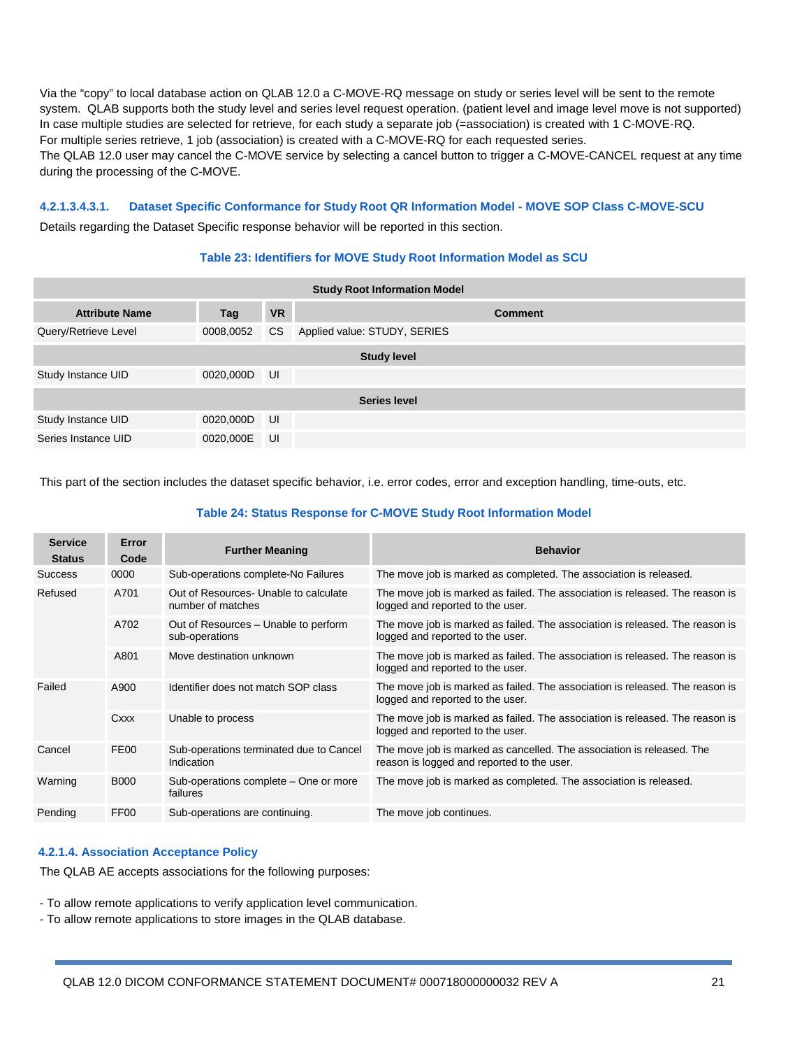Via the "copy" to local database action on QLAB 12.0 a C-MOVE-RQ message on study or series level will be sent to the remote system. QLAB supports both the study level and series level request operation. (patient level and image level move is not supported) In case multiple studies are selected for retrieve, for each study a separate job (=association) is created with 1 C-MOVE-RQ. For multiple series retrieve, 1 job (association) is created with a C-MOVE-RQ for each requested series.
The QLAB 12.0 user may cancel the C-MOVE service by selecting a cancel button to trigger a C-MOVE-CANCEL request at any time during the processing of the C-MOVE.

###### 4.2.1.3.4.3.1. Dataset Specific Conformance for Study Root QR Information Model - MOVE SOP Class C-MOVE-SCU

Details regarding the Dataset Specific response behavior will be reported in this section.

**Table 23: Identifiers for MOVE Study Root Information Model as SCU**

| Study Root Information Model | | | |
|---|---|---|---|
| **Attribute Name** | **Tag** | **VR** | **Comment** |
| Query/Retrieve Level | 0008,0052 | CS | Applied value: STUDY, SERIES |
| **Study level** | | | |
| Study Instance UID | 0020,000D | UI | |
| **Series level** | | | |
| Study Instance UID | 0020,000D | UI | |
| Series Instance UID | 0020,000E | UI | |

This part of the section includes the dataset specific behavior, i.e. error codes, error and exception handling, time-outs, etc.

**Table 24: Status Response for C-MOVE Study Root Information Model**

| Service Status | Error Code | Further Meaning | Behavior |
|---|---|---|---|
| Success | 0000 | Sub-operations complete-No Failures | The move job is marked as completed. The association is released. |
| Refused | A701 | Out of Resources- Unable to calculate number of matches | The move job is marked as failed. The association is released. The reason is logged and reported to the user. |
| | A702 | Out of Resources – Unable to perform sub-operations | The move job is marked as failed. The association is released. The reason is logged and reported to the user. |
| | A801 | Move destination unknown | The move job is marked as failed. The association is released. The reason is logged and reported to the user. |
| Failed | A900 | Identifier does not match SOP class | The move job is marked as failed. The association is released. The reason is logged and reported to the user. |
| | Cxxx | Unable to process | The move job is marked as failed. The association is released. The reason is logged and reported to the user. |
| Cancel | FE00 | Sub-operations terminated due to Cancel Indication | The move job is marked as cancelled. The association is released. The reason is logged and reported to the user. |
| Warning | B000 | Sub-operations complete – One or more failures | The move job is marked as completed. The association is released. |
| Pending | FF00 | Sub-operations are continuing. | The move job continues. |

#### 4.2.1.4. Association Acceptance Policy

The QLAB AE accepts associations for the following purposes:

- To allow remote applications to verify application level communication.
- To allow remote applications to store images in the QLAB database.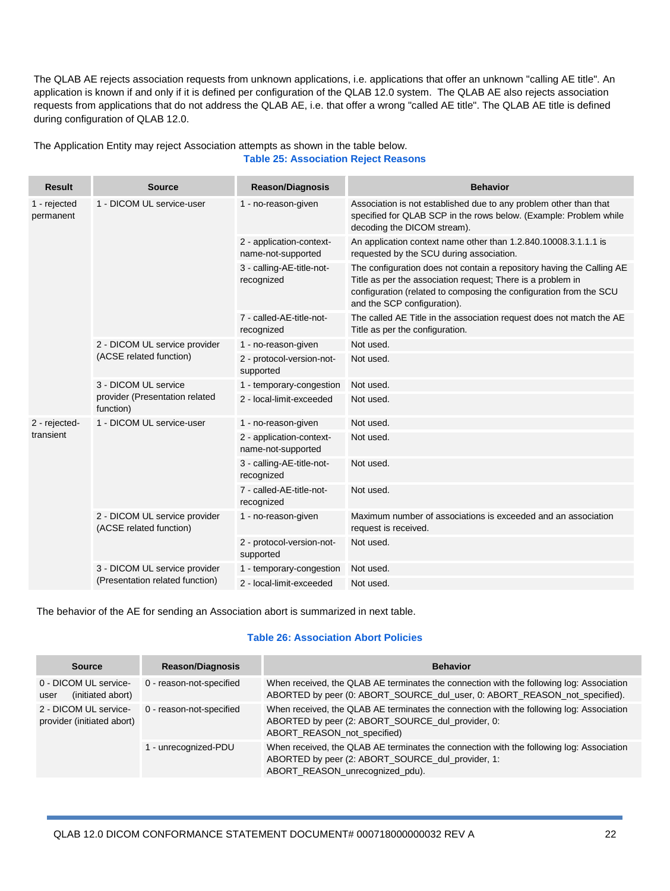The QLAB AE rejects association requests from unknown applications, i.e. applications that offer an unknown "calling AE title". An application is known if and only if it is defined per configuration of the QLAB 12.0 system. The QLAB AE also rejects association requests from applications that do not address the QLAB AE, i.e. that offer a wrong "called AE title". The QLAB AE title is defined during configuration of QLAB 12.0.

The Application Entity may reject Association attempts as shown in the table below.

**Table 25: Association Reject Reasons**

| Result | Source | Reason/Diagnosis | Behavior |
|---|---|---|---|
| 1 - rejected permanent | 1 - DICOM UL service-user | 1 - no-reason-given | Association is not established due to any problem other than that specified for QLAB SCP in the rows below. (Example: Problem while decoding the DICOM stream). |
| | | 2 - application-context-name-not-supported | An application context name other than 1.2.840.10008.3.1.1.1 is requested by the SCU during association. |
| | | 3 - calling-AE-title-not-recognized | The configuration does not contain a repository having the Calling AE Title as per the association request; There is a problem in configuration (related to composing the configuration from the SCU and the SCP configuration). |
| | | 7 - called-AE-title-not-recognized | The called AE Title in the association request does not match the AE Title as per the configuration. |
| | 2 - DICOM UL service provider (ACSE related function) | 1 - no-reason-given | Not used. |
| | | 2 - protocol-version-not-supported | Not used. |
| | 3 - DICOM UL service provider (Presentation related function) | 1 - temporary-congestion | Not used. |
| | | 2 - local-limit-exceeded | Not used. |
| 2 - rejected-transient | 1 - DICOM UL service-user | 1 - no-reason-given | Not used. |
| | | 2 - application-context-name-not-supported | Not used. |
| | | 3 - calling-AE-title-not-recognized | Not used. |
| | | 7 - called-AE-title-not-recognized | Not used. |
| | 2 - DICOM UL service provider (ACSE related function) | 1 - no-reason-given | Maximum number of associations is exceeded and an association request is received. |
| | | 2 - protocol-version-not-supported | Not used. |
| | 3 - DICOM UL service provider (Presentation related function) | 1 - temporary-congestion | Not used. |
| | | 2 - local-limit-exceeded | Not used. |

The behavior of the AE for sending an Association abort is summarized in next table.

**Table 26: Association Abort Policies**

| Source | Reason/Diagnosis | Behavior |
|---|---|---|
| 0 - DICOM UL service-user (initiated abort) | 0 - reason-not-specified | When received, the QLAB AE terminates the connection with the following log: Association ABORTED by peer (0: ABORT_SOURCE_dul_user, 0: ABORT_REASON_not_specified). |
| 2 - DICOM UL service-provider (initiated abort) | 0 - reason-not-specified | When received, the QLAB AE terminates the connection with the following log: Association ABORTED by peer (2: ABORT_SOURCE_dul_provider, 0: ABORT_REASON_not_specified) |
| | 1 - unrecognized-PDU | When received, the QLAB AE terminates the connection with the following log: Association ABORTED by peer (2: ABORT_SOURCE_dul_provider, 1: ABORT_REASON_unrecognized_pdu). |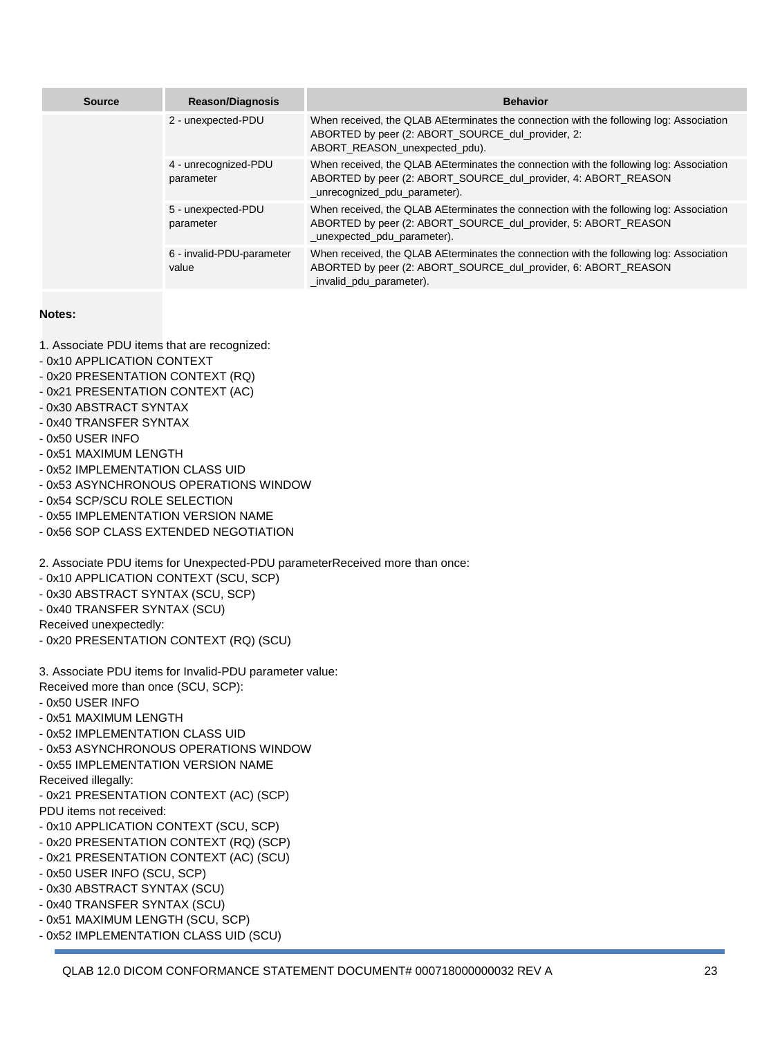| Source | Reason/Diagnosis | Behavior |
|---|---|---|
| | 2 - unexpected-PDU | When received, the QLAB AEterminates the connection with the following log: Association ABORTED by peer (2: ABORT_SOURCE_dul_provider, 2: ABORT_REASON_unexpected_pdu). |
| | 4 - unrecognized-PDU parameter | When received, the QLAB AEterminates the connection with the following log: Association ABORTED by peer (2: ABORT_SOURCE_dul_provider, 4: ABORT_REASON _unrecognized_pdu_parameter). |
| | 5 - unexpected-PDU parameter | When received, the QLAB AEterminates the connection with the following log: Association ABORTED by peer (2: ABORT_SOURCE_dul_provider, 5: ABORT_REASON _unexpected_pdu_parameter). |
| | 6 - invalid-PDU-parameter value | When received, the QLAB AEterminates the connection with the following log: Association ABORTED by peer (2: ABORT_SOURCE_dul_provider, 6: ABORT_REASON _invalid_pdu_parameter). |

**Notes:**

1. Associate PDU items that are recognized:
- 0x10 APPLICATION CONTEXT
- 0x20 PRESENTATION CONTEXT (RQ)
- 0x21 PRESENTATION CONTEXT (AC)
- 0x30 ABSTRACT SYNTAX
- 0x40 TRANSFER SYNTAX
- 0x50 USER INFO
- 0x51 MAXIMUM LENGTH
- 0x52 IMPLEMENTATION CLASS UID
- 0x53 ASYNCHRONOUS OPERATIONS WINDOW
- 0x54 SCP/SCU ROLE SELECTION
- 0x55 IMPLEMENTATION VERSION NAME
- 0x56 SOP CLASS EXTENDED NEGOTIATION

2. Associate PDU items for Unexpected-PDU parameterReceived more than once:
- 0x10 APPLICATION CONTEXT (SCU, SCP)
- 0x30 ABSTRACT SYNTAX (SCU, SCP)
- 0x40 TRANSFER SYNTAX (SCU)

Received unexpectedly:
- 0x20 PRESENTATION CONTEXT (RQ) (SCU)

3. Associate PDU items for Invalid-PDU parameter value:

Received more than once (SCU, SCP):
- 0x50 USER INFO
- 0x51 MAXIMUM LENGTH
- 0x52 IMPLEMENTATION CLASS UID
- 0x53 ASYNCHRONOUS OPERATIONS WINDOW
- 0x55 IMPLEMENTATION VERSION NAME

Received illegally:
- 0x21 PRESENTATION CONTEXT (AC) (SCP)

PDU items not received:
- 0x10 APPLICATION CONTEXT (SCU, SCP)
- 0x20 PRESENTATION CONTEXT (RQ) (SCP)
- 0x21 PRESENTATION CONTEXT (AC) (SCU)
- 0x50 USER INFO (SCU, SCP)
- 0x30 ABSTRACT SYNTAX (SCU)
- 0x40 TRANSFER SYNTAX (SCU)
- 0x51 MAXIMUM LENGTH (SCU, SCP)
- 0x52 IMPLEMENTATION CLASS UID (SCU)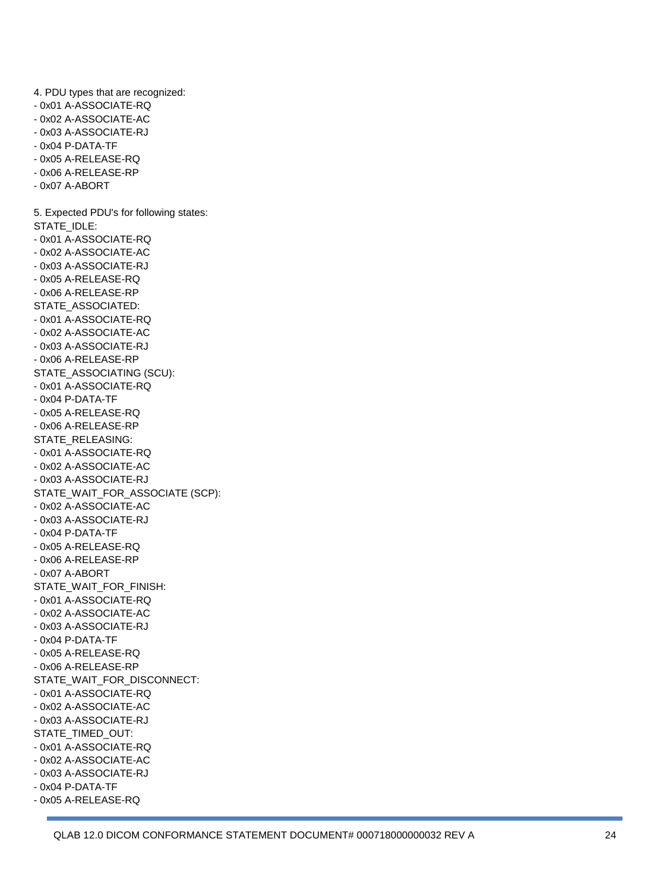4. PDU types that are recognized:

- 0x01 A-ASSOCIATE-RQ
- 0x02 A-ASSOCIATE-AC
- 0x03 A-ASSOCIATE-RJ
- 0x04 P-DATA-TF
- 0x05 A-RELEASE-RQ
- 0x06 A-RELEASE-RP
- 0x07 A-ABORT

5. Expected PDU's for following states:

STATE_IDLE:

- 0x01 A-ASSOCIATE-RQ
- 0x02 A-ASSOCIATE-AC
- 0x03 A-ASSOCIATE-RJ
- 0x05 A-RELEASE-RQ
- 0x06 A-RELEASE-RP

STATE_ASSOCIATED:

- 0x01 A-ASSOCIATE-RQ
- 0x02 A-ASSOCIATE-AC
- 0x03 A-ASSOCIATE-RJ
- 0x06 A-RELEASE-RP

STATE_ASSOCIATING (SCU):

- 0x01 A-ASSOCIATE-RQ
- 0x04 P-DATA-TF
- 0x05 A-RELEASE-RQ
- 0x06 A-RELEASE-RP

STATE_RELEASING:

- 0x01 A-ASSOCIATE-RQ
- 0x02 A-ASSOCIATE-AC
- 0x03 A-ASSOCIATE-RJ

STATE_WAIT_FOR_ASSOCIATE (SCP):

- 0x02 A-ASSOCIATE-AC
- 0x03 A-ASSOCIATE-RJ
- 0x04 P-DATA-TF
- 0x05 A-RELEASE-RQ
- 0x06 A-RELEASE-RP
- 0x07 A-ABORT

STATE_WAIT_FOR_FINISH:

- 0x01 A-ASSOCIATE-RQ
- 0x02 A-ASSOCIATE-AC
- 0x03 A-ASSOCIATE-RJ
- 0x04 P-DATA-TF
- 0x05 A-RELEASE-RQ
- 0x06 A-RELEASE-RP

STATE_WAIT_FOR_DISCONNECT:

- 0x01 A-ASSOCIATE-RQ
- 0x02 A-ASSOCIATE-AC
- 0x03 A-ASSOCIATE-RJ

STATE_TIMED_OUT:

- 0x01 A-ASSOCIATE-RQ
- 0x02 A-ASSOCIATE-AC
- 0x03 A-ASSOCIATE-RJ
- 0x04 P-DATA-TF
- 0x05 A-RELEASE-RQ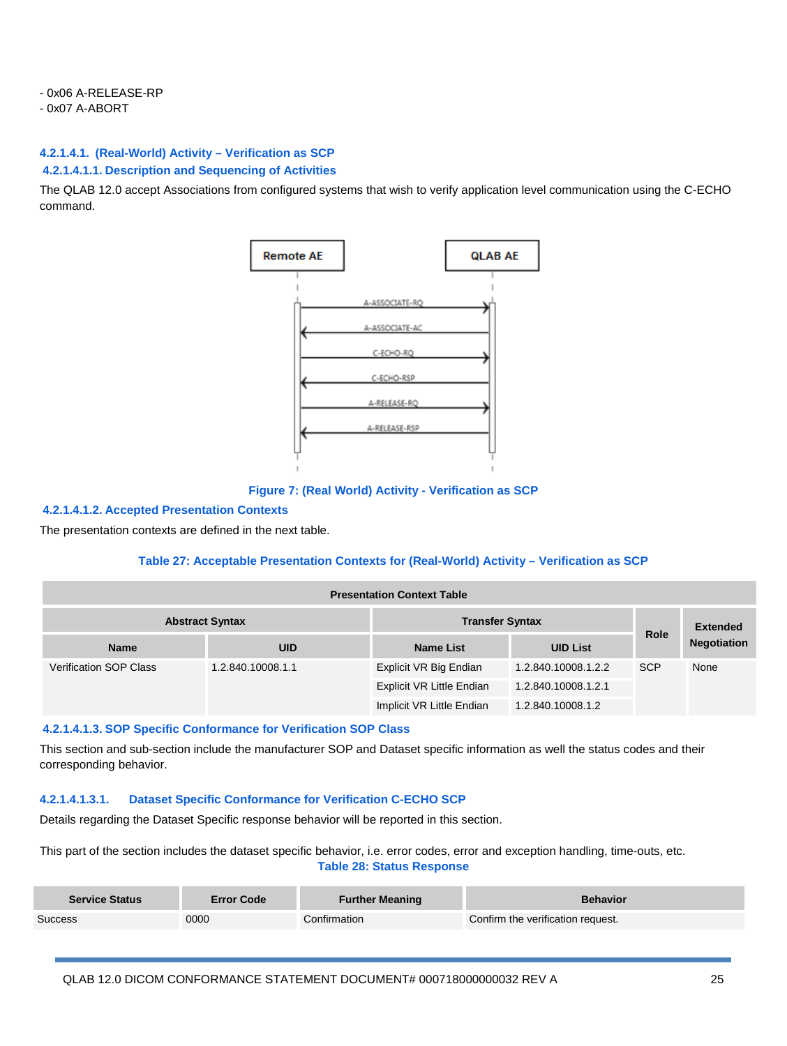- 0x06 A-RELEASE-RP
- 0x07 A-ABORT

#### 4.2.1.4.1. (Real-World) Activity – Verification as SCP

##### 4.2.1.4.1.1. Description and Sequencing of Activities

The QLAB 12.0 accept Associations from configured systems that wish to verify application level communication using the C-ECHO command.

Figure 7: (Real World) Activity - Verification as SCP

##### 4.2.1.4.1.2. Accepted Presentation Contexts

The presentation contexts are defined in the next table.

Table 27: Acceptable Presentation Contexts for (Real-World) Activity – Verification as SCP

| Presentation Context Table | | | | | |
|---|---|---|---|---|---|
| Abstract Syntax | | Transfer Syntax | | Role | Extended Negotiation |
| Name | UID | Name List | UID List | | |
| Verification SOP Class | 1.2.840.10008.1.1 | Explicit VR Big Endian | 1.2.840.10008.1.2.2 | SCP | None |
| | | Explicit VR Little Endian | 1.2.840.10008.1.2.1 | | |
| | | Implicit VR Little Endian | 1.2.840.10008.1.2 | | |

##### 4.2.1.4.1.3. SOP Specific Conformance for Verification SOP Class

This section and sub-section include the manufacturer SOP and Dataset specific information as well the status codes and their corresponding behavior.

###### 4.2.1.4.1.3.1. Dataset Specific Conformance for Verification C-ECHO SCP

Details regarding the Dataset Specific response behavior will be reported in this section.

This part of the section includes the dataset specific behavior, i.e. error codes, error and exception handling, time-outs, etc.

Table 28: Status Response

| Service Status | Error Code | Further Meaning | Behavior |
|---|---|---|---|
| Success | 0000 | Confirmation | Confirm the verification request. |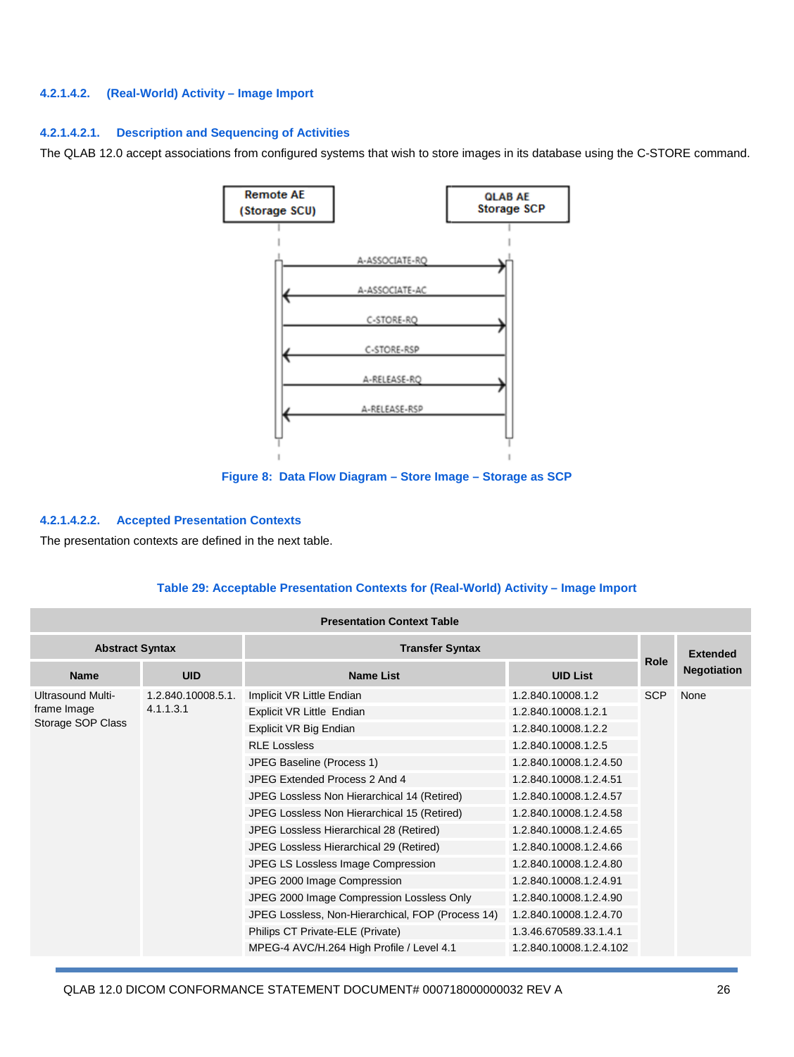#### 4.2.1.4.2. (Real-World) Activity – Image Import

##### 4.2.1.4.2.1. Description and Sequencing of Activities

The QLAB 12.0 accept associations from configured systems that wish to store images in its database using the C-STORE command.

Figure 8: Data Flow Diagram – Store Image – Storage as SCP

##### 4.2.1.4.2.2. Accepted Presentation Contexts

The presentation contexts are defined in the next table.

Table 29: Acceptable Presentation Contexts for (Real-World) Activity – Image Import

| Presentation Context Table | | | | | |
|---|---|---|---|---|---|
| Abstract Syntax | | Transfer Syntax | | Role | Extended Negotiation |
| Name | UID | Name List | UID List | | |
| Ultrasound Multi-frame Image Storage SOP Class | 1.2.840.10008.5.1.4.1.1.3.1 | Implicit VR Little Endian | 1.2.840.10008.1.2 | SCP | None |
| | | Explicit VR Little Endian | 1.2.840.10008.1.2.1 | | |
| | | Explicit VR Big Endian | 1.2.840.10008.1.2.2 | | |
| | | RLE Lossless | 1.2.840.10008.1.2.5 | | |
| | | JPEG Baseline (Process 1) | 1.2.840.10008.1.2.4.50 | | |
| | | JPEG Extended Process 2 And 4 | 1.2.840.10008.1.2.4.51 | | |
| | | JPEG Lossless Non Hierarchical 14 (Retired) | 1.2.840.10008.1.2.4.57 | | |
| | | JPEG Lossless Non Hierarchical 15 (Retired) | 1.2.840.10008.1.2.4.58 | | |
| | | JPEG Lossless Hierarchical 28 (Retired) | 1.2.840.10008.1.2.4.65 | | |
| | | JPEG Lossless Hierarchical 29 (Retired) | 1.2.840.10008.1.2.4.66 | | |
| | | JPEG LS Lossless Image Compression | 1.2.840.10008.1.2.4.80 | | |
| | | JPEG 2000 Image Compression | 1.2.840.10008.1.2.4.91 | | |
| | | JPEG 2000 Image Compression Lossless Only | 1.2.840.10008.1.2.4.90 | | |
| | | JPEG Lossless, Non-Hierarchical, FOP (Process 14) | 1.2.840.10008.1.2.4.70 | | |
| | | Philips CT Private-ELE (Private) | 1.3.46.670589.33.1.4.1 | | |
| | | MPEG-4 AVC/H.264 High Profile / Level 4.1 | 1.2.840.10008.1.2.4.102 | | |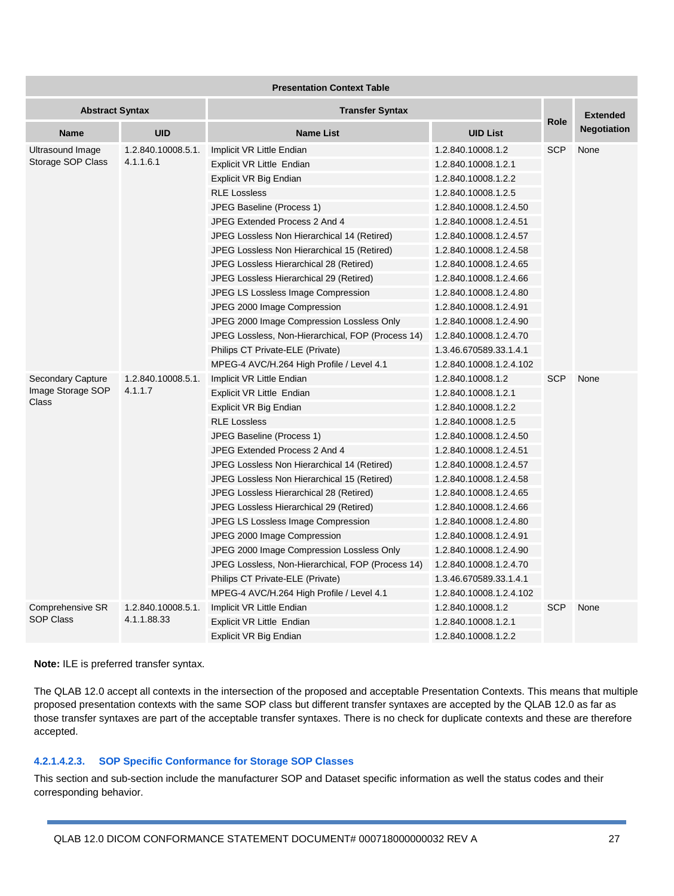| Presentation Context Table | | | | | |
|---|---|---|---|---|---|
| **Abstract Syntax** | | **Transfer Syntax** | | **Role** | **Extended Negotiation** |
| **Name** | **UID** | **Name List** | **UID List** | | |
| Ultrasound Image Storage SOP Class | 1.2.840.10008.5.1.4.1.1.6.1 | Implicit VR Little Endian | 1.2.840.10008.1.2 | SCP | None |
| | | Explicit VR Little Endian | 1.2.840.10008.1.2.1 | | |
| | | Explicit VR Big Endian | 1.2.840.10008.1.2.2 | | |
| | | RLE Lossless | 1.2.840.10008.1.2.5 | | |
| | | JPEG Baseline (Process 1) | 1.2.840.10008.1.2.4.50 | | |
| | | JPEG Extended Process 2 And 4 | 1.2.840.10008.1.2.4.51 | | |
| | | JPEG Lossless Non Hierarchical 14 (Retired) | 1.2.840.10008.1.2.4.57 | | |
| | | JPEG Lossless Non Hierarchical 15 (Retired) | 1.2.840.10008.1.2.4.58 | | |
| | | JPEG Lossless Hierarchical 28 (Retired) | 1.2.840.10008.1.2.4.65 | | |
| | | JPEG Lossless Hierarchical 29 (Retired) | 1.2.840.10008.1.2.4.66 | | |
| | | JPEG LS Lossless Image Compression | 1.2.840.10008.1.2.4.80 | | |
| | | JPEG 2000 Image Compression | 1.2.840.10008.1.2.4.91 | | |
| | | JPEG 2000 Image Compression Lossless Only | 1.2.840.10008.1.2.4.90 | | |
| | | JPEG Lossless, Non-Hierarchical, FOP (Process 14) | 1.2.840.10008.1.2.4.70 | | |
| | | Philips CT Private-ELE (Private) | 1.3.46.670589.33.1.4.1 | | |
| | | MPEG-4 AVC/H.264 High Profile / Level 4.1 | 1.2.840.10008.1.2.4.102 | | |
| Secondary Capture Image Storage SOP Class | 1.2.840.10008.5.1.4.1.1.7 | Implicit VR Little Endian | 1.2.840.10008.1.2 | SCP | None |
| | | Explicit VR Little Endian | 1.2.840.10008.1.2.1 | | |
| | | Explicit VR Big Endian | 1.2.840.10008.1.2.2 | | |
| | | RLE Lossless | 1.2.840.10008.1.2.5 | | |
| | | JPEG Baseline (Process 1) | 1.2.840.10008.1.2.4.50 | | |
| | | JPEG Extended Process 2 And 4 | 1.2.840.10008.1.2.4.51 | | |
| | | JPEG Lossless Non Hierarchical 14 (Retired) | 1.2.840.10008.1.2.4.57 | | |
| | | JPEG Lossless Non Hierarchical 15 (Retired) | 1.2.840.10008.1.2.4.58 | | |
| | | JPEG Lossless Hierarchical 28 (Retired) | 1.2.840.10008.1.2.4.65 | | |
| | | JPEG Lossless Hierarchical 29 (Retired) | 1.2.840.10008.1.2.4.66 | | |
| | | JPEG LS Lossless Image Compression | 1.2.840.10008.1.2.4.80 | | |
| | | JPEG 2000 Image Compression | 1.2.840.10008.1.2.4.91 | | |
| | | JPEG 2000 Image Compression Lossless Only | 1.2.840.10008.1.2.4.90 | | |
| | | JPEG Lossless, Non-Hierarchical, FOP (Process 14) | 1.2.840.10008.1.2.4.70 | | |
| | | Philips CT Private-ELE (Private) | 1.3.46.670589.33.1.4.1 | | |
| | | MPEG-4 AVC/H.264 High Profile / Level 4.1 | 1.2.840.10008.1.2.4.102 | | |
| Comprehensive SR SOP Class | 1.2.840.10008.5.1.4.1.1.88.33 | Implicit VR Little Endian | 1.2.840.10008.1.2 | SCP | None |
| | | Explicit VR Little Endian | 1.2.840.10008.1.2.1 | | |
| | | Explicit VR Big Endian | 1.2.840.10008.1.2.2 | | |

**Note:** ILE is preferred transfer syntax.

The QLAB 12.0 accept all contexts in the intersection of the proposed and acceptable Presentation Contexts. This means that multiple proposed presentation contexts with the same SOP class but different transfer syntaxes are accepted by the QLAB 12.0 as far as those transfer syntaxes are part of the acceptable transfer syntaxes. There is no check for duplicate contexts and these are therefore accepted.

#### 4.2.1.4.2.3. SOP Specific Conformance for Storage SOP Classes

This section and sub-section include the manufacturer SOP and Dataset specific information as well the status codes and their corresponding behavior.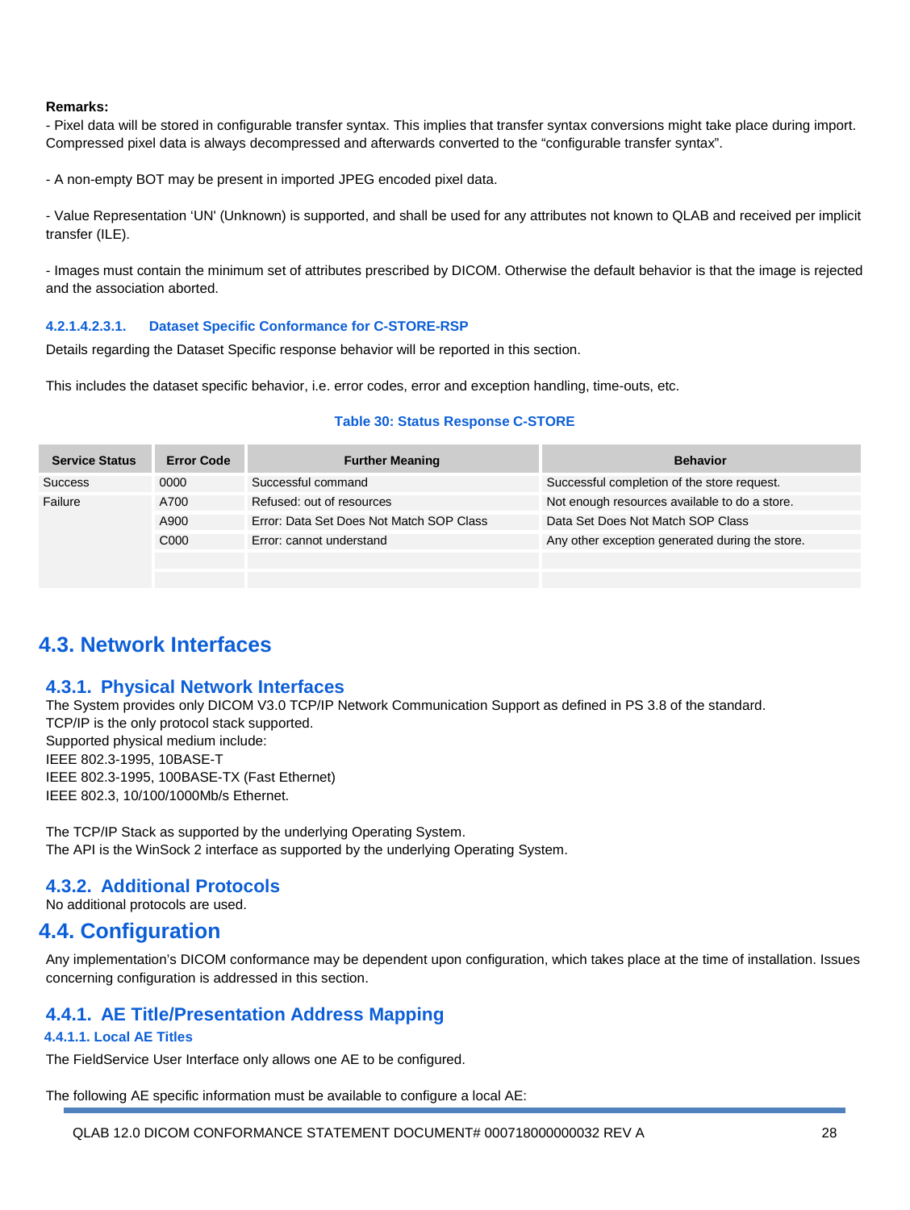**Remarks:**

- Pixel data will be stored in configurable transfer syntax. This implies that transfer syntax conversions might take place during import. Compressed pixel data is always decompressed and afterwards converted to the “configurable transfer syntax”.

- A non-empty BOT may be present in imported JPEG encoded pixel data.

- Value Representation ‘UN’ (Unknown) is supported, and shall be used for any attributes not known to QLAB and received per implicit transfer (ILE).

- Images must contain the minimum set of attributes prescribed by DICOM. Otherwise the default behavior is that the image is rejected and the association aborted.

##### 4.2.1.4.2.3.1. Dataset Specific Conformance for C-STORE-RSP

Details regarding the Dataset Specific response behavior will be reported in this section.

This includes the dataset specific behavior, i.e. error codes, error and exception handling, time-outs, etc.

**Table 30: Status Response C-STORE**

| Service Status | Error Code | Further Meaning | Behavior |
|---|---|---|---|
| Success | 0000 | Successful command | Successful completion of the store request. |
| Failure | A700 | Refused: out of resources | Not enough resources available to do a store. |
| | A900 | Error: Data Set Does Not Match SOP Class | Data Set Does Not Match SOP Class |
| | C000 | Error: cannot understand | Any other exception generated during the store. |
| | | | |
| | | | |

## 4.3. Network Interfaces

### 4.3.1. Physical Network Interfaces

The System provides only DICOM V3.0 TCP/IP Network Communication Support as defined in PS 3.8 of the standard.
TCP/IP is the only protocol stack supported.
Supported physical medium include:
IEEE 802.3-1995, 10BASE-T
IEEE 802.3-1995, 100BASE-TX (Fast Ethernet)
IEEE 802.3, 10/100/1000Mb/s Ethernet.

The TCP/IP Stack as supported by the underlying Operating System.
The API is the WinSock 2 interface as supported by the underlying Operating System.

### 4.3.2. Additional Protocols

No additional protocols are used.

## 4.4. Configuration

Any implementation's DICOM conformance may be dependent upon configuration, which takes place at the time of installation. Issues concerning configuration is addressed in this section.

### 4.4.1. AE Title/Presentation Address Mapping

#### 4.4.1.1. Local AE Titles

The FieldService User Interface only allows one AE to be configured.

The following AE specific information must be available to configure a local AE: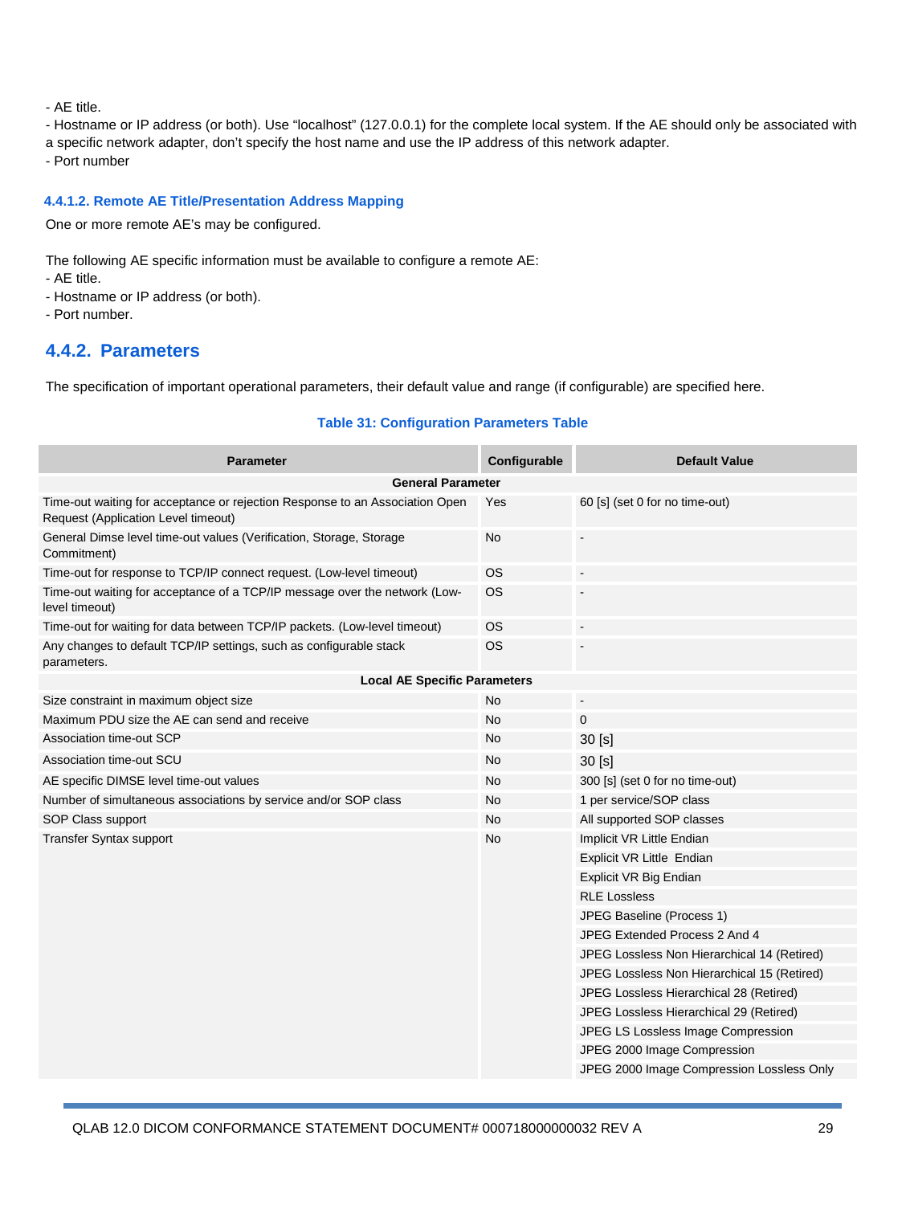- AE title.
- Hostname or IP address (or both). Use "localhost" (127.0.0.1) for the complete local system. If the AE should only be associated with a specific network adapter, don't specify the host name and use the IP address of this network adapter.
- Port number

#### 4.4.1.2. Remote AE Title/Presentation Address Mapping

One or more remote AE's may be configured.

The following AE specific information must be available to configure a remote AE:
- AE title.
- Hostname or IP address (or both).
- Port number.

### 4.4.2. Parameters

The specification of important operational parameters, their default value and range (if configurable) are specified here.

**Table 31: Configuration Parameters Table**

| Parameter | Configurable | Default Value |
|---|---|---|
| **General Parameter** | | |
| Time-out waiting for acceptance or rejection Response to an Association Open Request (Application Level timeout) | Yes | 60 [s] (set 0 for no time-out) |
| General Dimse level time-out values (Verification, Storage, Storage Commitment) | No | - |
| Time-out for response to TCP/IP connect request. (Low-level timeout) | OS | - |
| Time-out waiting for acceptance of a TCP/IP message over the network (Low-level timeout) | OS | - |
| Time-out for waiting for data between TCP/IP packets. (Low-level timeout) | OS | - |
| Any changes to default TCP/IP settings, such as configurable stack parameters. | OS | - |
| **Local AE Specific Parameters** | | |
| Size constraint in maximum object size | No | - |
| Maximum PDU size the AE can send and receive | No | 0 |
| Association time-out SCP | No | 30 [s] |
| Association time-out SCU | No | 30 [s] |
| AE specific DIMSE level time-out values | No | 300 [s] (set 0 for no time-out) |
| Number of simultaneous associations by service and/or SOP class | No | 1 per service/SOP class |
| SOP Class support | No | All supported SOP classes |
| Transfer Syntax support | No | Implicit VR Little Endian |
| | | Explicit VR Little Endian |
| | | Explicit VR Big Endian |
| | | RLE Lossless |
| | | JPEG Baseline (Process 1) |
| | | JPEG Extended Process 2 And 4 |
| | | JPEG Lossless Non Hierarchical 14 (Retired) |
| | | JPEG Lossless Non Hierarchical 15 (Retired) |
| | | JPEG Lossless Hierarchical 28 (Retired) |
| | | JPEG Lossless Hierarchical 29 (Retired) |
| | | JPEG LS Lossless Image Compression |
| | | JPEG 2000 Image Compression |
| | | JPEG 2000 Image Compression Lossless Only |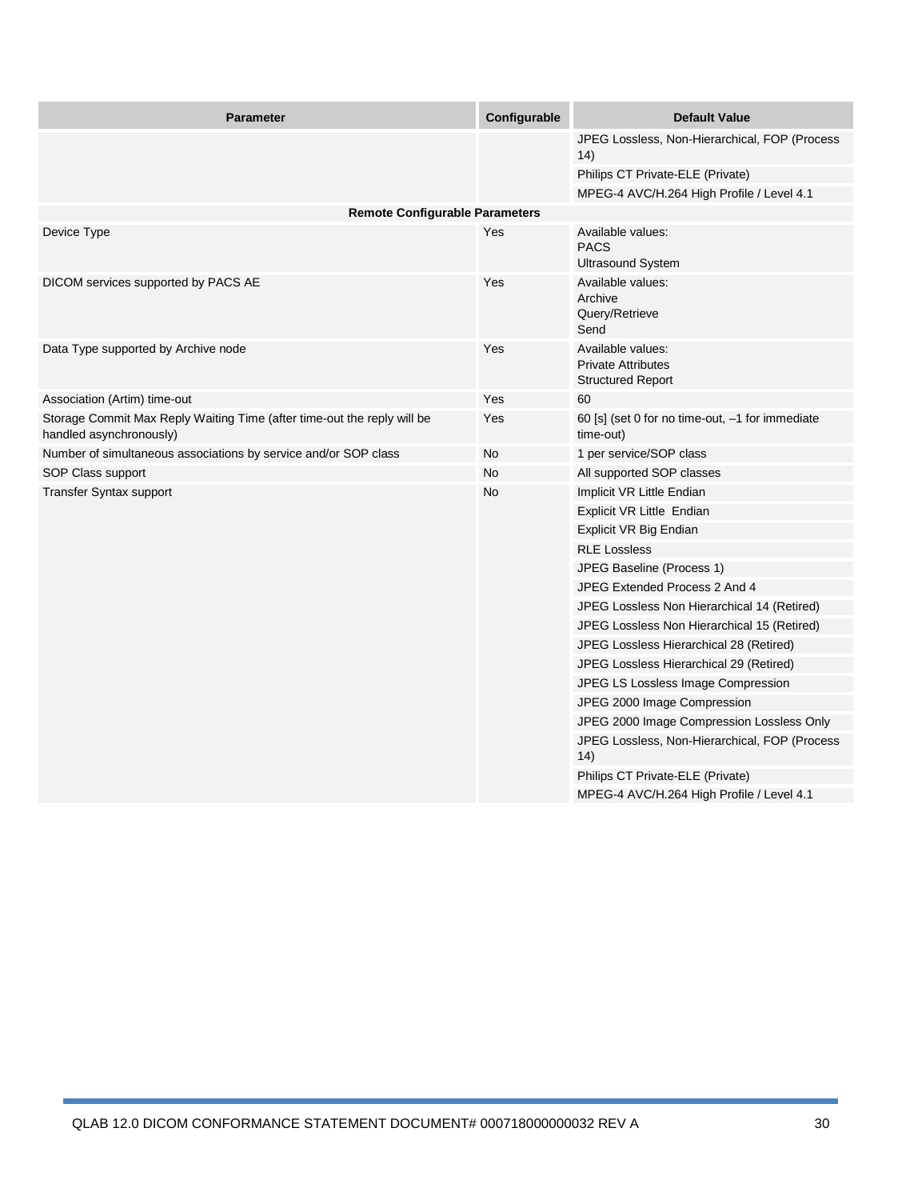| Parameter | Configurable | Default Value |
|---|---|---|
| | | JPEG Lossless, Non-Hierarchical, FOP (Process 14) |
| | | Philips CT Private-ELE (Private) |
| | | MPEG-4 AVC/H.264 High Profile / Level 4.1 |
| **Remote Configurable Parameters** | | |
| Device Type | Yes | Available values:<br>PACS<br>Ultrasound System |
| DICOM services supported by PACS AE | Yes | Available values:<br>Archive<br>Query/Retrieve<br>Send |
| Data Type supported by Archive node | Yes | Available values:<br>Private Attributes<br>Structured Report |
| Association (Artim) time-out | Yes | 60 |
| Storage Commit Max Reply Waiting Time (after time-out the reply will be handled asynchronously) | Yes | 60 [s] (set 0 for no time-out, –1 for immediate time-out) |
| Number of simultaneous associations by service and/or SOP class | No | 1 per service/SOP class |
| SOP Class support | No | All supported SOP classes |
| Transfer Syntax support | No | Implicit VR Little Endian |
| | | Explicit VR Little Endian |
| | | Explicit VR Big Endian |
| | | RLE Lossless |
| | | JPEG Baseline (Process 1) |
| | | JPEG Extended Process 2 And 4 |
| | | JPEG Lossless Non Hierarchical 14 (Retired) |
| | | JPEG Lossless Non Hierarchical 15 (Retired) |
| | | JPEG Lossless Hierarchical 28 (Retired) |
| | | JPEG Lossless Hierarchical 29 (Retired) |
| | | JPEG LS Lossless Image Compression |
| | | JPEG 2000 Image Compression |
| | | JPEG 2000 Image Compression Lossless Only |
| | | JPEG Lossless, Non-Hierarchical, FOP (Process 14) |
| | | Philips CT Private-ELE (Private) |
| | | MPEG-4 AVC/H.264 High Profile / Level 4.1 |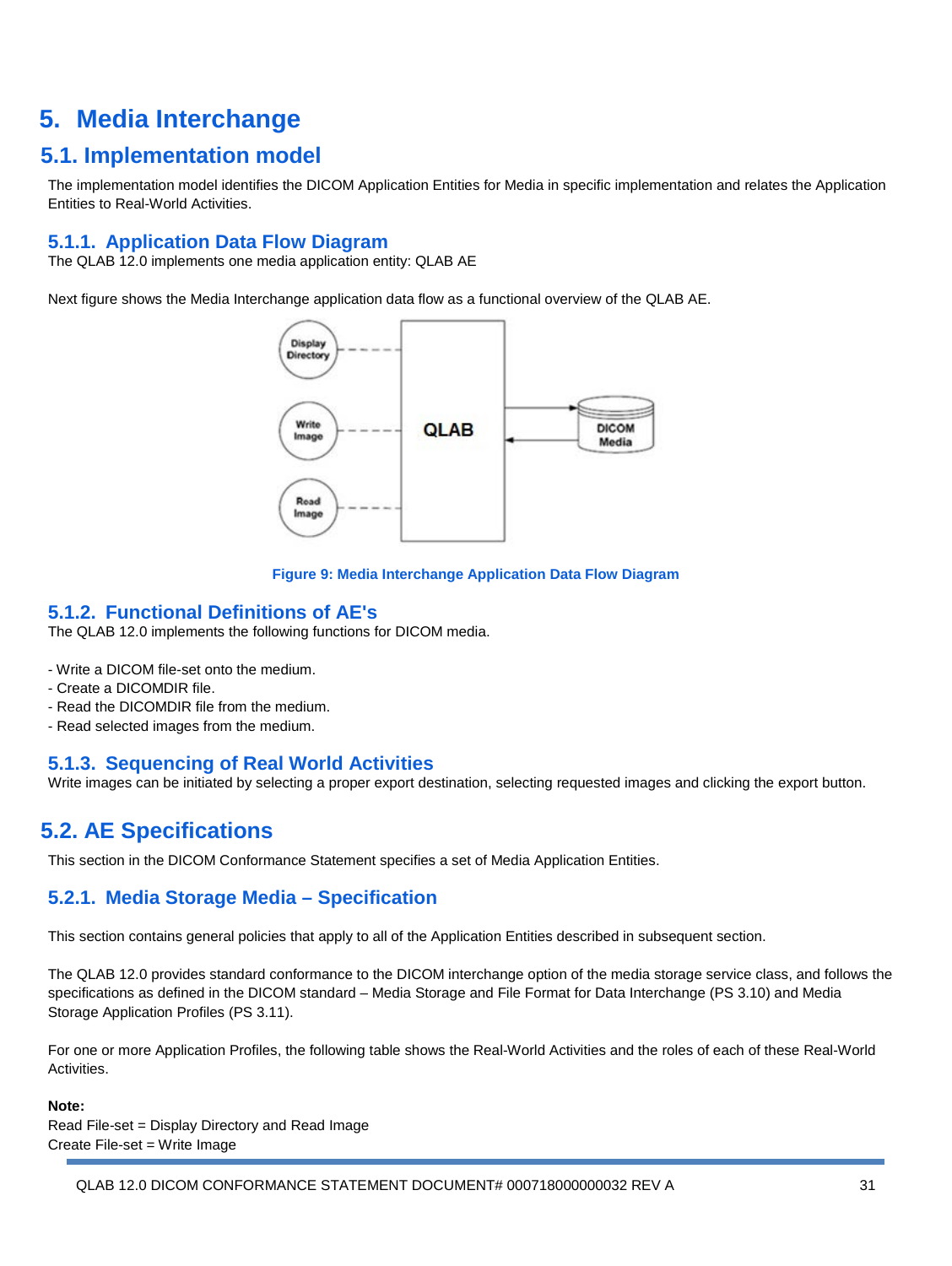# 5. Media Interchange

## 5.1. Implementation model

The implementation model identifies the DICOM Application Entities for Media in specific implementation and relates the Application Entities to Real-World Activities.

### 5.1.1. Application Data Flow Diagram

The QLAB 12.0 implements one media application entity: QLAB AE

Next figure shows the Media Interchange application data flow as a functional overview of the QLAB AE.

Figure 9: Media Interchange Application Data Flow Diagram

### 5.1.2. Functional Definitions of AE's

The QLAB 12.0 implements the following functions for DICOM media.

- Write a DICOM file-set onto the medium.
- Create a DICOMDIR file.
- Read the DICOMDIR file from the medium.
- Read selected images from the medium.

### 5.1.3. Sequencing of Real World Activities

Write images can be initiated by selecting a proper export destination, selecting requested images and clicking the export button.

## 5.2. AE Specifications

This section in the DICOM Conformance Statement specifies a set of Media Application Entities.

### 5.2.1. Media Storage Media – Specification

This section contains general policies that apply to all of the Application Entities described in subsequent section.

The QLAB 12.0 provides standard conformance to the DICOM interchange option of the media storage service class, and follows the specifications as defined in the DICOM standard – Media Storage and File Format for Data Interchange (PS 3.10) and Media Storage Application Profiles (PS 3.11).

For one or more Application Profiles, the following table shows the Real-World Activities and the roles of each of these Real-World Activities.

**Note:**
Read File-set = Display Directory and Read Image
Create File-set = Write Image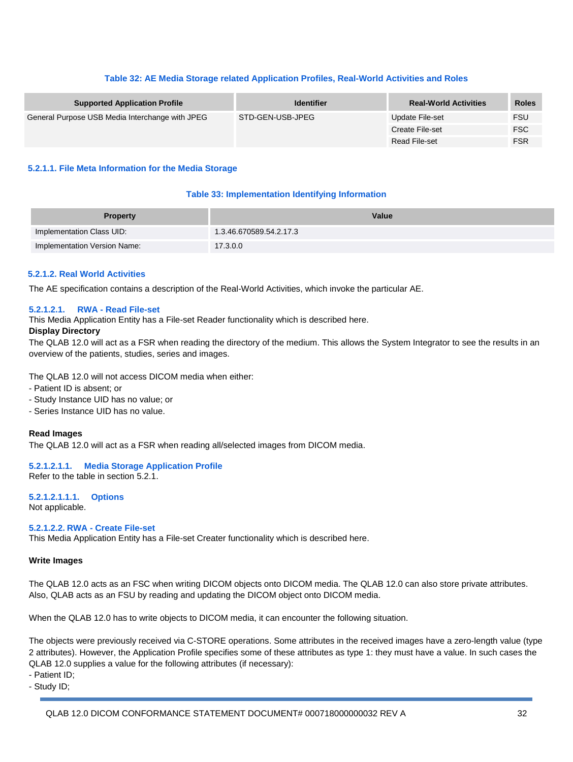**Table 32: AE Media Storage related Application Profiles, Real-World Activities and Roles**

| Supported Application Profile | Identifier | Real-World Activities | Roles |
|---|---|---|---|
| General Purpose USB Media Interchange with JPEG | STD-GEN-USB-JPEG | Update File-set | FSU |
| | | Create File-set | FSC |
| | | Read File-set | FSR |

#### 5.2.1.1. File Meta Information for the Media Storage

**Table 33: Implementation Identifying Information**

| Property | Value |
|---|---|
| Implementation Class UID: | 1.3.46.670589.54.2.17.3 |
| Implementation Version Name: | 17.3.0.0 |

#### 5.2.1.2. Real World Activities

The AE specification contains a description of the Real-World Activities, which invoke the particular AE.

##### 5.2.1.2.1. RWA - Read File-set

This Media Application Entity has a File-set Reader functionality which is described here.

**Display Directory**

The QLAB 12.0 will act as a FSR when reading the directory of the medium. This allows the System Integrator to see the results in an overview of the patients, studies, series and images.

The QLAB 12.0 will not access DICOM media when either:
- Patient ID is absent; or
- Study Instance UID has no value; or
- Series Instance UID has no value.

**Read Images**

The QLAB 12.0 will act as a FSR when reading all/selected images from DICOM media.

###### 5.2.1.2.1.1. Media Storage Application Profile

Refer to the table in section 5.2.1.

###### 5.2.1.2.1.1.1. Options

Not applicable.

##### 5.2.1.2.2. RWA - Create File-set

This Media Application Entity has a File-set Creater functionality which is described here.

**Write Images**

The QLAB 12.0 acts as an FSC when writing DICOM objects onto DICOM media. The QLAB 12.0 can also store private attributes. Also, QLAB acts as an FSU by reading and updating the DICOM object onto DICOM media.

When the QLAB 12.0 has to write objects to DICOM media, it can encounter the following situation.

The objects were previously received via C-STORE operations. Some attributes in the received images have a zero-length value (type 2 attributes). However, the Application Profile specifies some of these attributes as type 1: they must have a value. In such cases the QLAB 12.0 supplies a value for the following attributes (if necessary):
- Patient ID;
- Study ID;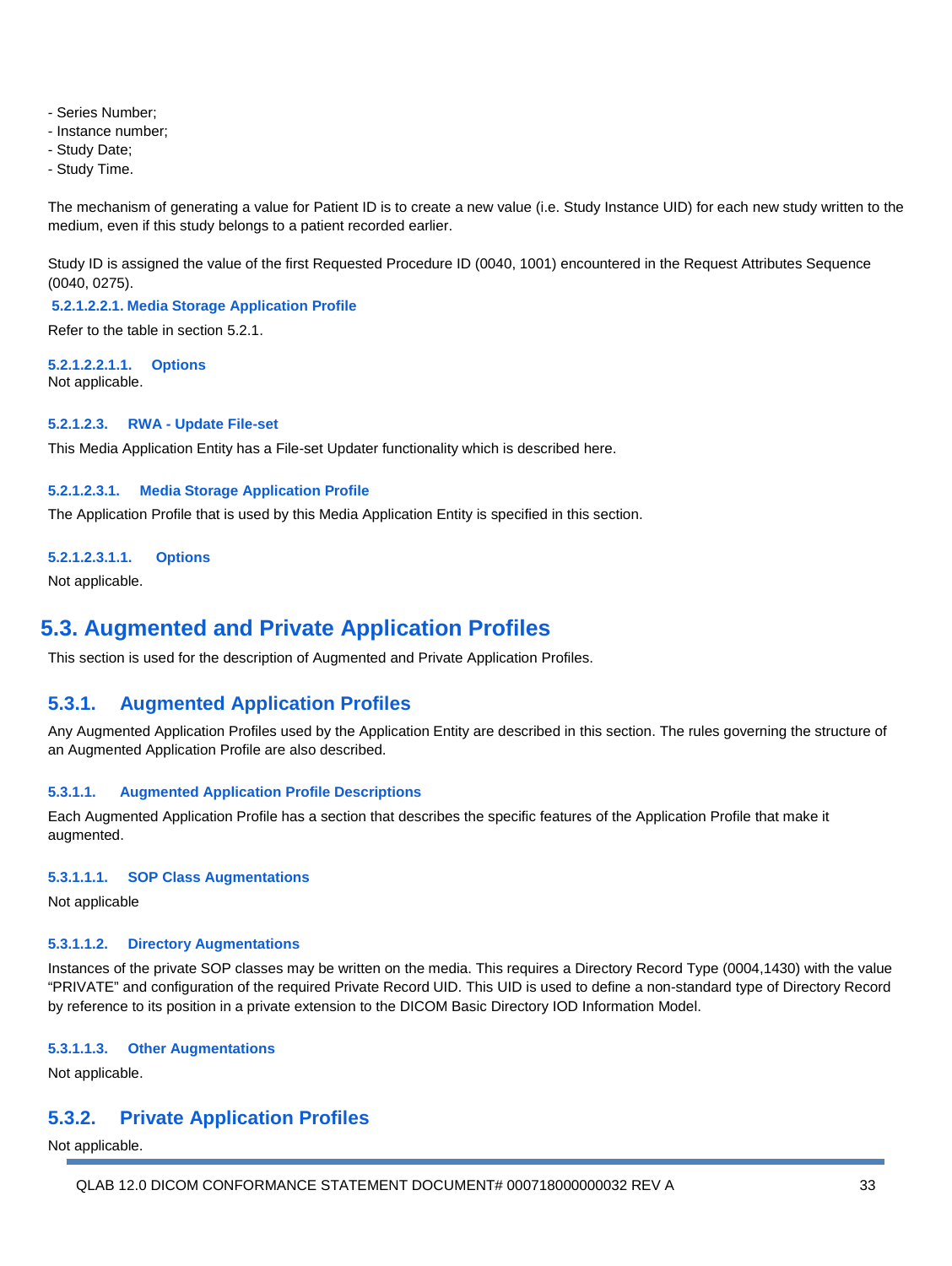- Series Number;
- Instance number;
- Study Date;
- Study Time.

The mechanism of generating a value for Patient ID is to create a new value (i.e. Study Instance UID) for each new study written to the medium, even if this study belongs to a patient recorded earlier.

Study ID is assigned the value of the first Requested Procedure ID (0040, 1001) encountered in the Request Attributes Sequence (0040, 0275).

###### 5.2.1.2.2.1. Media Storage Application Profile

Refer to the table in section 5.2.1.

###### 5.2.1.2.2.1.1. Options

Not applicable.

##### 5.2.1.2.3. RWA - Update File-set

This Media Application Entity has a File-set Updater functionality which is described here.

###### 5.2.1.2.3.1. Media Storage Application Profile

The Application Profile that is used by this Media Application Entity is specified in this section.

###### 5.2.1.2.3.1.1. Options

Not applicable.

## 5.3. Augmented and Private Application Profiles

This section is used for the description of Augmented and Private Application Profiles.

### 5.3.1. Augmented Application Profiles

Any Augmented Application Profiles used by the Application Entity are described in this section. The rules governing the structure of an Augmented Application Profile are also described.

#### 5.3.1.1. Augmented Application Profile Descriptions

Each Augmented Application Profile has a section that describes the specific features of the Application Profile that make it augmented.

##### 5.3.1.1.1. SOP Class Augmentations

Not applicable

##### 5.3.1.1.2. Directory Augmentations

Instances of the private SOP classes may be written on the media. This requires a Directory Record Type (0004,1430) with the value "PRIVATE" and configuration of the required Private Record UID. This UID is used to define a non-standard type of Directory Record by reference to its position in a private extension to the DICOM Basic Directory IOD Information Model.

##### 5.3.1.1.3. Other Augmentations

Not applicable.

### 5.3.2. Private Application Profiles

Not applicable.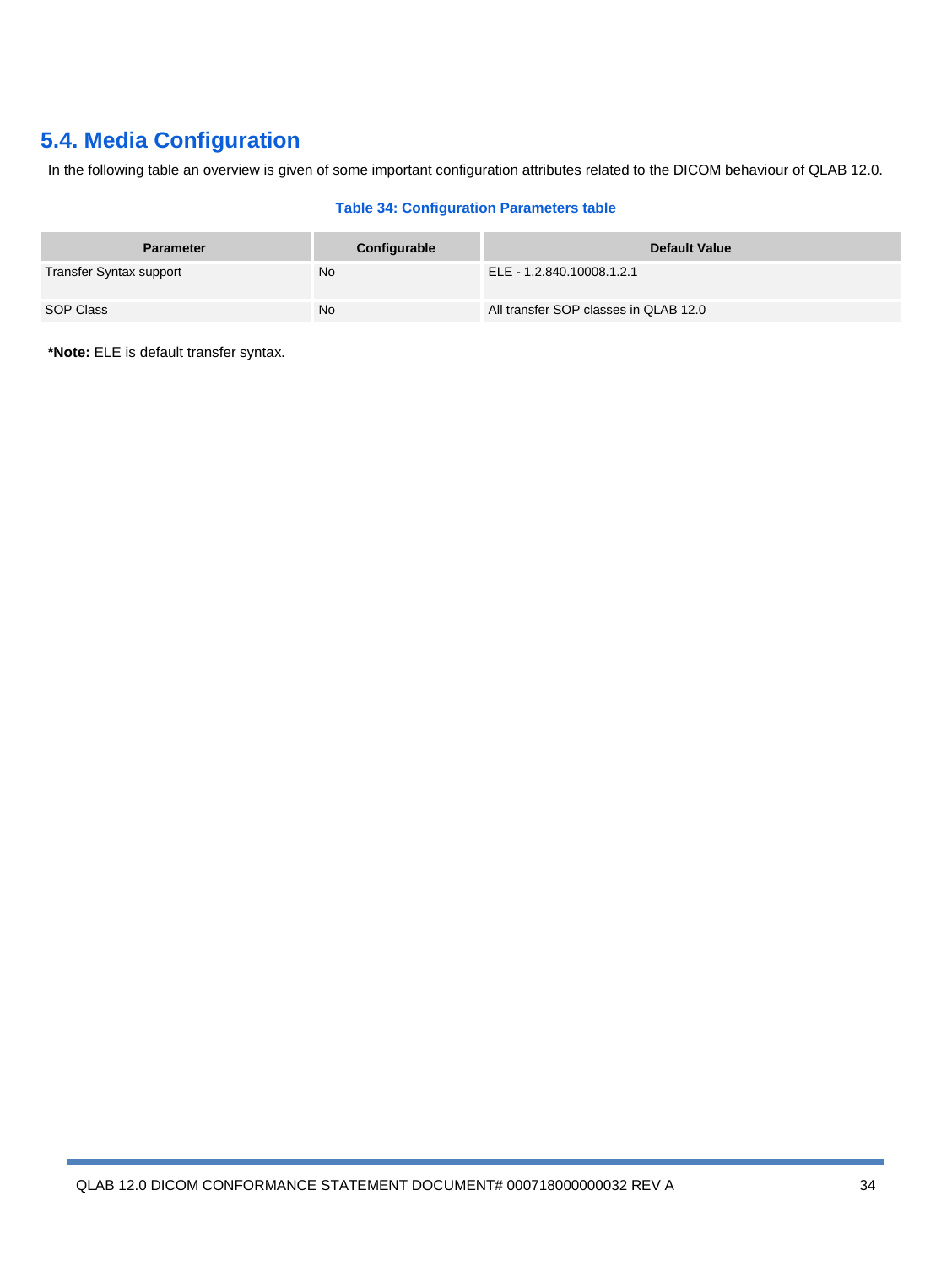## 5.4. Media Configuration

In the following table an overview is given of some important configuration attributes related to the DICOM behaviour of QLAB 12.0.

**Table 34: Configuration Parameters table**

| Parameter | Configurable | Default Value |
|---|---|---|
| Transfer Syntax support | No | ELE - 1.2.840.10008.1.2.1 |
| SOP Class | No | All transfer SOP classes in QLAB 12.0 |

***Note:** ELE is default transfer syntax.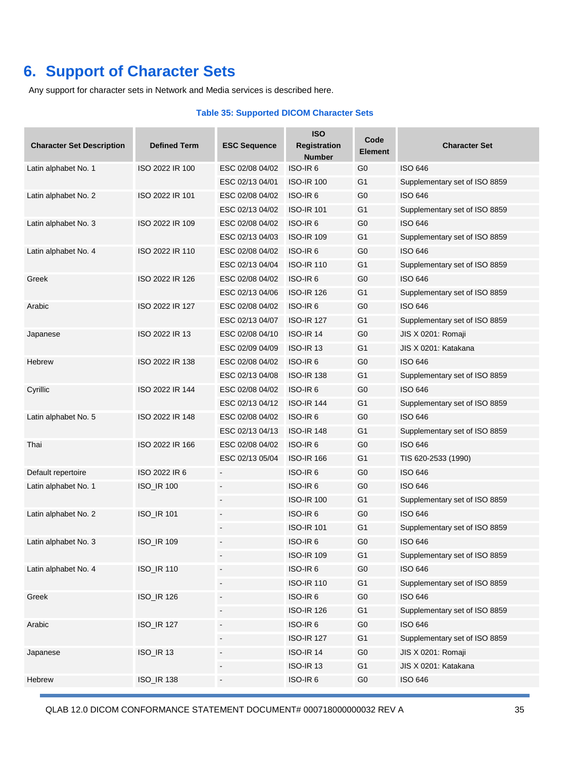# 6. Support of Character Sets

Any support for character sets in Network and Media services is described here.

**Table 35: Supported DICOM Character Sets**

| Character Set Description | Defined Term | ESC Sequence | ISO Registration Number | Code Element | Character Set |
|---|---|---|---|---|---|
| Latin alphabet No. 1 | ISO 2022 IR 100 | ESC 02/08 04/02 | ISO-IR 6 | G0 | ISO 646 |
| | | ESC 02/13 04/01 | ISO-IR 100 | G1 | Supplementary set of ISO 8859 |
| Latin alphabet No. 2 | ISO 2022 IR 101 | ESC 02/08 04/02 | ISO-IR 6 | G0 | ISO 646 |
| | | ESC 02/13 04/02 | ISO-IR 101 | G1 | Supplementary set of ISO 8859 |
| Latin alphabet No. 3 | ISO 2022 IR 109 | ESC 02/08 04/02 | ISO-IR 6 | G0 | ISO 646 |
| | | ESC 02/13 04/03 | ISO-IR 109 | G1 | Supplementary set of ISO 8859 |
| Latin alphabet No. 4 | ISO 2022 IR 110 | ESC 02/08 04/02 | ISO-IR 6 | G0 | ISO 646 |
| | | ESC 02/13 04/04 | ISO-IR 110 | G1 | Supplementary set of ISO 8859 |
| Greek | ISO 2022 IR 126 | ESC 02/08 04/02 | ISO-IR 6 | G0 | ISO 646 |
| | | ESC 02/13 04/06 | ISO-IR 126 | G1 | Supplementary set of ISO 8859 |
| Arabic | ISO 2022 IR 127 | ESC 02/08 04/02 | ISO-IR 6 | G0 | ISO 646 |
| | | ESC 02/13 04/07 | ISO-IR 127 | G1 | Supplementary set of ISO 8859 |
| Japanese | ISO 2022 IR 13 | ESC 02/08 04/10 | ISO-IR 14 | G0 | JIS X 0201: Romaji |
| | | ESC 02/09 04/09 | ISO-IR 13 | G1 | JIS X 0201: Katakana |
| Hebrew | ISO 2022 IR 138 | ESC 02/08 04/02 | ISO-IR 6 | G0 | ISO 646 |
| | | ESC 02/13 04/08 | ISO-IR 138 | G1 | Supplementary set of ISO 8859 |
| Cyrillic | ISO 2022 IR 144 | ESC 02/08 04/02 | ISO-IR 6 | G0 | ISO 646 |
| | | ESC 02/13 04/12 | ISO-IR 144 | G1 | Supplementary set of ISO 8859 |
| Latin alphabet No. 5 | ISO 2022 IR 148 | ESC 02/08 04/02 | ISO-IR 6 | G0 | ISO 646 |
| | | ESC 02/13 04/13 | ISO-IR 148 | G1 | Supplementary set of ISO 8859 |
| Thai | ISO 2022 IR 166 | ESC 02/08 04/02 | ISO-IR 6 | G0 | ISO 646 |
| | | ESC 02/13 05/04 | ISO-IR 166 | G1 | TIS 620-2533 (1990) |
| Default repertoire | ISO 2022 IR 6 | - | ISO-IR 6 | G0 | ISO 646 |
| Latin alphabet No. 1 | ISO_IR 100 | - | ISO-IR 6 | G0 | ISO 646 |
| | | - | ISO-IR 100 | G1 | Supplementary set of ISO 8859 |
| Latin alphabet No. 2 | ISO_IR 101 | - | ISO-IR 6 | G0 | ISO 646 |
| | | - | ISO-IR 101 | G1 | Supplementary set of ISO 8859 |
| Latin alphabet No. 3 | ISO_IR 109 | - | ISO-IR 6 | G0 | ISO 646 |
| | | - | ISO-IR 109 | G1 | Supplementary set of ISO 8859 |
| Latin alphabet No. 4 | ISO_IR 110 | - | ISO-IR 6 | G0 | ISO 646 |
| | | - | ISO-IR 110 | G1 | Supplementary set of ISO 8859 |
| Greek | ISO_IR 126 | - | ISO-IR 6 | G0 | ISO 646 |
| | | - | ISO-IR 126 | G1 | Supplementary set of ISO 8859 |
| Arabic | ISO_IR 127 | - | ISO-IR 6 | G0 | ISO 646 |
| | | - | ISO-IR 127 | G1 | Supplementary set of ISO 8859 |
| Japanese | ISO_IR 13 | - | ISO-IR 14 | G0 | JIS X 0201: Romaji |
| | | - | ISO-IR 13 | G1 | JIS X 0201: Katakana |
| Hebrew | ISO_IR 138 | - | ISO-IR 6 | G0 | ISO 646 |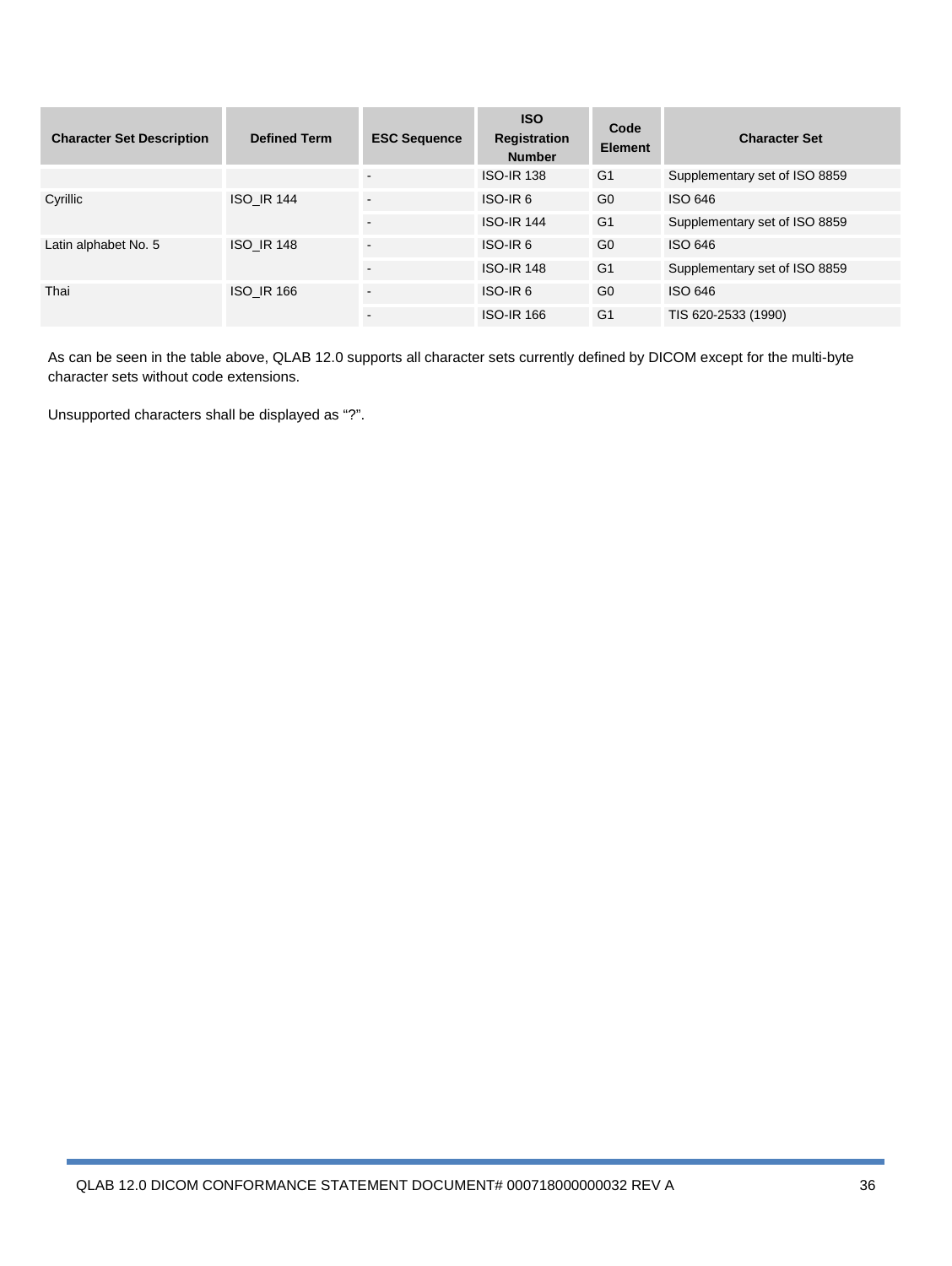| Character Set Description | Defined Term | ESC Sequence | ISO Registration Number | Code Element | Character Set |
|---|---|---|---|---|---|
| | | - | ISO-IR 138 | G1 | Supplementary set of ISO 8859 |
| Cyrillic | ISO_IR 144 | - | ISO-IR 6 | G0 | ISO 646 |
| | | - | ISO-IR 144 | G1 | Supplementary set of ISO 8859 |
| Latin alphabet No. 5 | ISO_IR 148 | - | ISO-IR 6 | G0 | ISO 646 |
| | | - | ISO-IR 148 | G1 | Supplementary set of ISO 8859 |
| Thai | ISO_IR 166 | - | ISO-IR 6 | G0 | ISO 646 |
| | | - | ISO-IR 166 | G1 | TIS 620-2533 (1990) |

As can be seen in the table above, QLAB 12.0 supports all character sets currently defined by DICOM except for the multi-byte character sets without code extensions.

Unsupported characters shall be displayed as “?”.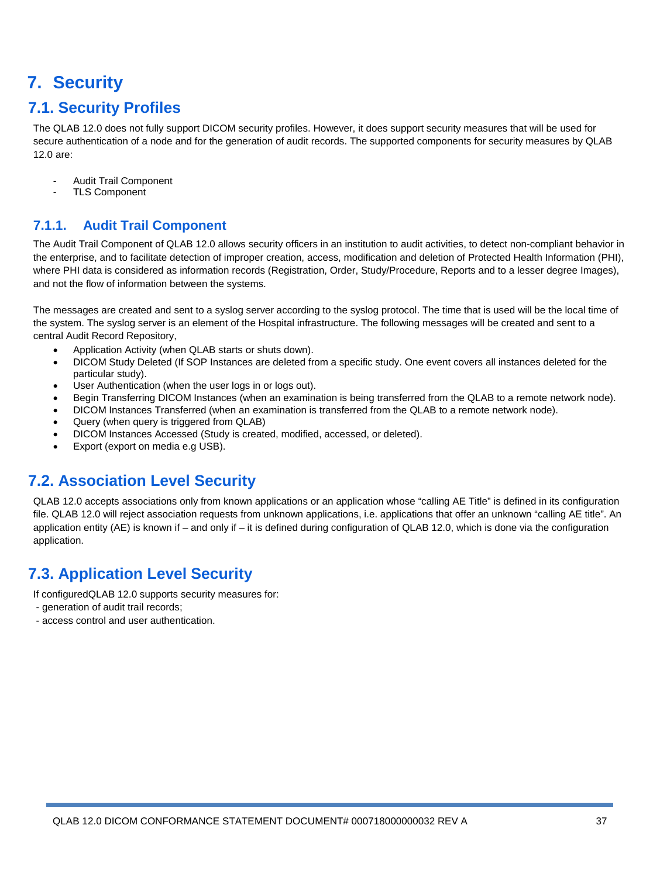# 7. Security

## 7.1. Security Profiles

The QLAB 12.0 does not fully support DICOM security profiles. However, it does support security measures that will be used for secure authentication of a node and for the generation of audit records. The supported components for security measures by QLAB 12.0 are:

- Audit Trail Component
- TLS Component

### 7.1.1. Audit Trail Component

The Audit Trail Component of QLAB 12.0 allows security officers in an institution to audit activities, to detect non-compliant behavior in the enterprise, and to facilitate detection of improper creation, access, modification and deletion of Protected Health Information (PHI), where PHI data is considered as information records (Registration, Order, Study/Procedure, Reports and to a lesser degree Images), and not the flow of information between the systems.

The messages are created and sent to a syslog server according to the syslog protocol. The time that is used will be the local time of the system. The syslog server is an element of the Hospital infrastructure. The following messages will be created and sent to a central Audit Record Repository,

- Application Activity (when QLAB starts or shuts down).
- DICOM Study Deleted (If SOP Instances are deleted from a specific study. One event covers all instances deleted for the particular study).
- User Authentication (when the user logs in or logs out).
- Begin Transferring DICOM Instances (when an examination is being transferred from the QLAB to a remote network node).
- DICOM Instances Transferred (when an examination is transferred from the QLAB to a remote network node).
- Query (when query is triggered from QLAB)
- DICOM Instances Accessed (Study is created, modified, accessed, or deleted).
- Export (export on media e.g USB).

## 7.2. Association Level Security

QLAB 12.0 accepts associations only from known applications or an application whose “calling AE Title” is defined in its configuration file. QLAB 12.0 will reject association requests from unknown applications, i.e. applications that offer an unknown “calling AE title”. An application entity (AE) is known if – and only if – it is defined during configuration of QLAB 12.0, which is done via the configuration application.

## 7.3. Application Level Security

If configuredQLAB 12.0 supports security measures for:

- generation of audit trail records;
- access control and user authentication.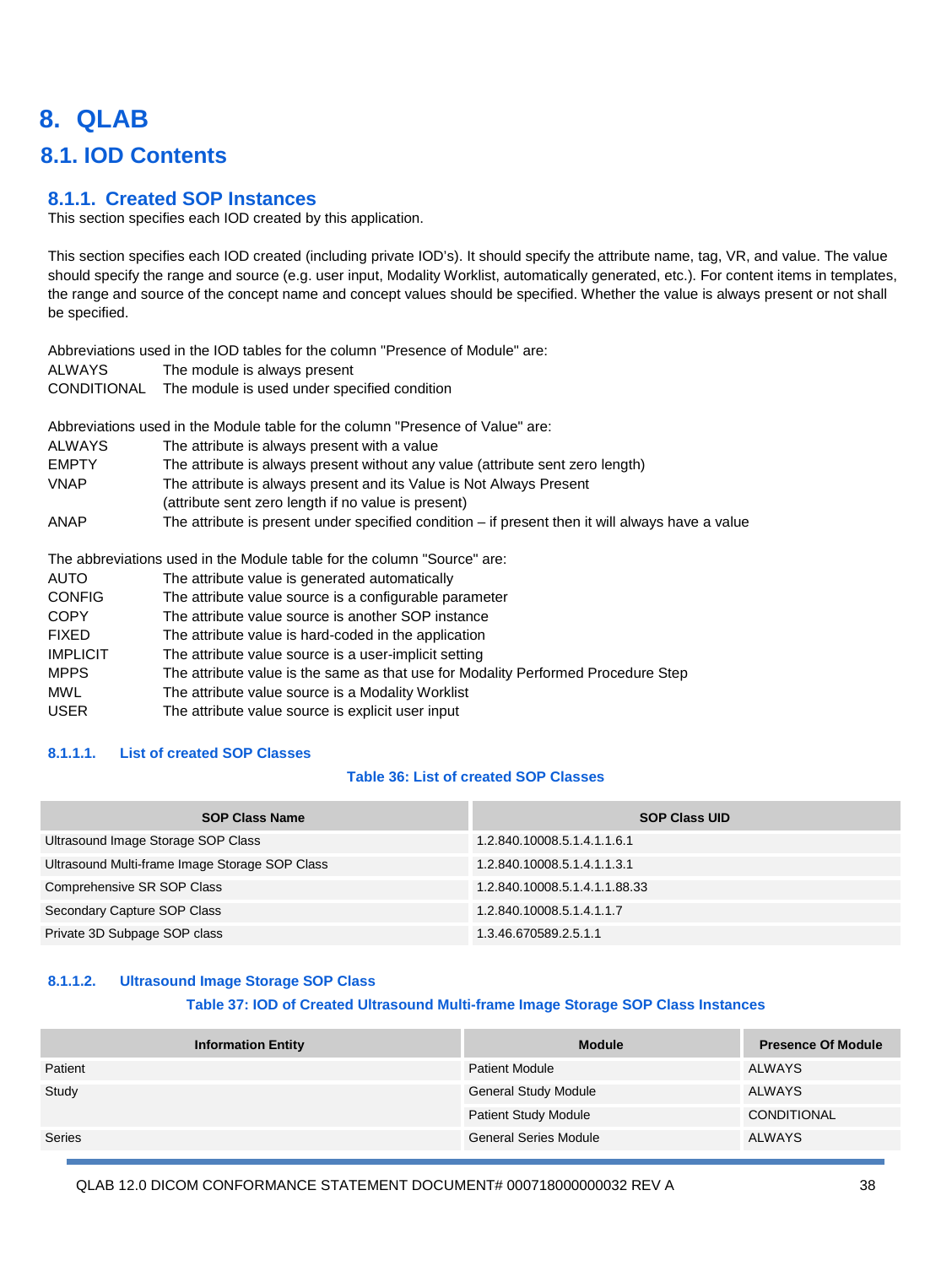# 8. QLAB

## 8.1. IOD Contents

### 8.1.1. Created SOP Instances

This section specifies each IOD created by this application.

This section specifies each IOD created (including private IOD's). It should specify the attribute name, tag, VR, and value. The value should specify the range and source (e.g. user input, Modality Worklist, automatically generated, etc.). For content items in templates, the range and source of the concept name and concept values should be specified. Whether the value is always present or not shall be specified.

Abbreviations used in the IOD tables for the column "Presence of Module" are:

| | |
|---|---|
| ALWAYS | The module is always present |
| CONDITIONAL | The module is used under specified condition |

Abbreviations used in the Module table for the column "Presence of Value" are:

| | |
|---|---|
| ALWAYS | The attribute is always present with a value |
| EMPTY | The attribute is always present without any value (attribute sent zero length) |
| VNAP | The attribute is always present and its Value is Not Always Present (attribute sent zero length if no value is present) |
| ANAP | The attribute is present under specified condition – if present then it will always have a value |

The abbreviations used in the Module table for the column "Source" are:

| | |
|---|---|
| AUTO | The attribute value is generated automatically |
| CONFIG | The attribute value source is a configurable parameter |
| COPY | The attribute value source is another SOP instance |
| FIXED | The attribute value is hard-coded in the application |
| IMPLICIT | The attribute value source is a user-implicit setting |
| MPPS | The attribute value is the same as that use for Modality Performed Procedure Step |
| MWL | The attribute value source is a Modality Worklist |
| USER | The attribute value source is explicit user input |

#### 8.1.1.1. List of created SOP Classes

**Table 36: List of created SOP Classes**

| SOP Class Name | SOP Class UID |
|---|---|
| Ultrasound Image Storage SOP Class | 1.2.840.10008.5.1.4.1.1.6.1 |
| Ultrasound Multi-frame Image Storage SOP Class | 1.2.840.10008.5.1.4.1.1.3.1 |
| Comprehensive SR SOP Class | 1.2.840.10008.5.1.4.1.1.88.33 |
| Secondary Capture SOP Class | 1.2.840.10008.5.1.4.1.1.7 |
| Private 3D Subpage SOP class | 1.3.46.670589.2.5.1.1 |

#### 8.1.1.2. Ultrasound Image Storage SOP Class

**Table 37: IOD of Created Ultrasound Multi-frame Image Storage SOP Class Instances**

| Information Entity | Module | Presence Of Module |
|---|---|---|
| Patient | Patient Module | ALWAYS |
| Study | General Study Module | ALWAYS |
| | Patient Study Module | CONDITIONAL |
| Series | General Series Module | ALWAYS |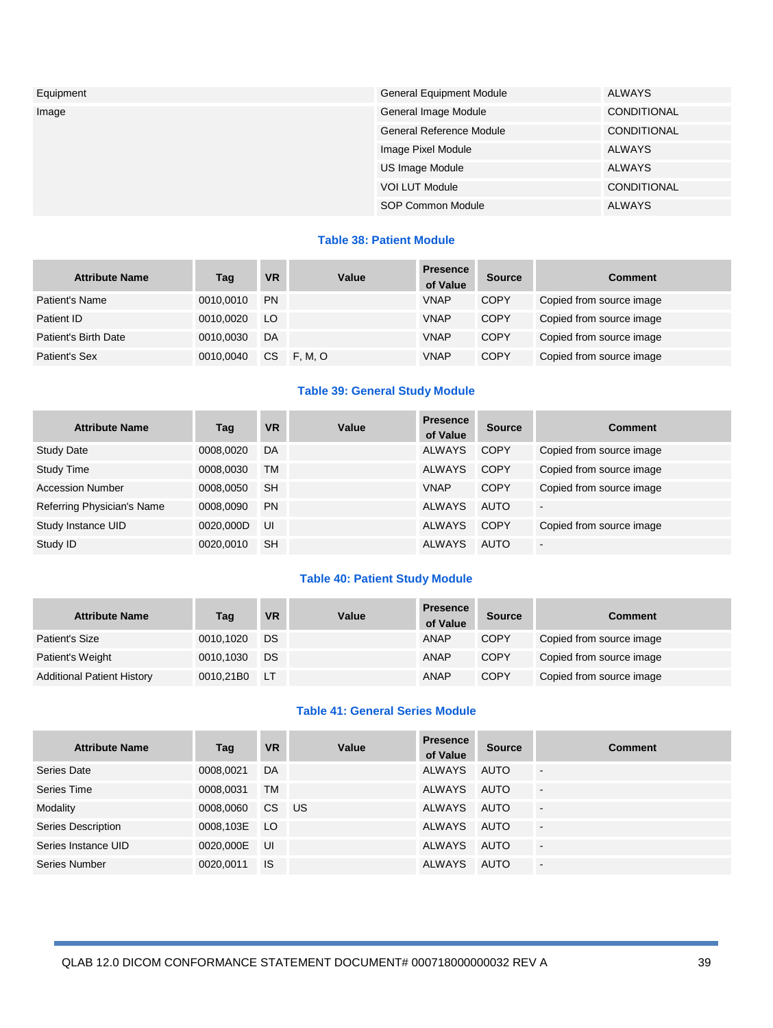| | | |
|---|---|---|
| Equipment | General Equipment Module | ALWAYS |
| Image | General Image Module | CONDITIONAL |
| | General Reference Module | CONDITIONAL |
| | Image Pixel Module | ALWAYS |
| | US Image Module | ALWAYS |
| | VOI LUT Module | CONDITIONAL |
| | SOP Common Module | ALWAYS |

**Table 38: Patient Module**

| Attribute Name | Tag | VR | Value | Presence of Value | Source | Comment |
|---|---|---|---|---|---|---|
| Patient's Name | 0010,0010 | PN | | VNAP | COPY | Copied from source image |
| Patient ID | 0010,0020 | LO | | VNAP | COPY | Copied from source image |
| Patient's Birth Date | 0010,0030 | DA | | VNAP | COPY | Copied from source image |
| Patient's Sex | 0010,0040 | CS | F, M, O | VNAP | COPY | Copied from source image |

**Table 39: General Study Module**

| Attribute Name | Tag | VR | Value | Presence of Value | Source | Comment |
|---|---|---|---|---|---|---|
| Study Date | 0008,0020 | DA | | ALWAYS | COPY | Copied from source image |
| Study Time | 0008,0030 | TM | | ALWAYS | COPY | Copied from source image |
| Accession Number | 0008,0050 | SH | | VNAP | COPY | Copied from source image |
| Referring Physician's Name | 0008,0090 | PN | | ALWAYS | AUTO | - |
| Study Instance UID | 0020,000D | UI | | ALWAYS | COPY | Copied from source image |
| Study ID | 0020,0010 | SH | | ALWAYS | AUTO | - |

**Table 40: Patient Study Module**

| Attribute Name | Tag | VR | Value | Presence of Value | Source | Comment |
|---|---|---|---|---|---|---|
| Patient's Size | 0010,1020 | DS | | ANAP | COPY | Copied from source image |
| Patient's Weight | 0010,1030 | DS | | ANAP | COPY | Copied from source image |
| Additional Patient History | 0010,21B0 | LT | | ANAP | COPY | Copied from source image |

**Table 41: General Series Module**

| Attribute Name | Tag | VR | Value | Presence of Value | Source | Comment |
|---|---|---|---|---|---|---|
| Series Date | 0008,0021 | DA | | ALWAYS | AUTO | - |
| Series Time | 0008,0031 | TM | | ALWAYS | AUTO | - |
| Modality | 0008,0060 | CS | US | ALWAYS | AUTO | - |
| Series Description | 0008,103E | LO | | ALWAYS | AUTO | - |
| Series Instance UID | 0020,000E | UI | | ALWAYS | AUTO | - |
| Series Number | 0020,0011 | IS | | ALWAYS | AUTO | - |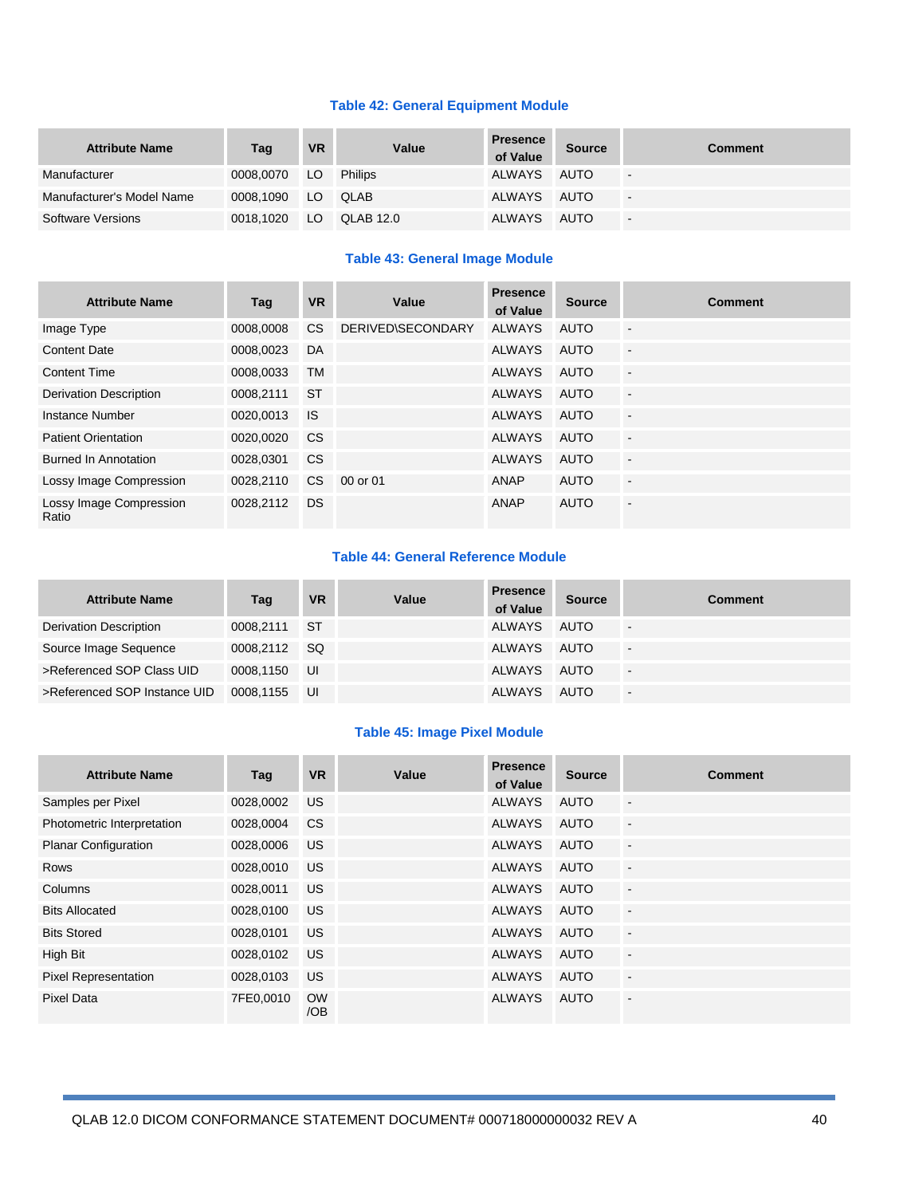**Table 42: General Equipment Module**

| Attribute Name | Tag | VR | Value | Presence of Value | Source | Comment |
|---|---|---|---|---|---|---|
| Manufacturer | 0008,0070 | LO | Philips | ALWAYS | AUTO | - |
| Manufacturer's Model Name | 0008,1090 | LO | QLAB | ALWAYS | AUTO | - |
| Software Versions | 0018,1020 | LO | QLAB 12.0 | ALWAYS | AUTO | - |

**Table 43: General Image Module**

| Attribute Name | Tag | VR | Value | Presence of Value | Source | Comment |
|---|---|---|---|---|---|---|
| Image Type | 0008,0008 | CS | DERIVED\SECONDARY | ALWAYS | AUTO | - |
| Content Date | 0008,0023 | DA | | ALWAYS | AUTO | - |
| Content Time | 0008,0033 | TM | | ALWAYS | AUTO | - |
| Derivation Description | 0008,2111 | ST | | ALWAYS | AUTO | - |
| Instance Number | 0020,0013 | IS | | ALWAYS | AUTO | - |
| Patient Orientation | 0020,0020 | CS | | ALWAYS | AUTO | - |
| Burned In Annotation | 0028,0301 | CS | | ALWAYS | AUTO | - |
| Lossy Image Compression | 0028,2110 | CS | 00 or 01 | ANAP | AUTO | - |
| Lossy Image Compression Ratio | 0028,2112 | DS | | ANAP | AUTO | - |

**Table 44: General Reference Module**

| Attribute Name | Tag | VR | Value | Presence of Value | Source | Comment |
|---|---|---|---|---|---|---|
| Derivation Description | 0008,2111 | ST | | ALWAYS | AUTO | - |
| Source Image Sequence | 0008,2112 | SQ | | ALWAYS | AUTO | - |
| >Referenced SOP Class UID | 0008,1150 | UI | | ALWAYS | AUTO | - |
| >Referenced SOP Instance UID | 0008,1155 | UI | | ALWAYS | AUTO | - |

**Table 45: Image Pixel Module**

| Attribute Name | Tag | VR | Value | Presence of Value | Source | Comment |
|---|---|---|---|---|---|---|
| Samples per Pixel | 0028,0002 | US | | ALWAYS | AUTO | - |
| Photometric Interpretation | 0028,0004 | CS | | ALWAYS | AUTO | - |
| Planar Configuration | 0028,0006 | US | | ALWAYS | AUTO | - |
| Rows | 0028,0010 | US | | ALWAYS | AUTO | - |
| Columns | 0028,0011 | US | | ALWAYS | AUTO | - |
| Bits Allocated | 0028,0100 | US | | ALWAYS | AUTO | - |
| Bits Stored | 0028,0101 | US | | ALWAYS | AUTO | - |
| High Bit | 0028,0102 | US | | ALWAYS | AUTO | - |
| Pixel Representation | 0028,0103 | US | | ALWAYS | AUTO | - |
| Pixel Data | 7FE0,0010 | OW /OB | | ALWAYS | AUTO | - |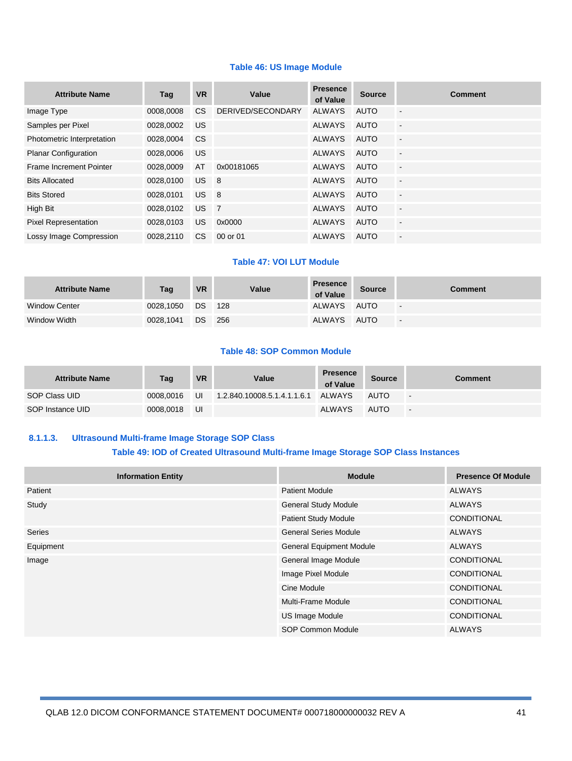**Table 46: US Image Module**

| Attribute Name | Tag | VR | Value | Presence of Value | Source | Comment |
|---|---|---|---|---|---|---|
| Image Type | 0008,0008 | CS | DERIVED/SECONDARY | ALWAYS | AUTO | - |
| Samples per Pixel | 0028,0002 | US | | ALWAYS | AUTO | - |
| Photometric Interpretation | 0028,0004 | CS | | ALWAYS | AUTO | - |
| Planar Configuration | 0028,0006 | US | | ALWAYS | AUTO | - |
| Frame Increment Pointer | 0028,0009 | AT | 0x00181065 | ALWAYS | AUTO | - |
| Bits Allocated | 0028,0100 | US | 8 | ALWAYS | AUTO | - |
| Bits Stored | 0028,0101 | US | 8 | ALWAYS | AUTO | - |
| High Bit | 0028,0102 | US | 7 | ALWAYS | AUTO | - |
| Pixel Representation | 0028,0103 | US | 0x0000 | ALWAYS | AUTO | - |
| Lossy Image Compression | 0028,2110 | CS | 00 or 01 | ALWAYS | AUTO | - |

**Table 47: VOI LUT Module**

| Attribute Name | Tag | VR | Value | Presence of Value | Source | Comment |
|---|---|---|---|---|---|---|
| Window Center | 0028,1050 | DS | 128 | ALWAYS | AUTO | - |
| Window Width | 0028,1041 | DS | 256 | ALWAYS | AUTO | - |

**Table 48: SOP Common Module**

| Attribute Name | Tag | VR | Value | Presence of Value | Source | Comment |
|---|---|---|---|---|---|---|
| SOP Class UID | 0008,0016 | UI | 1.2.840.10008.5.1.4.1.1.6.1 | ALWAYS | AUTO | - |
| SOP Instance UID | 0008,0018 | UI | | ALWAYS | AUTO | - |

### 8.1.1.3. Ultrasound Multi-frame Image Storage SOP Class

**Table 49: IOD of Created Ultrasound Multi-frame Image Storage SOP Class Instances**

| Information Entity | Module | Presence Of Module |
|---|---|---|
| Patient | Patient Module | ALWAYS |
| Study | General Study Module | ALWAYS |
| | Patient Study Module | CONDITIONAL |
| Series | General Series Module | ALWAYS |
| Equipment | General Equipment Module | ALWAYS |
| Image | General Image Module | CONDITIONAL |
| | Image Pixel Module | CONDITIONAL |
| | Cine Module | CONDITIONAL |
| | Multi-Frame Module | CONDITIONAL |
| | US Image Module | CONDITIONAL |
| | SOP Common Module | ALWAYS |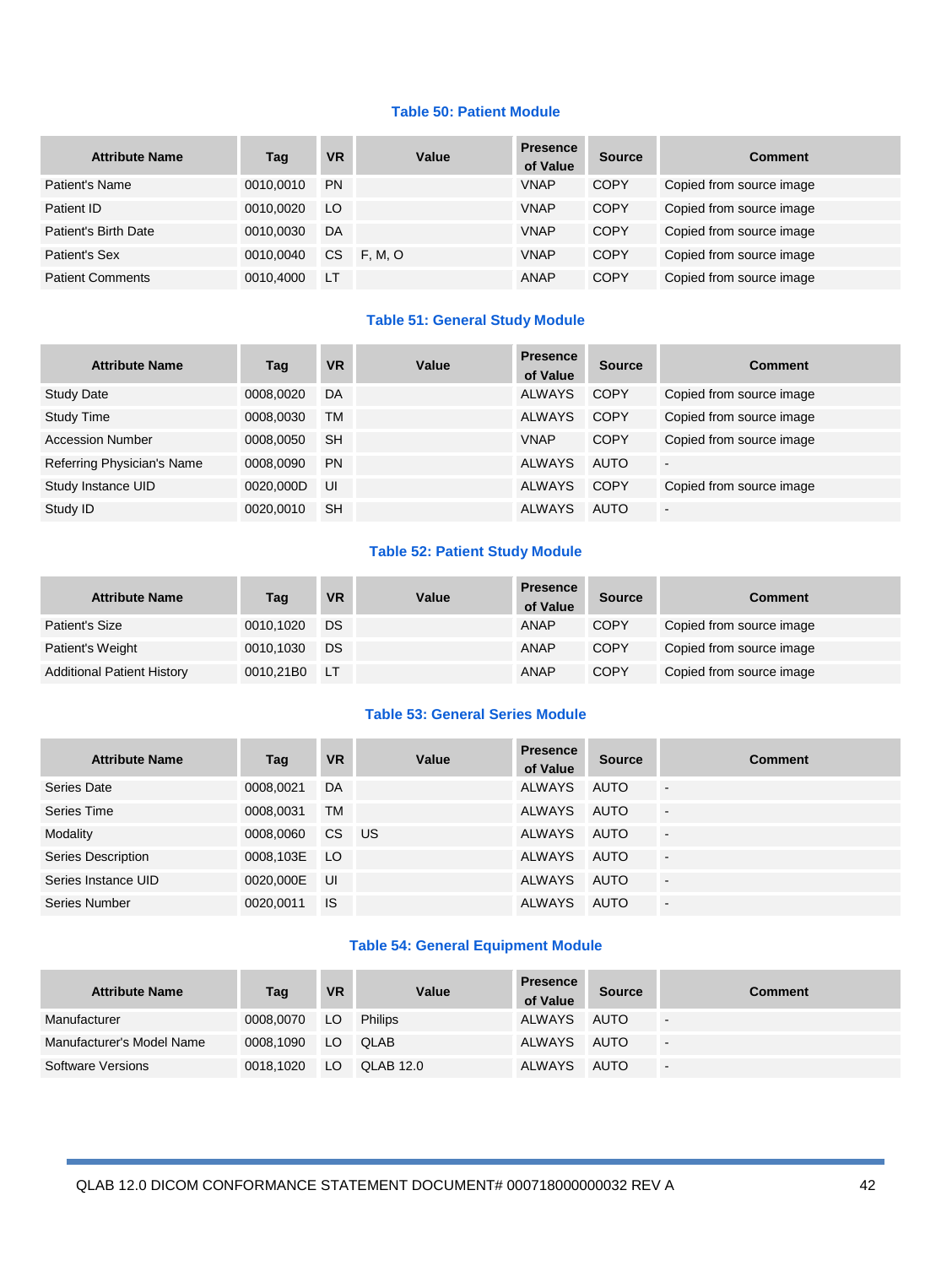**Table 50: Patient Module**

| Attribute Name | Tag | VR | Value | Presence of Value | Source | Comment |
|---|---|---|---|---|---|---|
| Patient's Name | 0010,0010 | PN | | VNAP | COPY | Copied from source image |
| Patient ID | 0010,0020 | LO | | VNAP | COPY | Copied from source image |
| Patient's Birth Date | 0010,0030 | DA | | VNAP | COPY | Copied from source image |
| Patient's Sex | 0010,0040 | CS | F, M, O | VNAP | COPY | Copied from source image |
| Patient Comments | 0010,4000 | LT | | ANAP | COPY | Copied from source image |

**Table 51: General Study Module**

| Attribute Name | Tag | VR | Value | Presence of Value | Source | Comment |
|---|---|---|---|---|---|---|
| Study Date | 0008,0020 | DA | | ALWAYS | COPY | Copied from source image |
| Study Time | 0008,0030 | TM | | ALWAYS | COPY | Copied from source image |
| Accession Number | 0008,0050 | SH | | VNAP | COPY | Copied from source image |
| Referring Physician's Name | 0008,0090 | PN | | ALWAYS | AUTO | - |
| Study Instance UID | 0020,000D | UI | | ALWAYS | COPY | Copied from source image |
| Study ID | 0020,0010 | SH | | ALWAYS | AUTO | - |

**Table 52: Patient Study Module**

| Attribute Name | Tag | VR | Value | Presence of Value | Source | Comment |
|---|---|---|---|---|---|---|
| Patient's Size | 0010,1020 | DS | | ANAP | COPY | Copied from source image |
| Patient's Weight | 0010,1030 | DS | | ANAP | COPY | Copied from source image |
| Additional Patient History | 0010,21B0 | LT | | ANAP | COPY | Copied from source image |

**Table 53: General Series Module**

| Attribute Name | Tag | VR | Value | Presence of Value | Source | Comment |
|---|---|---|---|---|---|---|
| Series Date | 0008,0021 | DA | | ALWAYS | AUTO | - |
| Series Time | 0008,0031 | TM | | ALWAYS | AUTO | - |
| Modality | 0008,0060 | CS | US | ALWAYS | AUTO | - |
| Series Description | 0008,103E | LO | | ALWAYS | AUTO | - |
| Series Instance UID | 0020,000E | UI | | ALWAYS | AUTO | - |
| Series Number | 0020,0011 | IS | | ALWAYS | AUTO | - |

**Table 54: General Equipment Module**

| Attribute Name | Tag | VR | Value | Presence of Value | Source | Comment |
|---|---|---|---|---|---|---|
| Manufacturer | 0008,0070 | LO | Philips | ALWAYS | AUTO | - |
| Manufacturer's Model Name | 0008,1090 | LO | QLAB | ALWAYS | AUTO | - |
| Software Versions | 0018,1020 | LO | QLAB 12.0 | ALWAYS | AUTO | - |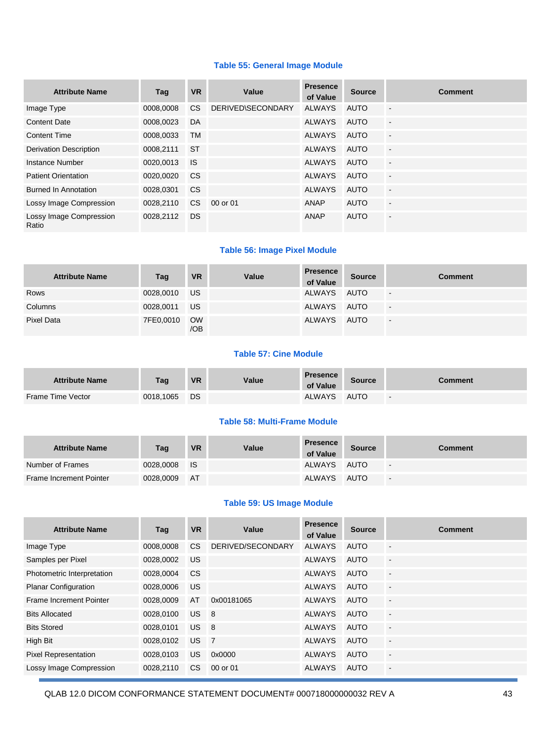### Table 55: General Image Module

| Attribute Name | Tag | VR | Value | Presence of Value | Source | Comment |
|---|---|---|---|---|---|---|
| Image Type | 0008,0008 | CS | DERIVED\SECONDARY | ALWAYS | AUTO | - |
| Content Date | 0008,0023 | DA | | ALWAYS | AUTO | - |
| Content Time | 0008,0033 | TM | | ALWAYS | AUTO | - |
| Derivation Description | 0008,2111 | ST | | ALWAYS | AUTO | - |
| Instance Number | 0020,0013 | IS | | ALWAYS | AUTO | - |
| Patient Orientation | 0020,0020 | CS | | ALWAYS | AUTO | - |
| Burned In Annotation | 0028,0301 | CS | | ALWAYS | AUTO | - |
| Lossy Image Compression | 0028,2110 | CS | 00 or 01 | ANAP | AUTO | - |
| Lossy Image Compression Ratio | 0028,2112 | DS | | ANAP | AUTO | - |

### Table 56: Image Pixel Module

| Attribute Name | Tag | VR | Value | Presence of Value | Source | Comment |
|---|---|---|---|---|---|---|
| Rows | 0028,0010 | US | | ALWAYS | AUTO | - |
| Columns | 0028,0011 | US | | ALWAYS | AUTO | - |
| Pixel Data | 7FE0,0010 | OW /OB | | ALWAYS | AUTO | - |

### Table 57: Cine Module

| Attribute Name | Tag | VR | Value | Presence of Value | Source | Comment |
|---|---|---|---|---|---|---|
| Frame Time Vector | 0018,1065 | DS | | ALWAYS | AUTO | - |

### Table 58: Multi-Frame Module

| Attribute Name | Tag | VR | Value | Presence of Value | Source | Comment |
|---|---|---|---|---|---|---|
| Number of Frames | 0028,0008 | IS | | ALWAYS | AUTO | - |
| Frame Increment Pointer | 0028,0009 | AT | | ALWAYS | AUTO | - |

### Table 59: US Image Module

| Attribute Name | Tag | VR | Value | Presence of Value | Source | Comment |
|---|---|---|---|---|---|---|
| Image Type | 0008,0008 | CS | DERIVED/SECONDARY | ALWAYS | AUTO | - |
| Samples per Pixel | 0028,0002 | US | | ALWAYS | AUTO | - |
| Photometric Interpretation | 0028,0004 | CS | | ALWAYS | AUTO | - |
| Planar Configuration | 0028,0006 | US | | ALWAYS | AUTO | - |
| Frame Increment Pointer | 0028,0009 | AT | 0x00181065 | ALWAYS | AUTO | - |
| Bits Allocated | 0028,0100 | US | 8 | ALWAYS | AUTO | - |
| Bits Stored | 0028,0101 | US | 8 | ALWAYS | AUTO | - |
| High Bit | 0028,0102 | US | 7 | ALWAYS | AUTO | - |
| Pixel Representation | 0028,0103 | US | 0x0000 | ALWAYS | AUTO | - |
| Lossy Image Compression | 0028,2110 | CS | 00 or 01 | ALWAYS | AUTO | - |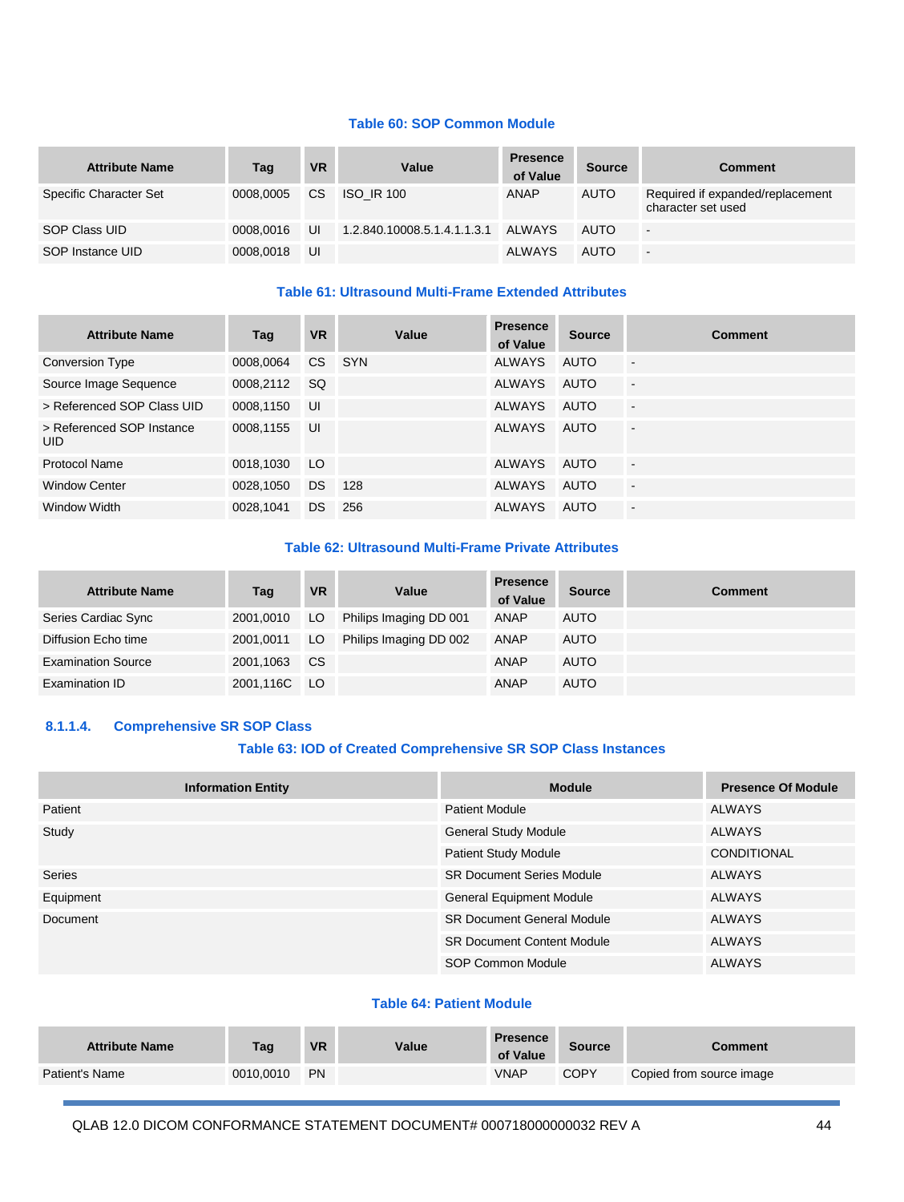**Table 60: SOP Common Module**

| Attribute Name | Tag | VR | Value | Presence of Value | Source | Comment |
|---|---|---|---|---|---|---|
| Specific Character Set | 0008,0005 | CS | ISO_IR 100 | ANAP | AUTO | Required if expanded/replacement character set used |
| SOP Class UID | 0008,0016 | UI | 1.2.840.10008.5.1.4.1.1.3.1 | ALWAYS | AUTO | - |
| SOP Instance UID | 0008,0018 | UI | | ALWAYS | AUTO | - |

**Table 61: Ultrasound Multi-Frame Extended Attributes**

| Attribute Name | Tag | VR | Value | Presence of Value | Source | Comment |
|---|---|---|---|---|---|---|
| Conversion Type | 0008,0064 | CS | SYN | ALWAYS | AUTO | - |
| Source Image Sequence | 0008,2112 | SQ | | ALWAYS | AUTO | - |
| > Referenced SOP Class UID | 0008,1150 | UI | | ALWAYS | AUTO | - |
| > Referenced SOP Instance UID | 0008,1155 | UI | | ALWAYS | AUTO | - |
| Protocol Name | 0018,1030 | LO | | ALWAYS | AUTO | - |
| Window Center | 0028,1050 | DS | 128 | ALWAYS | AUTO | - |
| Window Width | 0028,1041 | DS | 256 | ALWAYS | AUTO | - |

**Table 62: Ultrasound Multi-Frame Private Attributes**

| Attribute Name | Tag | VR | Value | Presence of Value | Source | Comment |
|---|---|---|---|---|---|---|
| Series Cardiac Sync | 2001,0010 | LO | Philips Imaging DD 001 | ANAP | AUTO | |
| Diffusion Echo time | 2001,0011 | LO | Philips Imaging DD 002 | ANAP | AUTO | |
| Examination Source | 2001,1063 | CS | | ANAP | AUTO | |
| Examination ID | 2001,116C | LO | | ANAP | AUTO | |

### 8.1.1.4. Comprehensive SR SOP Class

**Table 63: IOD of Created Comprehensive SR SOP Class Instances**

| Information Entity | Module | Presence Of Module |
|---|---|---|
| Patient | Patient Module | ALWAYS |
| Study | General Study Module | ALWAYS |
| | Patient Study Module | CONDITIONAL |
| Series | SR Document Series Module | ALWAYS |
| Equipment | General Equipment Module | ALWAYS |
| Document | SR Document General Module | ALWAYS |
| | SR Document Content Module | ALWAYS |
| | SOP Common Module | ALWAYS |

**Table 64: Patient Module**

| Attribute Name | Tag | VR | Value | Presence of Value | Source | Comment |
|---|---|---|---|---|---|---|
| Patient's Name | 0010,0010 | PN | | VNAP | COPY | Copied from source image |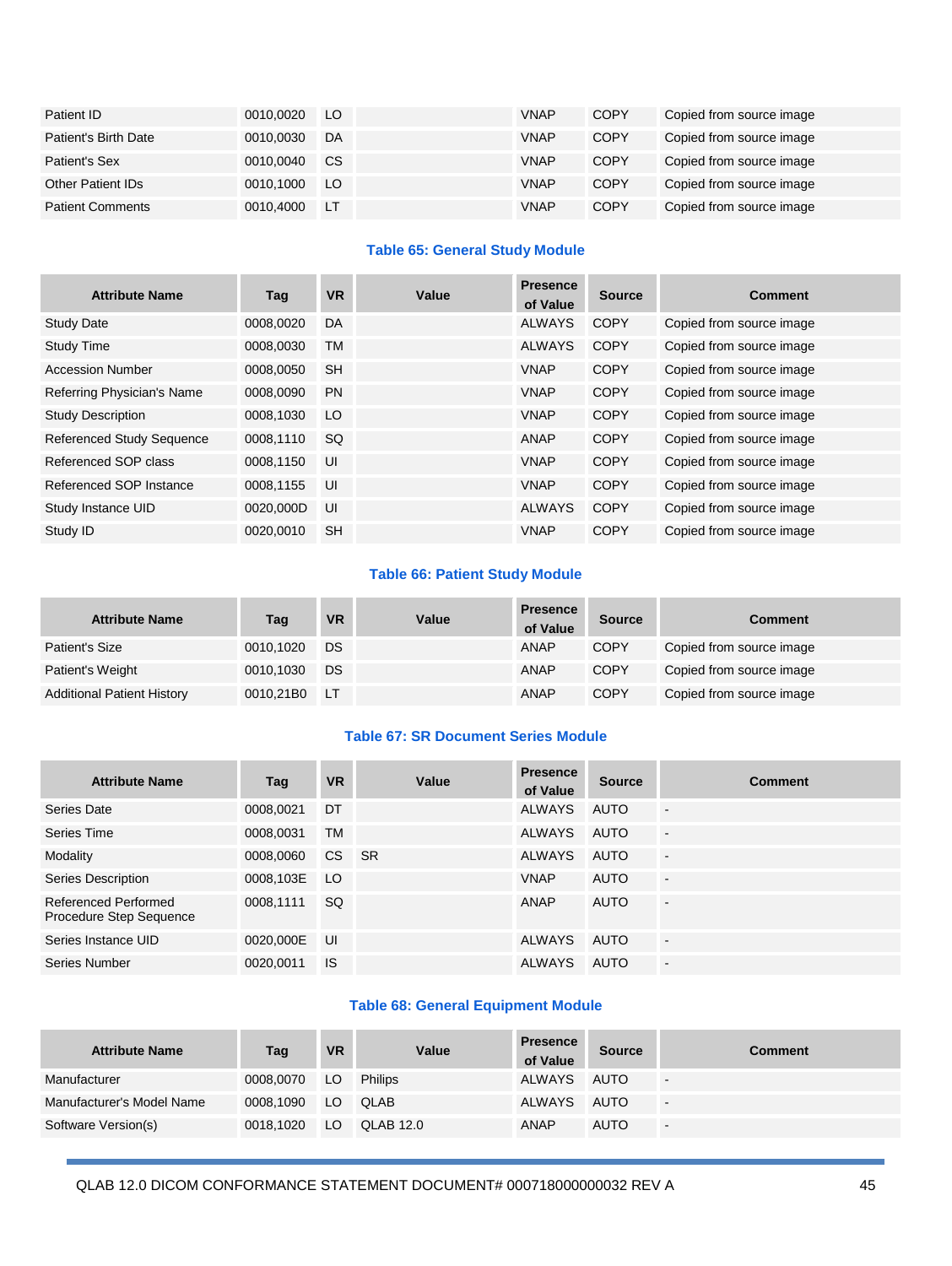| Attribute Name | Tag | VR | Value | Presence of Value | Source | Comment |
|---|---|---|---|---|---|---|
| Patient ID | 0010,0020 | LO | | VNAP | COPY | Copied from source image |
| Patient's Birth Date | 0010,0030 | DA | | VNAP | COPY | Copied from source image |
| Patient's Sex | 0010,0040 | CS | | VNAP | COPY | Copied from source image |
| Other Patient IDs | 0010,1000 | LO | | VNAP | COPY | Copied from source image |
| Patient Comments | 0010,4000 | LT | | VNAP | COPY | Copied from source image |

**Table 65: General Study Module**

| Attribute Name | Tag | VR | Value | Presence of Value | Source | Comment |
|---|---|---|---|---|---|---|
| Study Date | 0008,0020 | DA | | ALWAYS | COPY | Copied from source image |
| Study Time | 0008,0030 | TM | | ALWAYS | COPY | Copied from source image |
| Accession Number | 0008,0050 | SH | | VNAP | COPY | Copied from source image |
| Referring Physician's Name | 0008,0090 | PN | | VNAP | COPY | Copied from source image |
| Study Description | 0008,1030 | LO | | VNAP | COPY | Copied from source image |
| Referenced Study Sequence | 0008,1110 | SQ | | ANAP | COPY | Copied from source image |
| Referenced SOP class | 0008,1150 | UI | | VNAP | COPY | Copied from source image |
| Referenced SOP Instance | 0008,1155 | UI | | VNAP | COPY | Copied from source image |
| Study Instance UID | 0020,000D | UI | | ALWAYS | COPY | Copied from source image |
| Study ID | 0020,0010 | SH | | VNAP | COPY | Copied from source image |

**Table 66: Patient Study Module**

| Attribute Name | Tag | VR | Value | Presence of Value | Source | Comment |
|---|---|---|---|---|---|---|
| Patient's Size | 0010,1020 | DS | | ANAP | COPY | Copied from source image |
| Patient's Weight | 0010,1030 | DS | | ANAP | COPY | Copied from source image |
| Additional Patient History | 0010,21B0 | LT | | ANAP | COPY | Copied from source image |

**Table 67: SR Document Series Module**

| Attribute Name | Tag | VR | Value | Presence of Value | Source | Comment |
|---|---|---|---|---|---|---|
| Series Date | 0008,0021 | DT | | ALWAYS | AUTO | - |
| Series Time | 0008,0031 | TM | | ALWAYS | AUTO | - |
| Modality | 0008,0060 | CS | SR | ALWAYS | AUTO | - |
| Series Description | 0008,103E | LO | | VNAP | AUTO | - |
| Referenced Performed Procedure Step Sequence | 0008,1111 | SQ | | ANAP | AUTO | - |
| Series Instance UID | 0020,000E | UI | | ALWAYS | AUTO | - |
| Series Number | 0020,0011 | IS | | ALWAYS | AUTO | - |

**Table 68: General Equipment Module**

| Attribute Name | Tag | VR | Value | Presence of Value | Source | Comment |
|---|---|---|---|---|---|---|
| Manufacturer | 0008,0070 | LO | Philips | ALWAYS | AUTO | - |
| Manufacturer's Model Name | 0008,1090 | LO | QLAB | ALWAYS | AUTO | - |
| Software Version(s) | 0018,1020 | LO | QLAB 12.0 | ANAP | AUTO | - |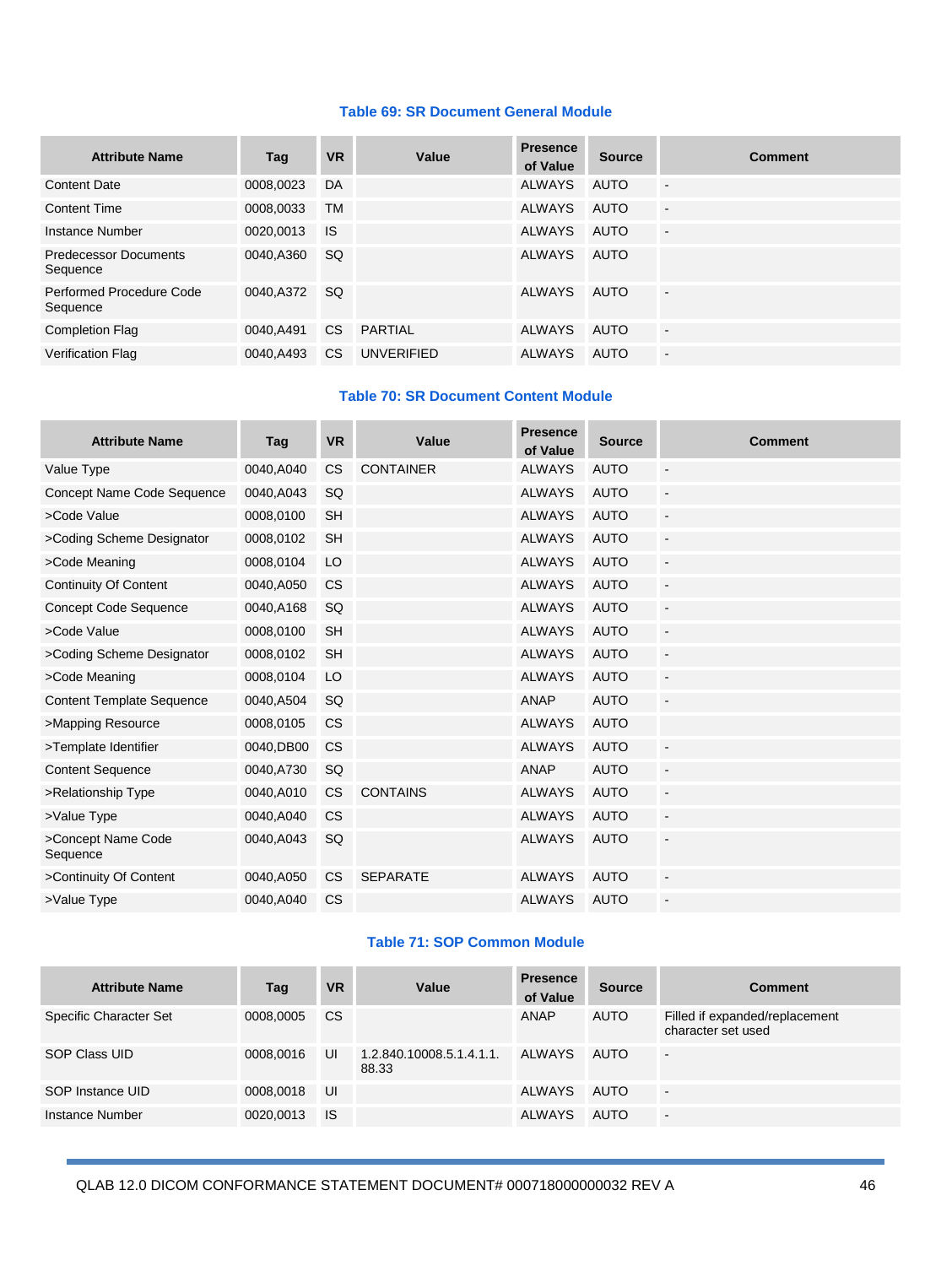**Table 69: SR Document General Module**

| Attribute Name | Tag | VR | Value | Presence of Value | Source | Comment |
|---|---|---|---|---|---|---|
| Content Date | 0008,0023 | DA | | ALWAYS | AUTO | - |
| Content Time | 0008,0033 | TM | | ALWAYS | AUTO | - |
| Instance Number | 0020,0013 | IS | | ALWAYS | AUTO | - |
| Predecessor Documents Sequence | 0040,A360 | SQ | | ALWAYS | AUTO | |
| Performed Procedure Code Sequence | 0040,A372 | SQ | | ALWAYS | AUTO | - |
| Completion Flag | 0040,A491 | CS | PARTIAL | ALWAYS | AUTO | - |
| Verification Flag | 0040,A493 | CS | UNVERIFIED | ALWAYS | AUTO | - |

**Table 70: SR Document Content Module**

| Attribute Name | Tag | VR | Value | Presence of Value | Source | Comment |
|---|---|---|---|---|---|---|
| Value Type | 0040,A040 | CS | CONTAINER | ALWAYS | AUTO | - |
| Concept Name Code Sequence | 0040,A043 | SQ | | ALWAYS | AUTO | - |
| >Code Value | 0008,0100 | SH | | ALWAYS | AUTO | - |
| >Coding Scheme Designator | 0008,0102 | SH | | ALWAYS | AUTO | - |
| >Code Meaning | 0008,0104 | LO | | ALWAYS | AUTO | - |
| Continuity Of Content | 0040,A050 | CS | | ALWAYS | AUTO | - |
| Concept Code Sequence | 0040,A168 | SQ | | ALWAYS | AUTO | - |
| >Code Value | 0008,0100 | SH | | ALWAYS | AUTO | - |
| >Coding Scheme Designator | 0008,0102 | SH | | ALWAYS | AUTO | - |
| >Code Meaning | 0008,0104 | LO | | ALWAYS | AUTO | - |
| Content Template Sequence | 0040,A504 | SQ | | ANAP | AUTO | - |
| >Mapping Resource | 0008,0105 | CS | | ALWAYS | AUTO | |
| >Template Identifier | 0040,DB00 | CS | | ALWAYS | AUTO | - |
| Content Sequence | 0040,A730 | SQ | | ANAP | AUTO | - |
| >Relationship Type | 0040,A010 | CS | CONTAINS | ALWAYS | AUTO | - |
| >Value Type | 0040,A040 | CS | | ALWAYS | AUTO | - |
| >Concept Name Code Sequence | 0040,A043 | SQ | | ALWAYS | AUTO | - |
| >Continuity Of Content | 0040,A050 | CS | SEPARATE | ALWAYS | AUTO | - |
| >Value Type | 0040,A040 | CS | | ALWAYS | AUTO | - |

**Table 71: SOP Common Module**

| Attribute Name | Tag | VR | Value | Presence of Value | Source | Comment |
|---|---|---|---|---|---|---|
| Specific Character Set | 0008,0005 | CS | | ANAP | AUTO | Filled if expanded/replacement character set used |
| SOP Class UID | 0008,0016 | UI | 1.2.840.10008.5.1.4.1.1.88.33 | ALWAYS | AUTO | - |
| SOP Instance UID | 0008,0018 | UI | | ALWAYS | AUTO | - |
| Instance Number | 0020,0013 | IS | | ALWAYS | AUTO | - |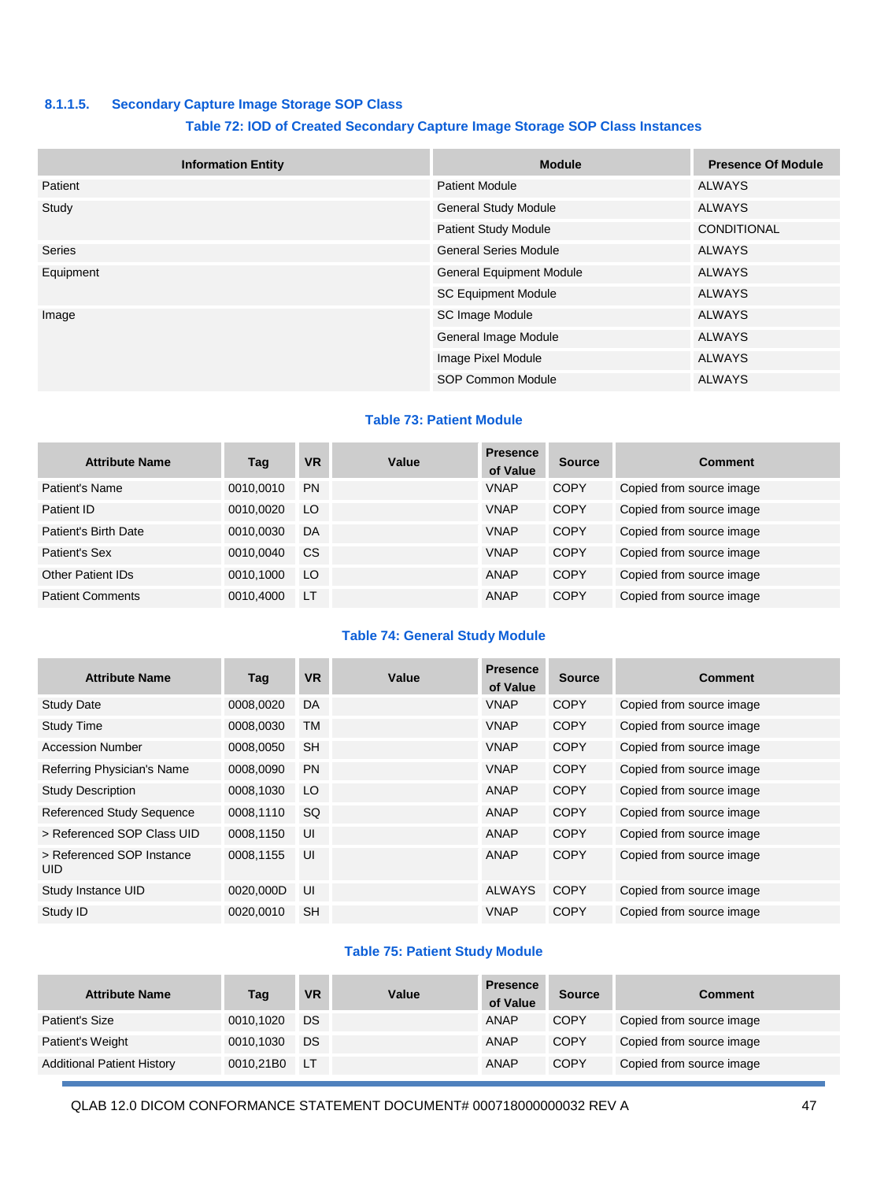#### 8.1.1.5. Secondary Capture Image Storage SOP Class

**Table 72: IOD of Created Secondary Capture Image Storage SOP Class Instances**

| Information Entity | Module | Presence Of Module |
|---|---|---|
| Patient | Patient Module | ALWAYS |
| Study | General Study Module | ALWAYS |
| | Patient Study Module | CONDITIONAL |
| Series | General Series Module | ALWAYS |
| Equipment | General Equipment Module | ALWAYS |
| | SC Equipment Module | ALWAYS |
| Image | SC Image Module | ALWAYS |
| | General Image Module | ALWAYS |
| | Image Pixel Module | ALWAYS |
| | SOP Common Module | ALWAYS |

**Table 73: Patient Module**

| Attribute Name | Tag | VR | Value | Presence of Value | Source | Comment |
|---|---|---|---|---|---|---|
| Patient's Name | 0010,0010 | PN | | VNAP | COPY | Copied from source image |
| Patient ID | 0010,0020 | LO | | VNAP | COPY | Copied from source image |
| Patient's Birth Date | 0010,0030 | DA | | VNAP | COPY | Copied from source image |
| Patient's Sex | 0010,0040 | CS | | VNAP | COPY | Copied from source image |
| Other Patient IDs | 0010,1000 | LO | | ANAP | COPY | Copied from source image |
| Patient Comments | 0010,4000 | LT | | ANAP | COPY | Copied from source image |

**Table 74: General Study Module**

| Attribute Name | Tag | VR | Value | Presence of Value | Source | Comment |
|---|---|---|---|---|---|---|
| Study Date | 0008,0020 | DA | | VNAP | COPY | Copied from source image |
| Study Time | 0008,0030 | TM | | VNAP | COPY | Copied from source image |
| Accession Number | 0008,0050 | SH | | VNAP | COPY | Copied from source image |
| Referring Physician's Name | 0008,0090 | PN | | VNAP | COPY | Copied from source image |
| Study Description | 0008,1030 | LO | | ANAP | COPY | Copied from source image |
| Referenced Study Sequence | 0008,1110 | SQ | | ANAP | COPY | Copied from source image |
| > Referenced SOP Class UID | 0008,1150 | UI | | ANAP | COPY | Copied from source image |
| > Referenced SOP Instance UID | 0008,1155 | UI | | ANAP | COPY | Copied from source image |
| Study Instance UID | 0020,000D | UI | | ALWAYS | COPY | Copied from source image |
| Study ID | 0020,0010 | SH | | VNAP | COPY | Copied from source image |

**Table 75: Patient Study Module**

| Attribute Name | Tag | VR | Value | Presence of Value | Source | Comment |
|---|---|---|---|---|---|---|
| Patient's Size | 0010,1020 | DS | | ANAP | COPY | Copied from source image |
| Patient's Weight | 0010,1030 | DS | | ANAP | COPY | Copied from source image |
| Additional Patient History | 0010,21B0 | LT | | ANAP | COPY | Copied from source image |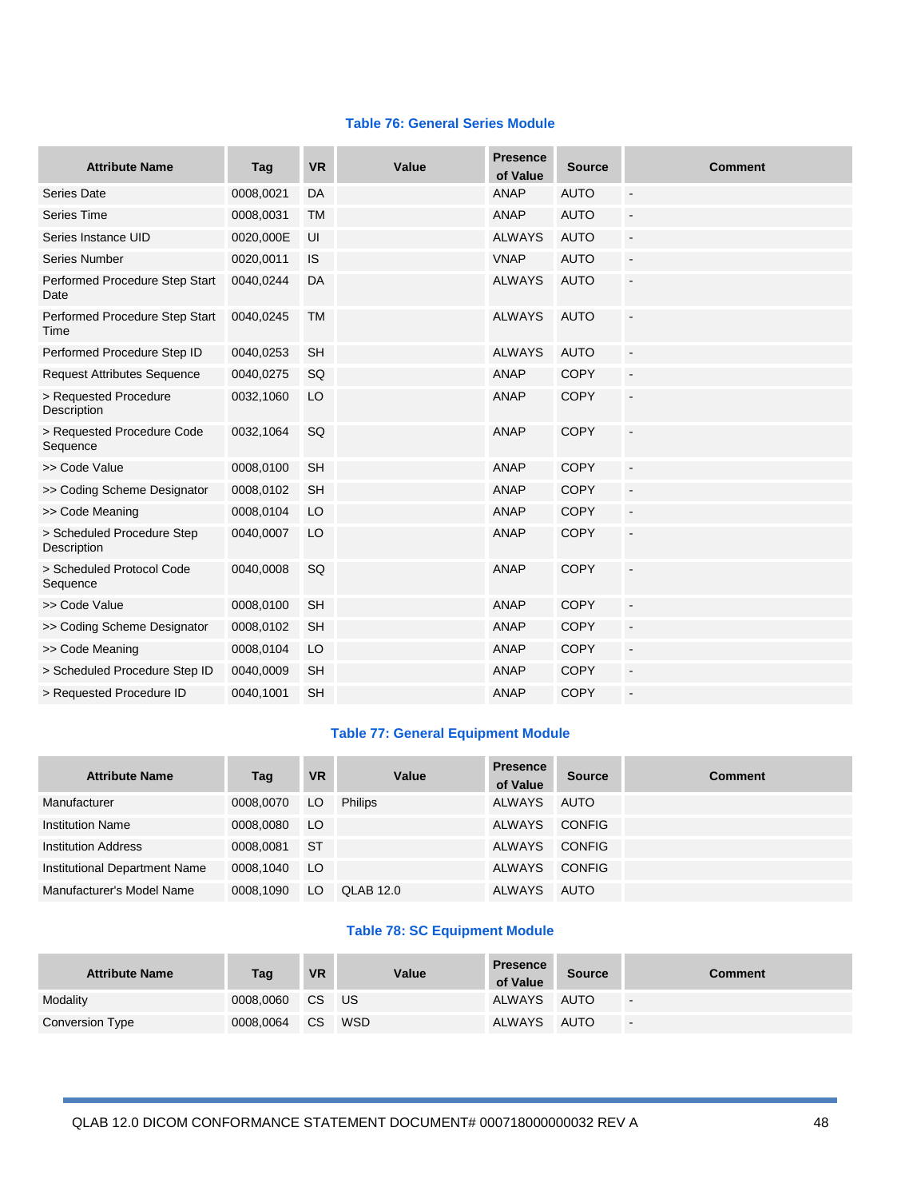**Table 76: General Series Module**

| Attribute Name | Tag | VR | Value | Presence of Value | Source | Comment |
|---|---|---|---|---|---|---|
| Series Date | 0008,0021 | DA | | ANAP | AUTO | - |
| Series Time | 0008,0031 | TM | | ANAP | AUTO | - |
| Series Instance UID | 0020,000E | UI | | ALWAYS | AUTO | - |
| Series Number | 0020,0011 | IS | | VNAP | AUTO | - |
| Performed Procedure Step Start Date | 0040,0244 | DA | | ALWAYS | AUTO | - |
| Performed Procedure Step Start Time | 0040,0245 | TM | | ALWAYS | AUTO | - |
| Performed Procedure Step ID | 0040,0253 | SH | | ALWAYS | AUTO | - |
| Request Attributes Sequence | 0040,0275 | SQ | | ANAP | COPY | - |
| > Requested Procedure Description | 0032,1060 | LO | | ANAP | COPY | - |
| > Requested Procedure Code Sequence | 0032,1064 | SQ | | ANAP | COPY | - |
| >> Code Value | 0008,0100 | SH | | ANAP | COPY | - |
| >> Coding Scheme Designator | 0008,0102 | SH | | ANAP | COPY | - |
| >> Code Meaning | 0008,0104 | LO | | ANAP | COPY | - |
| > Scheduled Procedure Step Description | 0040,0007 | LO | | ANAP | COPY | - |
| > Scheduled Protocol Code Sequence | 0040,0008 | SQ | | ANAP | COPY | - |
| >> Code Value | 0008,0100 | SH | | ANAP | COPY | - |
| >> Coding Scheme Designator | 0008,0102 | SH | | ANAP | COPY | - |
| >> Code Meaning | 0008,0104 | LO | | ANAP | COPY | - |
| > Scheduled Procedure Step ID | 0040,0009 | SH | | ANAP | COPY | - |
| > Requested Procedure ID | 0040,1001 | SH | | ANAP | COPY | - |

**Table 77: General Equipment Module**

| Attribute Name | Tag | VR | Value | Presence of Value | Source | Comment |
|---|---|---|---|---|---|---|
| Manufacturer | 0008,0070 | LO | Philips | ALWAYS | AUTO | |
| Institution Name | 0008,0080 | LO | | ALWAYS | CONFIG | |
| Institution Address | 0008,0081 | ST | | ALWAYS | CONFIG | |
| Institutional Department Name | 0008,1040 | LO | | ALWAYS | CONFIG | |
| Manufacturer's Model Name | 0008,1090 | LO | QLAB 12.0 | ALWAYS | AUTO | |

**Table 78: SC Equipment Module**

| Attribute Name | Tag | VR | Value | Presence of Value | Source | Comment |
|---|---|---|---|---|---|---|
| Modality | 0008,0060 | CS | US | ALWAYS | AUTO | - |
| Conversion Type | 0008,0064 | CS | WSD | ALWAYS | AUTO | - |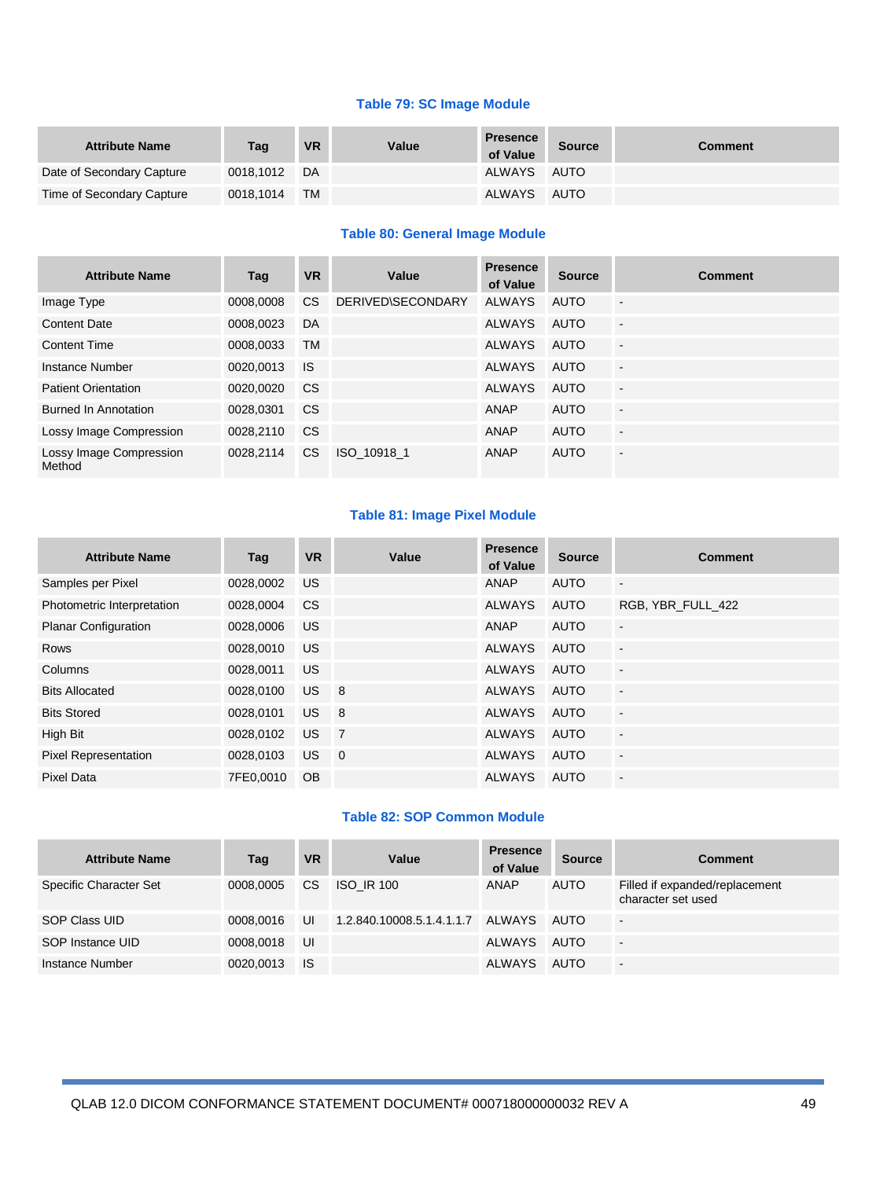**Table 79: SC Image Module**

| Attribute Name | Tag | VR | Value | Presence of Value | Source | Comment |
|---|---|---|---|---|---|---|
| Date of Secondary Capture | 0018,1012 | DA | | ALWAYS | AUTO | |
| Time of Secondary Capture | 0018,1014 | TM | | ALWAYS | AUTO | |

**Table 80: General Image Module**

| Attribute Name | Tag | VR | Value | Presence of Value | Source | Comment |
|---|---|---|---|---|---|---|
| Image Type | 0008,0008 | CS | DERIVED\SECONDARY | ALWAYS | AUTO | - |
| Content Date | 0008,0023 | DA | | ALWAYS | AUTO | - |
| Content Time | 0008,0033 | TM | | ALWAYS | AUTO | - |
| Instance Number | 0020,0013 | IS | | ALWAYS | AUTO | - |
| Patient Orientation | 0020,0020 | CS | | ALWAYS | AUTO | - |
| Burned In Annotation | 0028,0301 | CS | | ANAP | AUTO | - |
| Lossy Image Compression | 0028,2110 | CS | | ANAP | AUTO | - |
| Lossy Image Compression Method | 0028,2114 | CS | ISO_10918_1 | ANAP | AUTO | - |

**Table 81: Image Pixel Module**

| Attribute Name | Tag | VR | Value | Presence of Value | Source | Comment |
|---|---|---|---|---|---|---|
| Samples per Pixel | 0028,0002 | US | | ANAP | AUTO | - |
| Photometric Interpretation | 0028,0004 | CS | | ALWAYS | AUTO | RGB, YBR_FULL_422 |
| Planar Configuration | 0028,0006 | US | | ANAP | AUTO | - |
| Rows | 0028,0010 | US | | ALWAYS | AUTO | - |
| Columns | 0028,0011 | US | | ALWAYS | AUTO | - |
| Bits Allocated | 0028,0100 | US | 8 | ALWAYS | AUTO | - |
| Bits Stored | 0028,0101 | US | 8 | ALWAYS | AUTO | - |
| High Bit | 0028,0102 | US | 7 | ALWAYS | AUTO | - |
| Pixel Representation | 0028,0103 | US | 0 | ALWAYS | AUTO | - |
| Pixel Data | 7FE0,0010 | OB | | ALWAYS | AUTO | - |

**Table 82: SOP Common Module**

| Attribute Name | Tag | VR | Value | Presence of Value | Source | Comment |
|---|---|---|---|---|---|---|
| Specific Character Set | 0008,0005 | CS | ISO_IR 100 | ANAP | AUTO | Filled if expanded/replacement character set used |
| SOP Class UID | 0008,0016 | UI | 1.2.840.10008.5.1.4.1.1.7 | ALWAYS | AUTO | - |
| SOP Instance UID | 0008,0018 | UI | | ALWAYS | AUTO | - |
| Instance Number | 0020,0013 | IS | | ALWAYS | AUTO | - |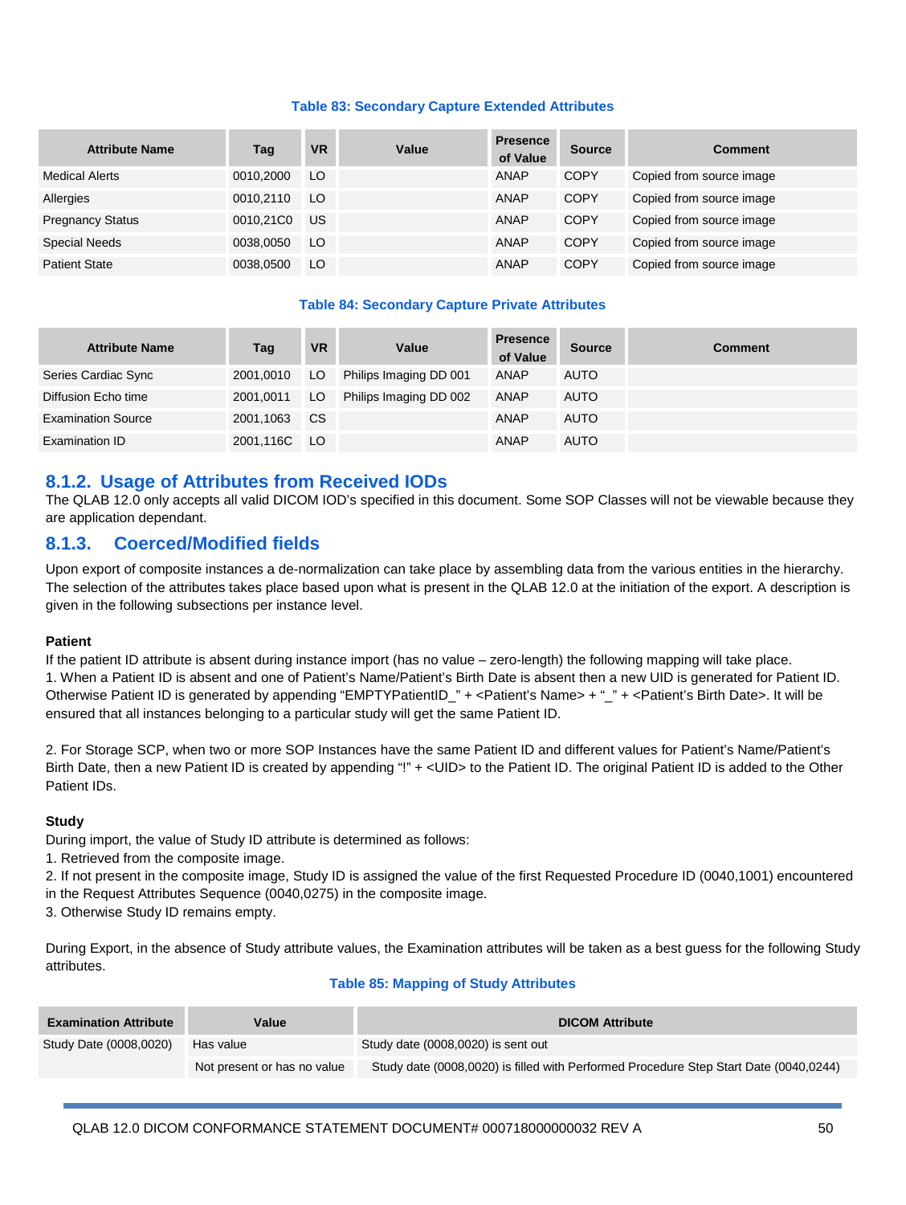**Table 83: Secondary Capture Extended Attributes**

| Attribute Name | Tag | VR | Value | Presence of Value | Source | Comment |
|---|---|---|---|---|---|---|
| Medical Alerts | 0010,2000 | LO | | ANAP | COPY | Copied from source image |
| Allergies | 0010,2110 | LO | | ANAP | COPY | Copied from source image |
| Pregnancy Status | 0010,21C0 | US | | ANAP | COPY | Copied from source image |
| Special Needs | 0038,0050 | LO | | ANAP | COPY | Copied from source image |
| Patient State | 0038,0500 | LO | | ANAP | COPY | Copied from source image |

**Table 84: Secondary Capture Private Attributes**

| Attribute Name | Tag | VR | Value | Presence of Value | Source | Comment |
|---|---|---|---|---|---|---|
| Series Cardiac Sync | 2001,0010 | LO | Philips Imaging DD 001 | ANAP | AUTO | |
| Diffusion Echo time | 2001,0011 | LO | Philips Imaging DD 002 | ANAP | AUTO | |
| Examination Source | 2001,1063 | CS | | ANAP | AUTO | |
| Examination ID | 2001,116C | LO | | ANAP | AUTO | |

### 8.1.2. Usage of Attributes from Received IODs

The QLAB 12.0 only accepts all valid DICOM IOD's specified in this document. Some SOP Classes will not be viewable because they are application dependant.

### 8.1.3. Coerced/Modified fields

Upon export of composite instances a de-normalization can take place by assembling data from the various entities in the hierarchy. The selection of the attributes takes place based upon what is present in the QLAB 12.0 at the initiation of the export. A description is given in the following subsections per instance level.

**Patient**

If the patient ID attribute is absent during instance import (has no value – zero-length) the following mapping will take place.
1. When a Patient ID is absent and one of Patient's Name/Patient's Birth Date is absent then a new UID is generated for Patient ID. Otherwise Patient ID is generated by appending "EMPTYPatientID_" + <Patient's Name> + "_" + <Patient's Birth Date>. It will be ensured that all instances belonging to a particular study will get the same Patient ID.

2. For Storage SCP, when two or more SOP Instances have the same Patient ID and different values for Patient's Name/Patient's Birth Date, then a new Patient ID is created by appending "!" + <UID> to the Patient ID. The original Patient ID is added to the Other Patient IDs.

**Study**

During import, the value of Study ID attribute is determined as follows:
1. Retrieved from the composite image.
2. If not present in the composite image, Study ID is assigned the value of the first Requested Procedure ID (0040,1001) encountered in the Request Attributes Sequence (0040,0275) in the composite image.
3. Otherwise Study ID remains empty.

During Export, in the absence of Study attribute values, the Examination attributes will be taken as a best guess for the following Study attributes.

**Table 85: Mapping of Study Attributes**

| Examination Attribute | Value | DICOM Attribute |
|---|---|---|
| Study Date (0008,0020) | Has value | Study date (0008,0020) is sent out |
| | Not present or has no value | Study date (0008,0020) is filled with Performed Procedure Step Start Date (0040,0244) |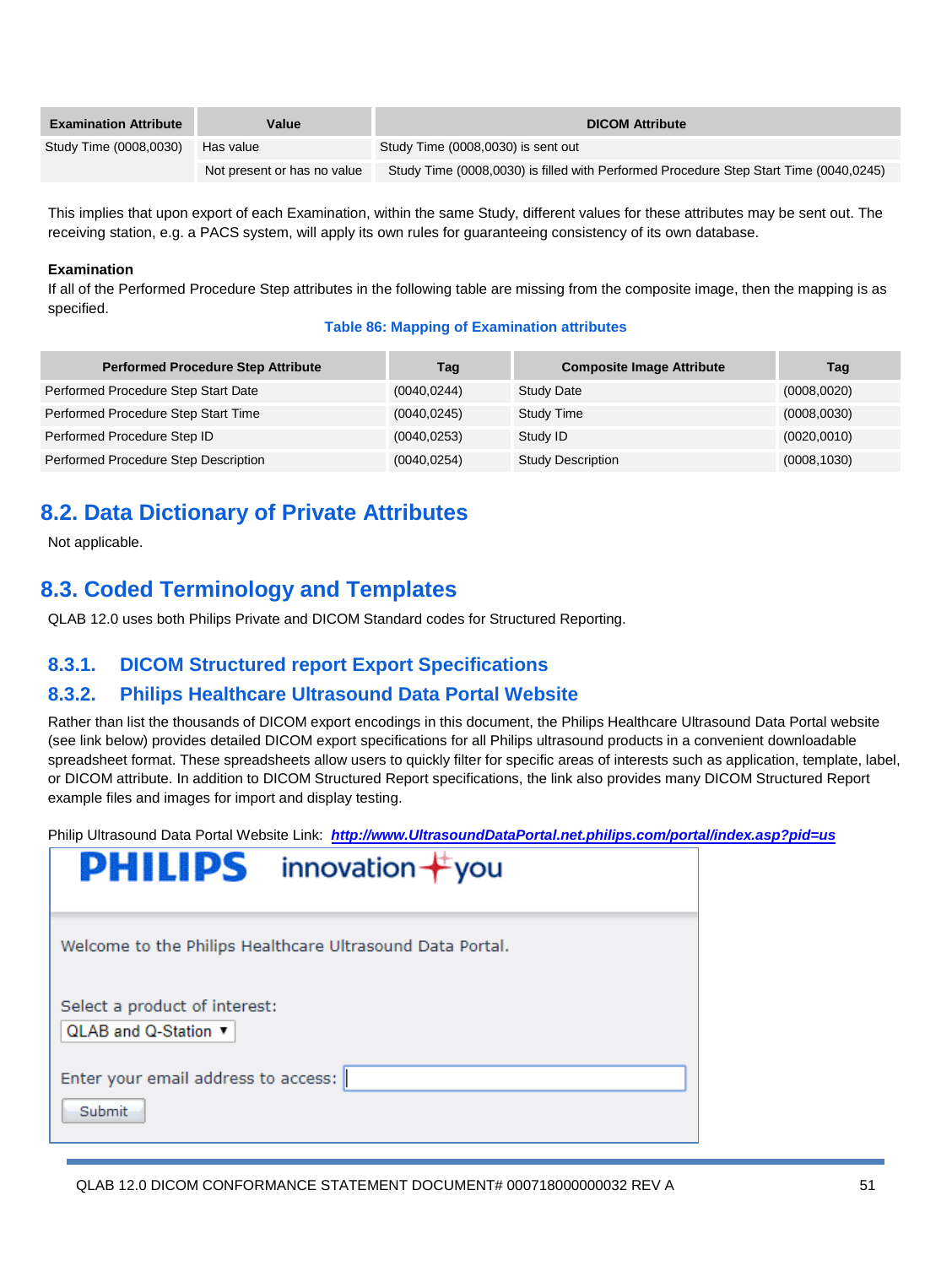| Examination Attribute | Value | DICOM Attribute |
|---|---|---|
| Study Time (0008,0030) | Has value | Study Time (0008,0030) is sent out |
| | Not present or has no value | Study Time (0008,0030) is filled with Performed Procedure Step Start Time (0040,0245) |

This implies that upon export of each Examination, within the same Study, different values for these attributes may be sent out. The receiving station, e.g. a PACS system, will apply its own rules for guaranteeing consistency of its own database.

**Examination**

If all of the Performed Procedure Step attributes in the following table are missing from the composite image, then the mapping is as specified.

**Table 86: Mapping of Examination attributes**

| Performed Procedure Step Attribute | Tag | Composite Image Attribute | Tag |
|---|---|---|---|
| Performed Procedure Step Start Date | (0040,0244) | Study Date | (0008,0020) |
| Performed Procedure Step Start Time | (0040,0245) | Study Time | (0008,0030) |
| Performed Procedure Step ID | (0040,0253) | Study ID | (0020,0010) |
| Performed Procedure Step Description | (0040,0254) | Study Description | (0008,1030) |

## 8.2. Data Dictionary of Private Attributes

Not applicable.

## 8.3. Coded Terminology and Templates

QLAB 12.0 uses both Philips Private and DICOM Standard codes for Structured Reporting.

### 8.3.1. DICOM Structured report Export Specifications

### 8.3.2. Philips Healthcare Ultrasound Data Portal Website

Rather than list the thousands of DICOM export encodings in this document, the Philips Healthcare Ultrasound Data Portal website (see link below) provides detailed DICOM export specifications for all Philips ultrasound products in a convenient downloadable spreadsheet format. These spreadsheets allow users to quickly filter for specific areas of interests such as application, template, label, or DICOM attribute. In addition to DICOM Structured Report specifications, the link also provides many DICOM Structured Report example files and images for import and display testing.

Philip Ultrasound Data Portal Website Link: ***http://www.UltrasoundDataPortal.net.philips.com/portal/index.asp?pid=us***

PHILIPS innovation + you

Welcome to the Philips Healthcare Ultrasound Data Portal.

Select a product of interest:

QLAB and Q-Station ▼

Enter your email address to access:

Submit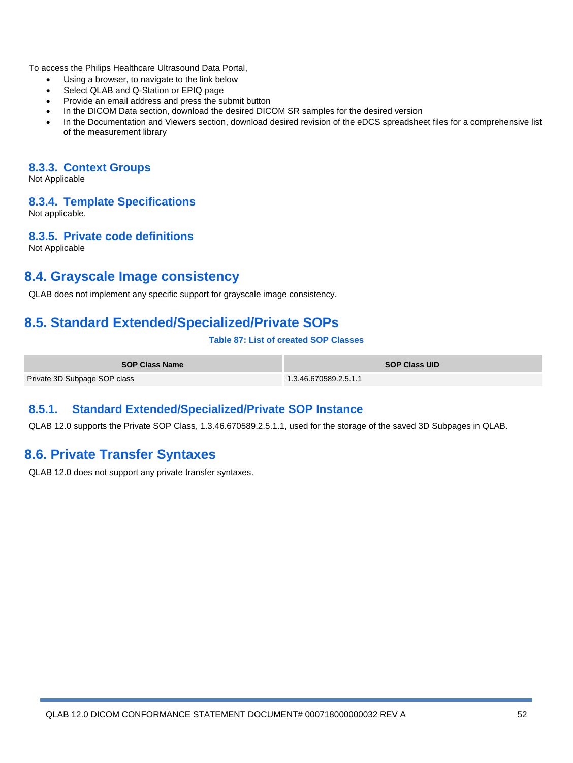To access the Philips Healthcare Ultrasound Data Portal,

- Using a browser, to navigate to the link below
- Select QLAB and Q-Station or EPIQ page
- Provide an email address and press the submit button
- In the DICOM Data section, download the desired DICOM SR samples for the desired version
- In the Documentation and Viewers section, download desired revision of the eDCS spreadsheet files for a comprehensive list of the measurement library

### 8.3.3. Context Groups

Not Applicable

### 8.3.4. Template Specifications

Not applicable.

### 8.3.5. Private code definitions

Not Applicable

## 8.4. Grayscale Image consistency

QLAB does not implement any specific support for grayscale image consistency.

## 8.5. Standard Extended/Specialized/Private SOPs

**Table 87: List of created SOP Classes**

| SOP Class Name | SOP Class UID |
|---|---|
| Private 3D Subpage SOP class | 1.3.46.670589.2.5.1.1 |

### 8.5.1. Standard Extended/Specialized/Private SOP Instance

QLAB 12.0 supports the Private SOP Class, 1.3.46.670589.2.5.1.1, used for the storage of the saved 3D Subpages in QLAB.

## 8.6. Private Transfer Syntaxes

QLAB 12.0 does not support any private transfer syntaxes.